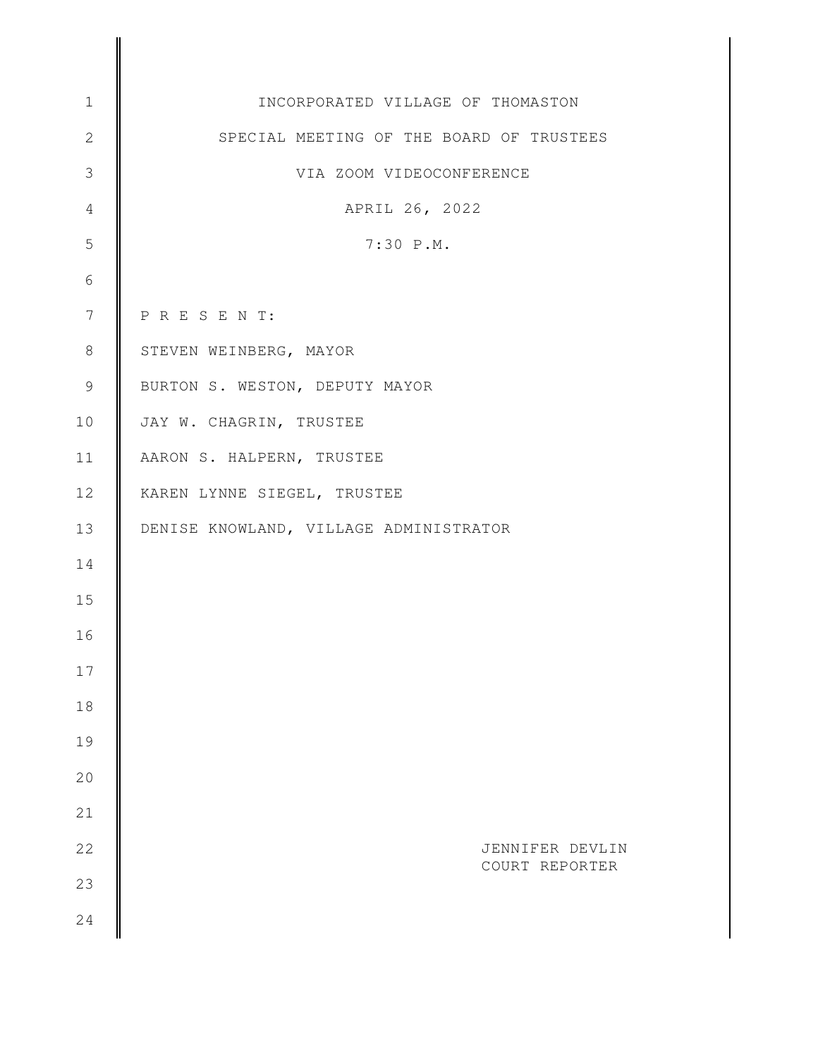INCORPORATED VILLAGE OF THOMASTON

SPECIAL MEETING OF THE BOARD OF TRUSTEES

VIA ZOOM VIDEOCONFERENCE

APRIL 26, 2022

7:30 P.M.

P R E S E N T:

STEVEN WEINBERG, MAYOR

BURTON S. WESTON, DEPUTY MAYOR

JAY W. CHAGRIN, TRUSTEE

AARON S. HALPERN, TRUSTEE

KAREN LYNNE SIEGEL, TRUSTEE

DENISE KNOWLAND, VILLAGE ADMINISTRATOR

JENNIFER DEVLIN
COURT REPORTER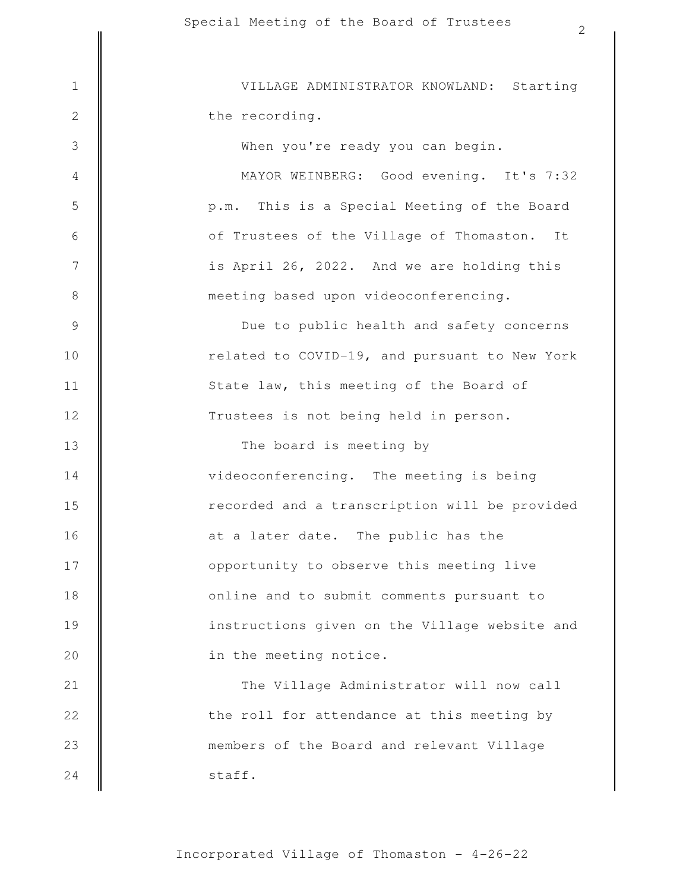VILLAGE ADMINISTRATOR KNOWLAND: Starting the recording.

When you're ready you can begin.

MAYOR WEINBERG: Good evening. It's 7:32 p.m. This is a Special Meeting of the Board of Trustees of the Village of Thomaston. It is April 26, 2022. And we are holding this meeting based upon videoconferencing.

Due to public health and safety concerns related to COVID-19, and pursuant to New York State law, this meeting of the Board of Trustees is not being held in person.

The board is meeting by videoconferencing. The meeting is being recorded and a transcription will be provided at a later date. The public has the opportunity to observe this meeting live online and to submit comments pursuant to instructions given on the Village website and in the meeting notice.

The Village Administrator will now call the roll for attendance at this meeting by members of the Board and relevant Village staff.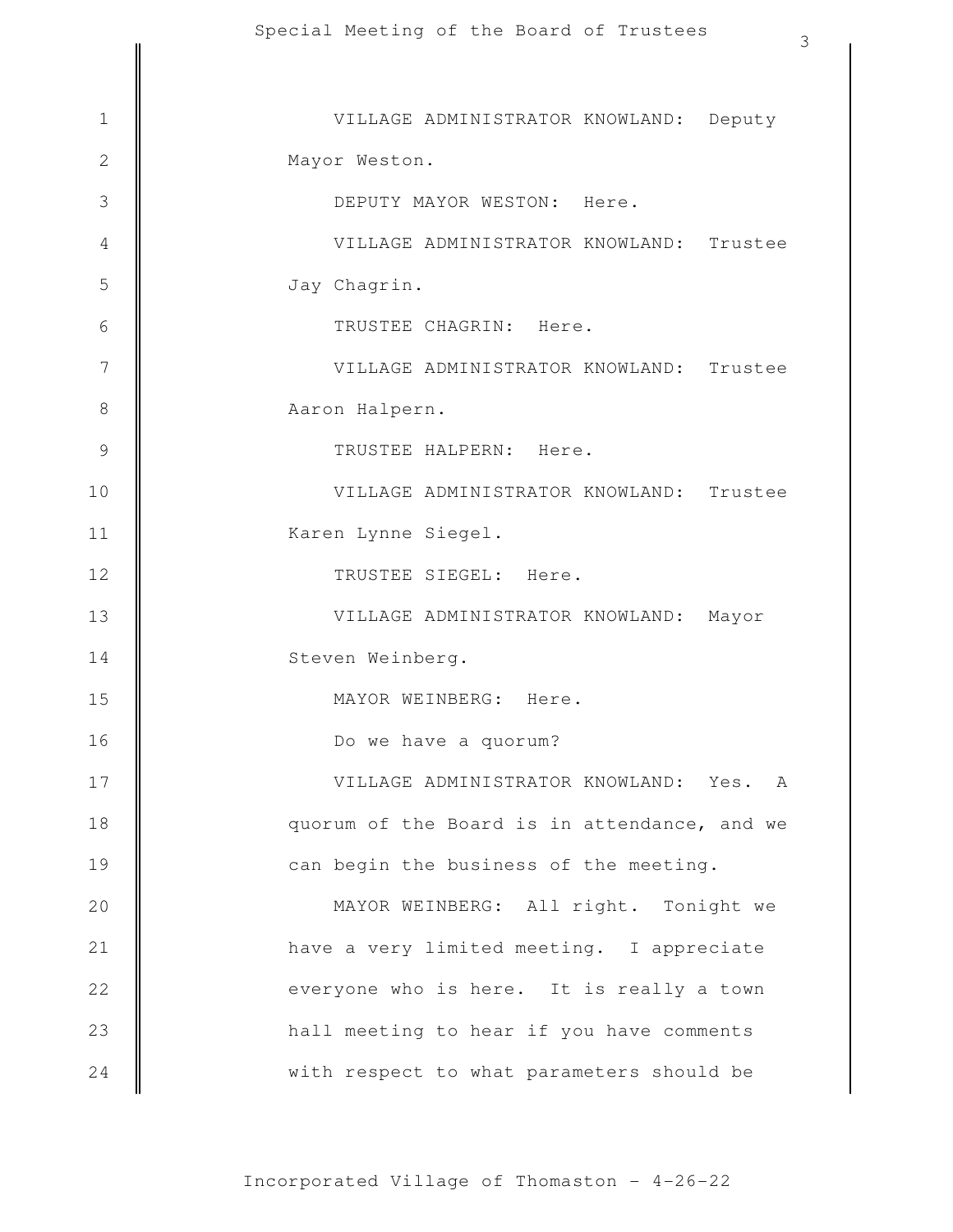VILLAGE ADMINISTRATOR KNOWLAND: Deputy Mayor Weston.

DEPUTY MAYOR WESTON: Here.

VILLAGE ADMINISTRATOR KNOWLAND: Trustee Jay Chagrin.

TRUSTEE CHAGRIN: Here.

VILLAGE ADMINISTRATOR KNOWLAND: Trustee Aaron Halpern.

TRUSTEE HALPERN: Here.

VILLAGE ADMINISTRATOR KNOWLAND: Trustee Karen Lynne Siegel.

TRUSTEE SIEGEL: Here.

VILLAGE ADMINISTRATOR KNOWLAND: Mayor Steven Weinberg.

MAYOR WEINBERG: Here.

Do we have a quorum?

VILLAGE ADMINISTRATOR KNOWLAND: Yes. A quorum of the Board is in attendance, and we can begin the business of the meeting.

MAYOR WEINBERG: All right. Tonight we have a very limited meeting. I appreciate everyone who is here. It is really a town hall meeting to hear if you have comments with respect to what parameters should be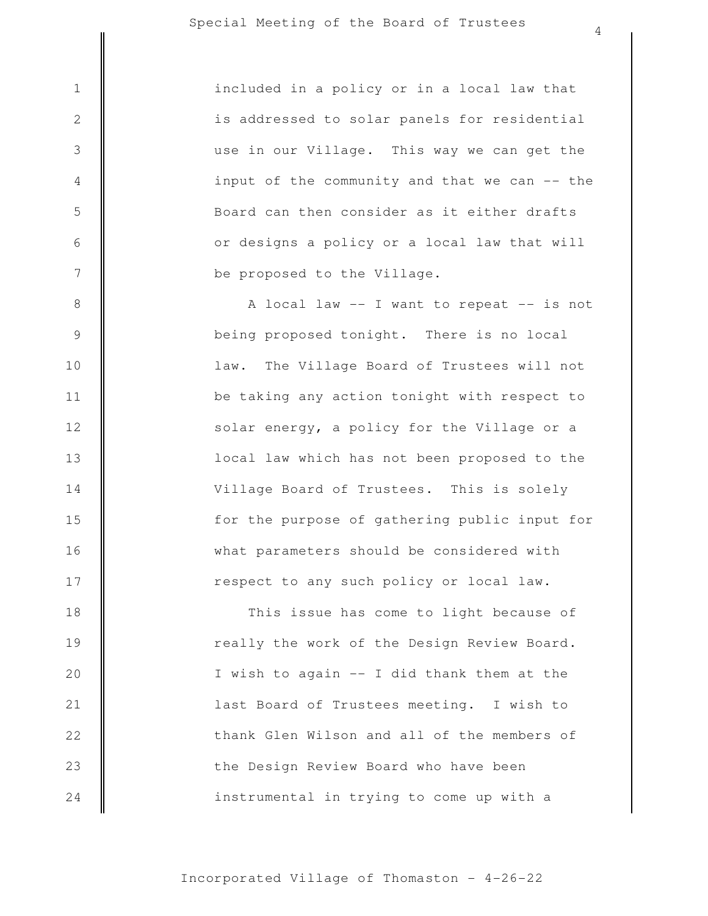included in a policy or in a local law that is addressed to solar panels for residential use in our Village. This way we can get the input of the community and that we can -- the Board can then consider as it either drafts or designs a policy or a local law that will be proposed to the Village.

A local law -- I want to repeat -- is not being proposed tonight. There is no local law. The Village Board of Trustees will not be taking any action tonight with respect to solar energy, a policy for the Village or a local law which has not been proposed to the Village Board of Trustees. This is solely for the purpose of gathering public input for what parameters should be considered with respect to any such policy or local law.

This issue has come to light because of really the work of the Design Review Board. I wish to again -- I did thank them at the last Board of Trustees meeting. I wish to thank Glen Wilson and all of the members of the Design Review Board who have been instrumental in trying to come up with a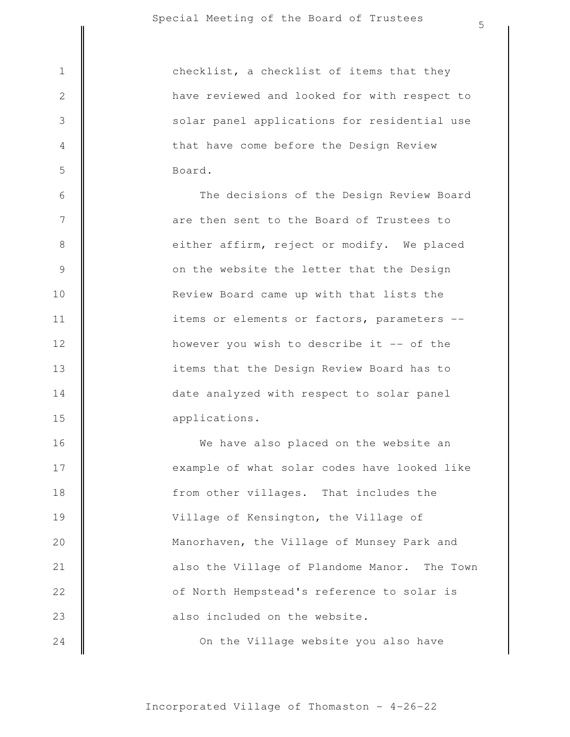checklist, a checklist of items that they have reviewed and looked for with respect to solar panel applications for residential use that have come before the Design Review Board.

The decisions of the Design Review Board are then sent to the Board of Trustees to either affirm, reject or modify. We placed on the website the letter that the Design Review Board came up with that lists the items or elements or factors, parameters -- however you wish to describe it -- of the items that the Design Review Board has to date analyzed with respect to solar panel applications.

We have also placed on the website an example of what solar codes have looked like from other villages. That includes the Village of Kensington, the Village of Manorhaven, the Village of Munsey Park and also the Village of Plandome Manor. The Town of North Hempstead's reference to solar is also included on the website.

On the Village website you also have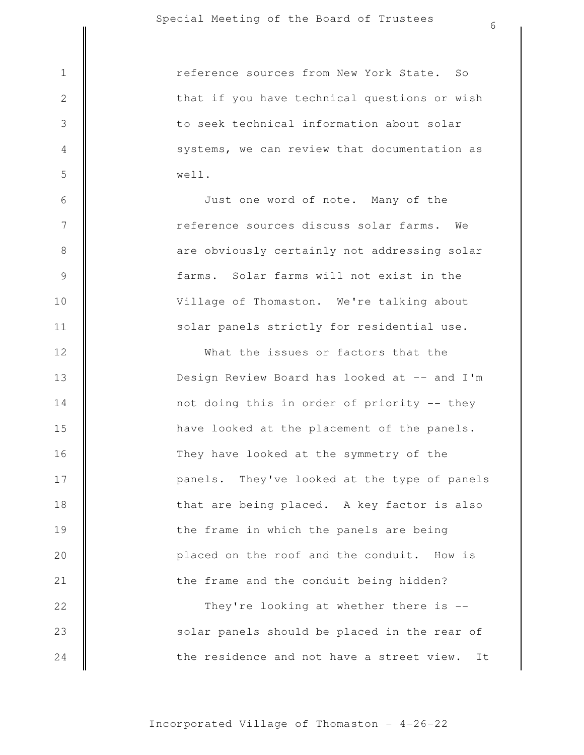reference sources from New York State. So that if you have technical questions or wish to seek technical information about solar systems, we can review that documentation as well.

Just one word of note. Many of the reference sources discuss solar farms. We are obviously certainly not addressing solar farms. Solar farms will not exist in the Village of Thomaston. We're talking about solar panels strictly for residential use.

What the issues or factors that the Design Review Board has looked at -- and I'm not doing this in order of priority -- they have looked at the placement of the panels. They have looked at the symmetry of the panels. They've looked at the type of panels that are being placed. A key factor is also the frame in which the panels are being placed on the roof and the conduit. How is the frame and the conduit being hidden?

They're looking at whether there is -- solar panels should be placed in the rear of the residence and not have a street view. It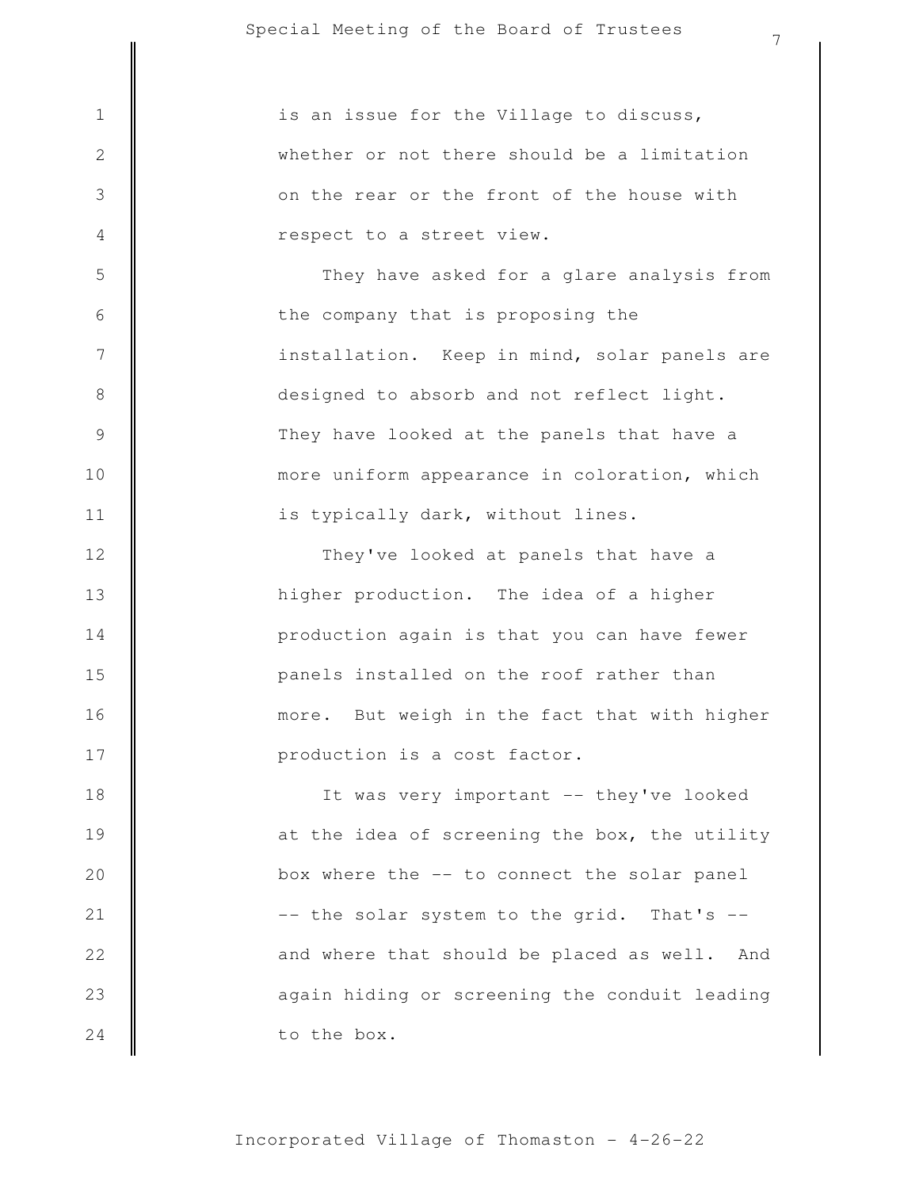is an issue for the Village to discuss, whether or not there should be a limitation on the rear or the front of the house with respect to a street view.

They have asked for a glare analysis from the company that is proposing the installation. Keep in mind, solar panels are designed to absorb and not reflect light. They have looked at the panels that have a more uniform appearance in coloration, which is typically dark, without lines.

They've looked at panels that have a higher production. The idea of a higher production again is that you can have fewer panels installed on the roof rather than more. But weigh in the fact that with higher production is a cost factor.

It was very important -- they've looked at the idea of screening the box, the utility box where the -- to connect the solar panel -- the solar system to the grid. That's -- and where that should be placed as well. And again hiding or screening the conduit leading to the box.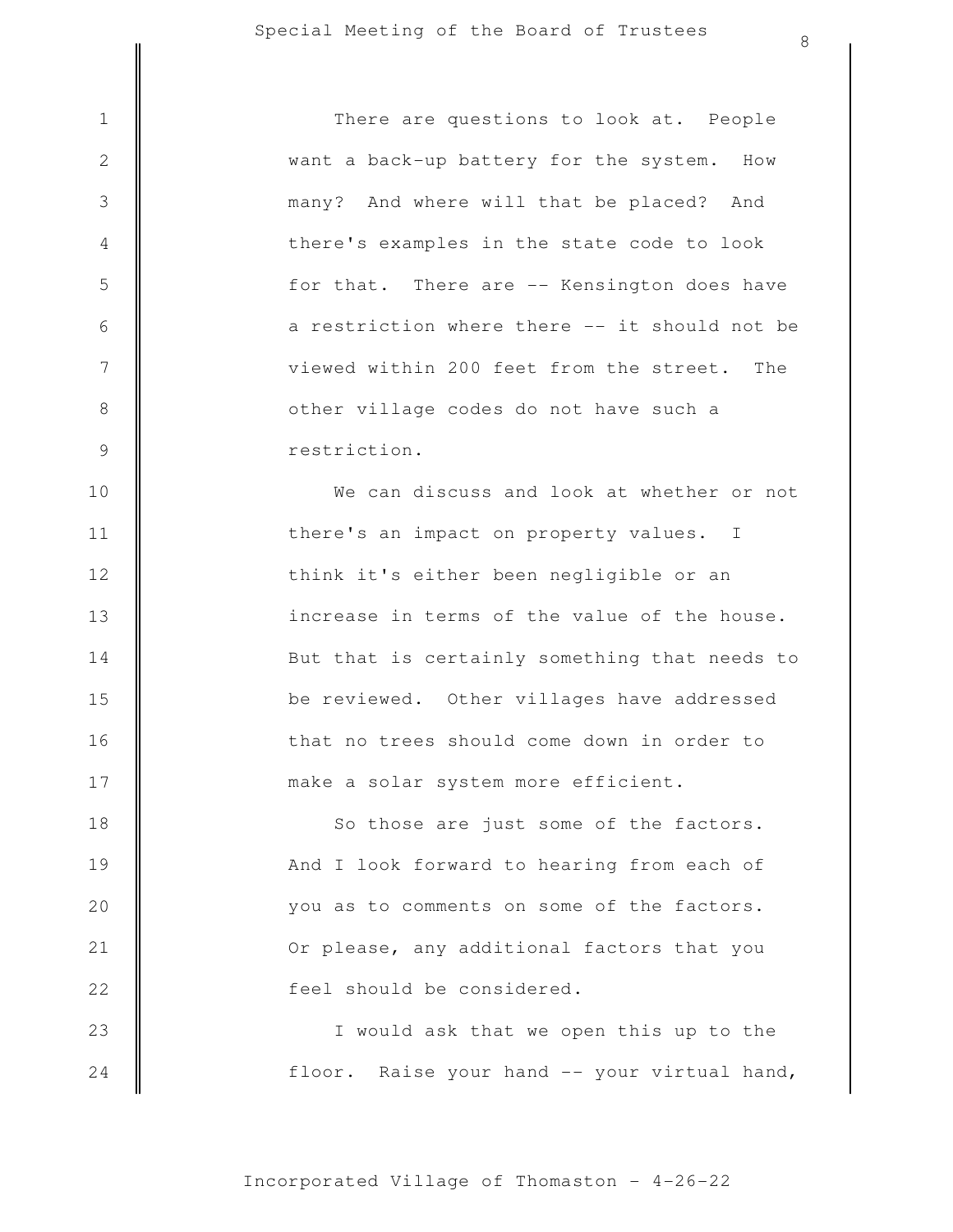There are questions to look at. People want a back-up battery for the system. How many? And where will that be placed? And there's examples in the state code to look for that. There are -- Kensington does have a restriction where there -- it should not be viewed within 200 feet from the street. The other village codes do not have such a restriction.

We can discuss and look at whether or not there's an impact on property values. I think it's either been negligible or an increase in terms of the value of the house. But that is certainly something that needs to be reviewed. Other villages have addressed that no trees should come down in order to make a solar system more efficient.

So those are just some of the factors. And I look forward to hearing from each of you as to comments on some of the factors. Or please, any additional factors that you feel should be considered.

I would ask that we open this up to the floor. Raise your hand -- your virtual hand,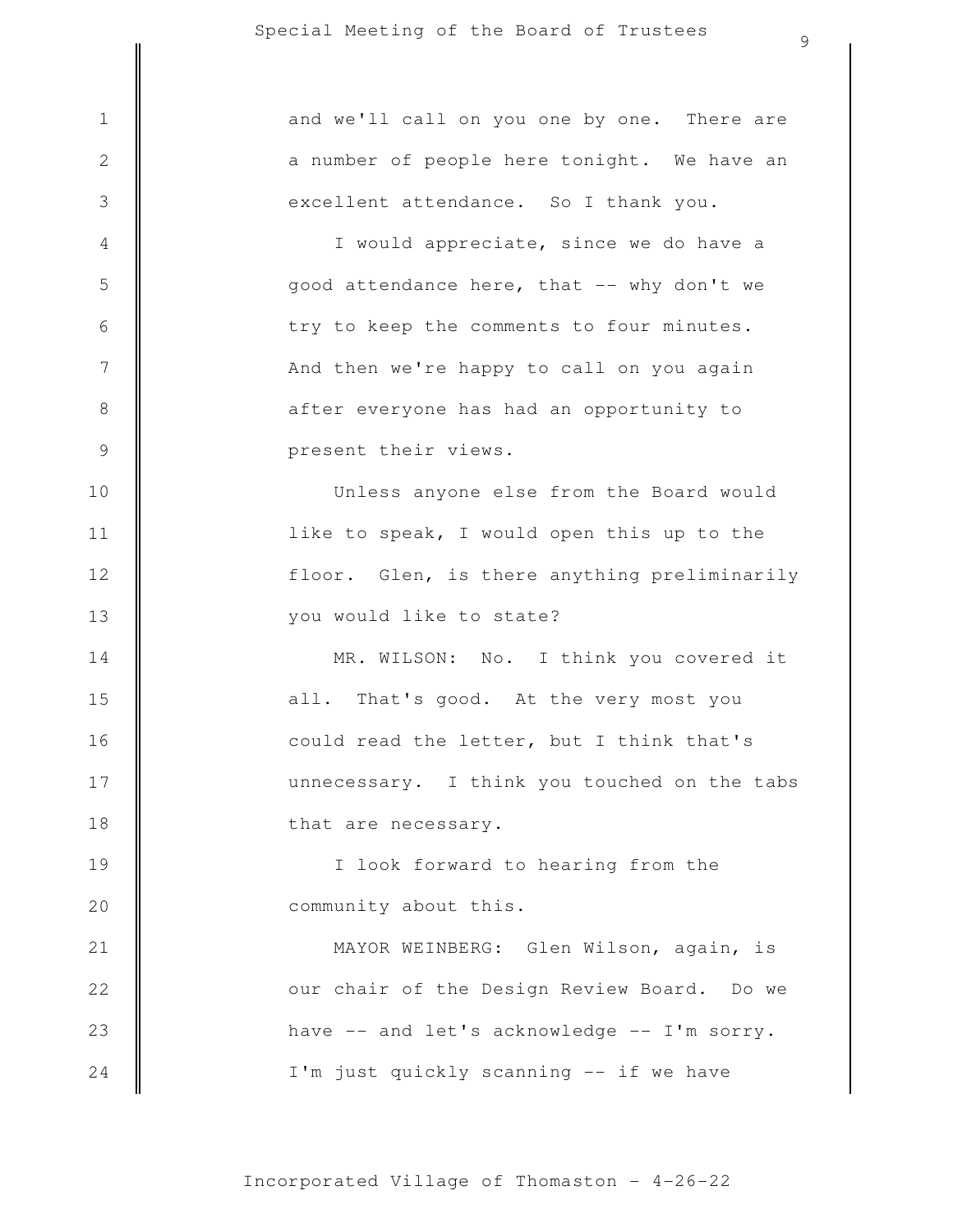and we'll call on you one by one. There are a number of people here tonight. We have an excellent attendance. So I thank you.

I would appreciate, since we do have a good attendance here, that -- why don't we try to keep the comments to four minutes. And then we're happy to call on you again after everyone has had an opportunity to present their views.

Unless anyone else from the Board would like to speak, I would open this up to the floor. Glen, is there anything preliminarily you would like to state?

MR. WILSON: No. I think you covered it all. That's good. At the very most you could read the letter, but I think that's unnecessary. I think you touched on the tabs that are necessary.

I look forward to hearing from the community about this.

MAYOR WEINBERG: Glen Wilson, again, is our chair of the Design Review Board. Do we have -- and let's acknowledge -- I'm sorry. I'm just quickly scanning -- if we have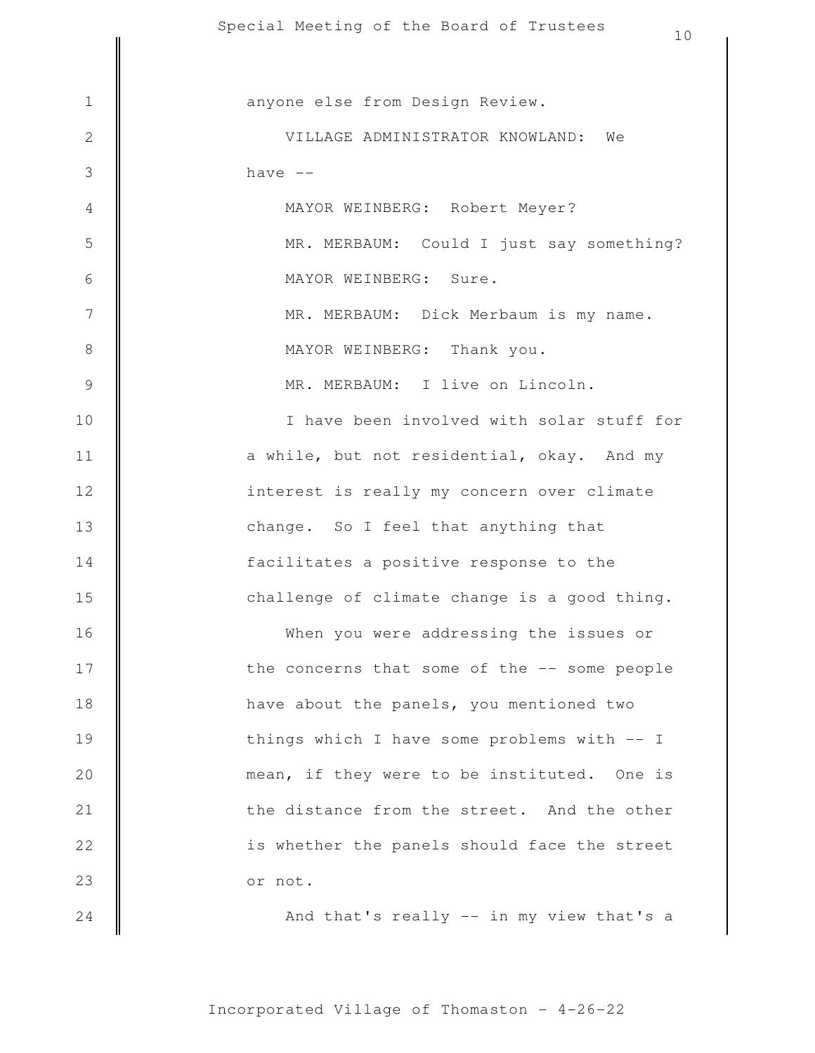anyone else from Design Review.

VILLAGE ADMINISTRATOR KNOWLAND: We have --

MAYOR WEINBERG: Robert Meyer?

MR. MERBAUM: Could I just say something?

MAYOR WEINBERG: Sure.

MR. MERBAUM: Dick Merbaum is my name.

MAYOR WEINBERG: Thank you.

MR. MERBAUM: I live on Lincoln.

I have been involved with solar stuff for a while, but not residential, okay. And my interest is really my concern over climate change. So I feel that anything that facilitates a positive response to the challenge of climate change is a good thing.

When you were addressing the issues or the concerns that some of the -- some people have about the panels, you mentioned two things which I have some problems with -- I mean, if they were to be instituted. One is the distance from the street. And the other is whether the panels should face the street or not.

And that's really -- in my view that's a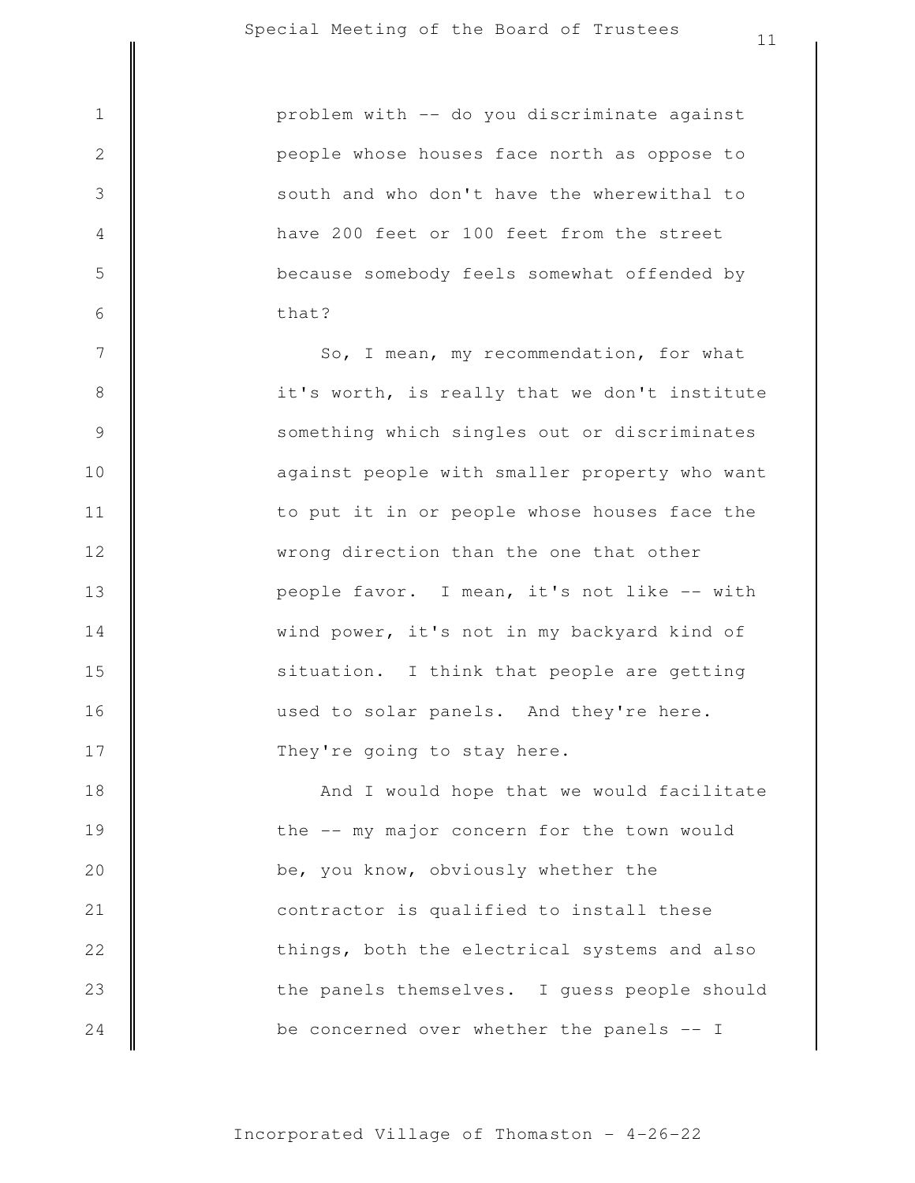problem with -- do you discriminate against people whose houses face north as oppose to south and who don't have the wherewithal to have 200 feet or 100 feet from the street because somebody feels somewhat offended by that?

So, I mean, my recommendation, for what it's worth, is really that we don't institute something which singles out or discriminates against people with smaller property who want to put it in or people whose houses face the wrong direction than the one that other people favor. I mean, it's not like -- with wind power, it's not in my backyard kind of situation. I think that people are getting used to solar panels. And they're here. They're going to stay here.

And I would hope that we would facilitate the -- my major concern for the town would be, you know, obviously whether the contractor is qualified to install these things, both the electrical systems and also the panels themselves. I guess people should be concerned over whether the panels -- I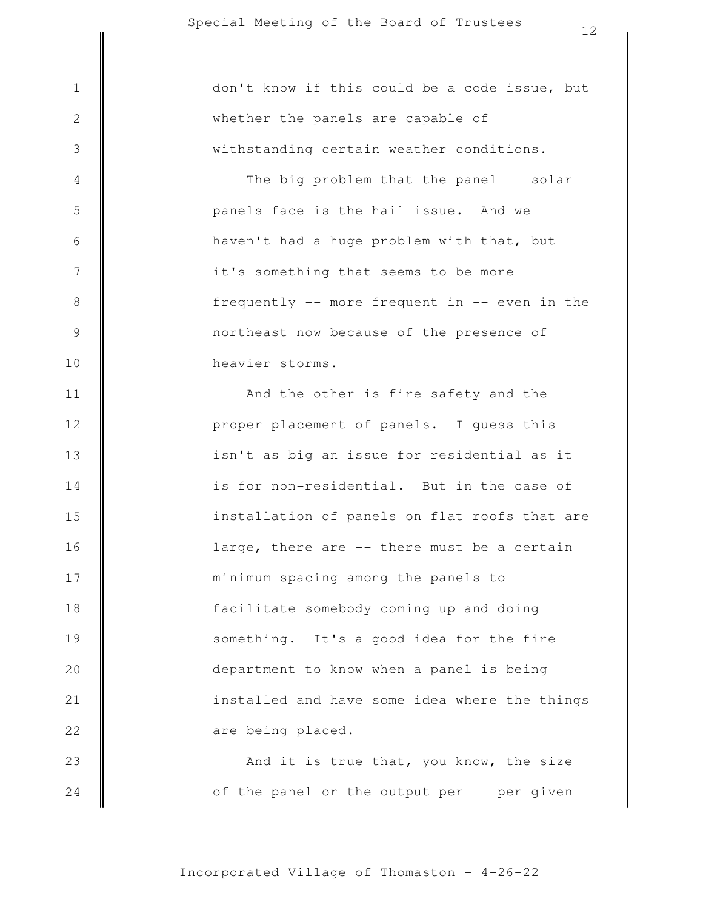don't know if this could be a code issue, but whether the panels are capable of withstanding certain weather conditions.

The big problem that the panel -- solar panels face is the hail issue. And we haven't had a huge problem with that, but it's something that seems to be more frequently -- more frequent in -- even in the northeast now because of the presence of heavier storms.

And the other is fire safety and the proper placement of panels. I guess this isn't as big an issue for residential as it is for non-residential. But in the case of installation of panels on flat roofs that are large, there are -- there must be a certain minimum spacing among the panels to facilitate somebody coming up and doing something. It's a good idea for the fire department to know when a panel is being installed and have some idea where the things are being placed.

And it is true that, you know, the size of the panel or the output per -- per given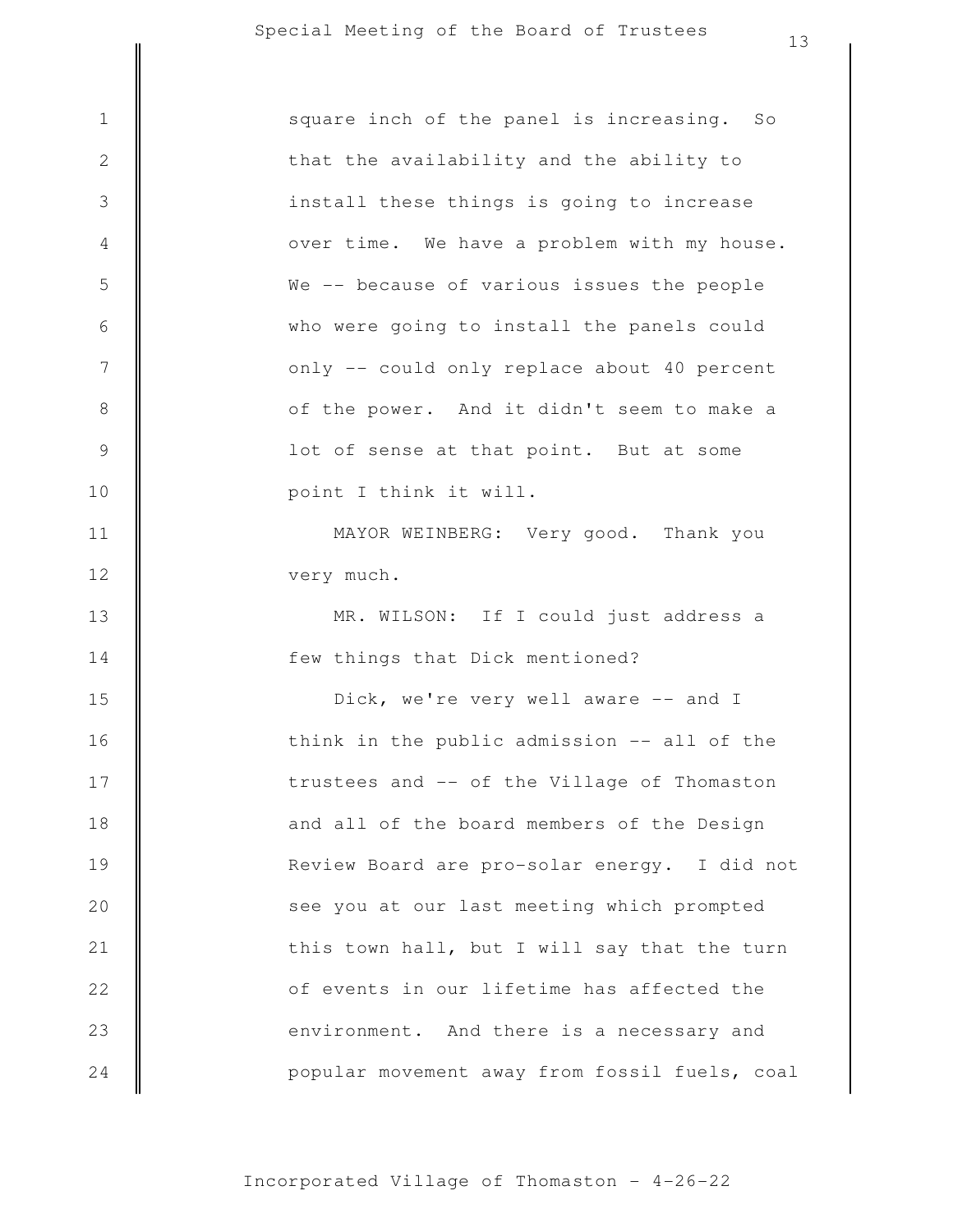square inch of the panel is increasing. So that the availability and the ability to install these things is going to increase over time. We have a problem with my house. We -- because of various issues the people who were going to install the panels could only -- could only replace about 40 percent of the power. And it didn't seem to make a lot of sense at that point. But at some point I think it will.

MAYOR WEINBERG: Very good. Thank you very much.

MR. WILSON: If I could just address a few things that Dick mentioned?

Dick, we're very well aware -- and I think in the public admission -- all of the trustees and -- of the Village of Thomaston and all of the board members of the Design Review Board are pro-solar energy. I did not see you at our last meeting which prompted this town hall, but I will say that the turn of events in our lifetime has affected the environment. And there is a necessary and popular movement away from fossil fuels, coal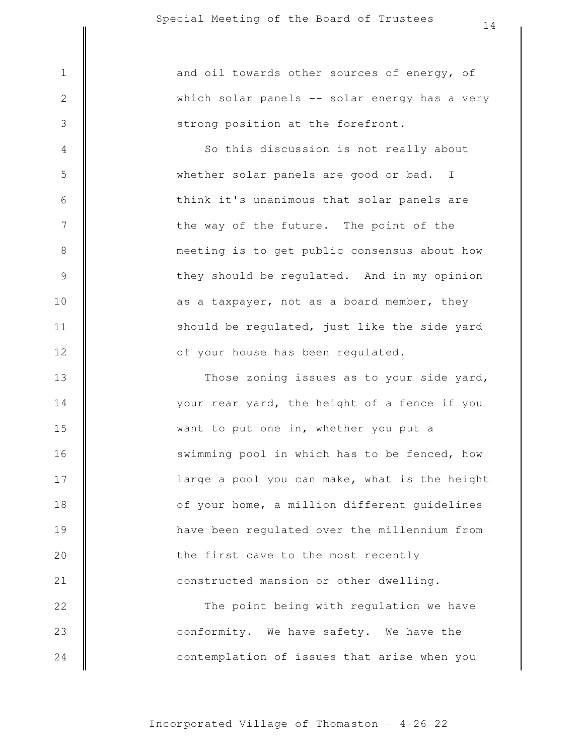and oil towards other sources of energy, of which solar panels -- solar energy has a very strong position at the forefront.

So this discussion is not really about whether solar panels are good or bad. I think it's unanimous that solar panels are the way of the future. The point of the meeting is to get public consensus about how they should be regulated. And in my opinion as a taxpayer, not as a board member, they should be regulated, just like the side yard of your house has been regulated.

Those zoning issues as to your side yard, your rear yard, the height of a fence if you want to put one in, whether you put a swimming pool in which has to be fenced, how large a pool you can make, what is the height of your home, a million different guidelines have been regulated over the millennium from the first cave to the most recently constructed mansion or other dwelling.

The point being with regulation we have conformity. We have safety. We have the contemplation of issues that arise when you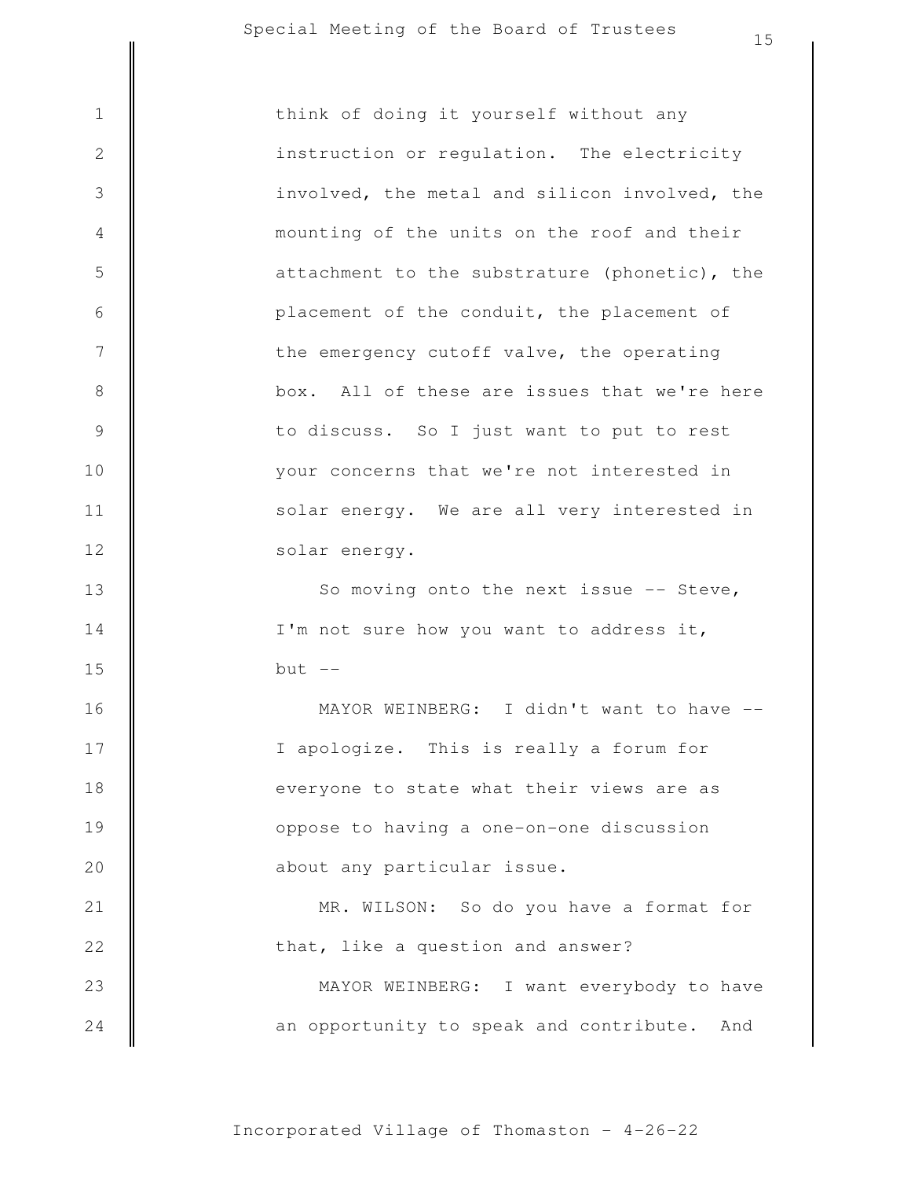think of doing it yourself without any instruction or regulation. The electricity involved, the metal and silicon involved, the mounting of the units on the roof and their attachment to the substrature (phonetic), the placement of the conduit, the placement of the emergency cutoff valve, the operating box. All of these are issues that we're here to discuss. So I just want to put to rest your concerns that we're not interested in solar energy. We are all very interested in solar energy.

So moving onto the next issue -- Steve, I'm not sure how you want to address it, but --

MAYOR WEINBERG: I didn't want to have -- I apologize. This is really a forum for everyone to state what their views are as oppose to having a one-on-one discussion about any particular issue.

MR. WILSON: So do you have a format for that, like a question and answer?

MAYOR WEINBERG: I want everybody to have an opportunity to speak and contribute. And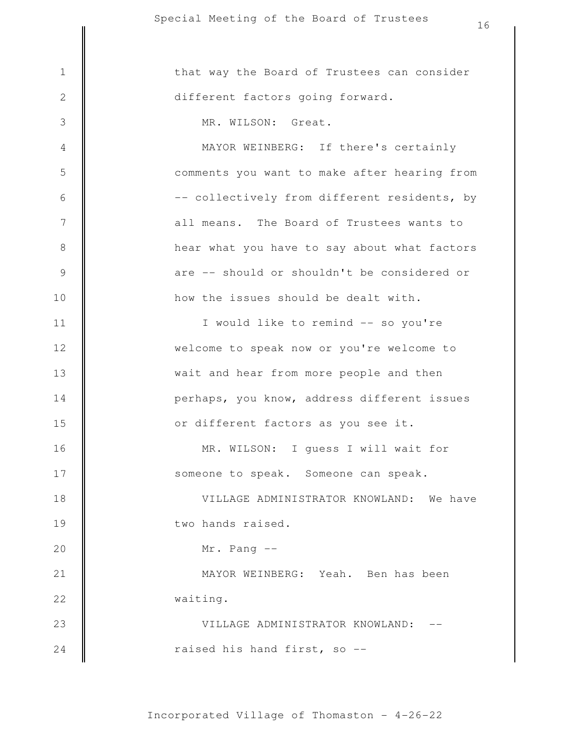that way the Board of Trustees can consider different factors going forward.

MR. WILSON: Great.

MAYOR WEINBERG: If there's certainly comments you want to make after hearing from -- collectively from different residents, by all means. The Board of Trustees wants to hear what you have to say about what factors are -- should or shouldn't be considered or how the issues should be dealt with.

I would like to remind -- so you're welcome to speak now or you're welcome to wait and hear from more people and then perhaps, you know, address different issues or different factors as you see it.

MR. WILSON: I guess I will wait for someone to speak. Someone can speak.

VILLAGE ADMINISTRATOR KNOWLAND: We have two hands raised.

Mr. Pang --

MAYOR WEINBERG: Yeah. Ben has been waiting.

VILLAGE ADMINISTRATOR KNOWLAND: -- raised his hand first, so --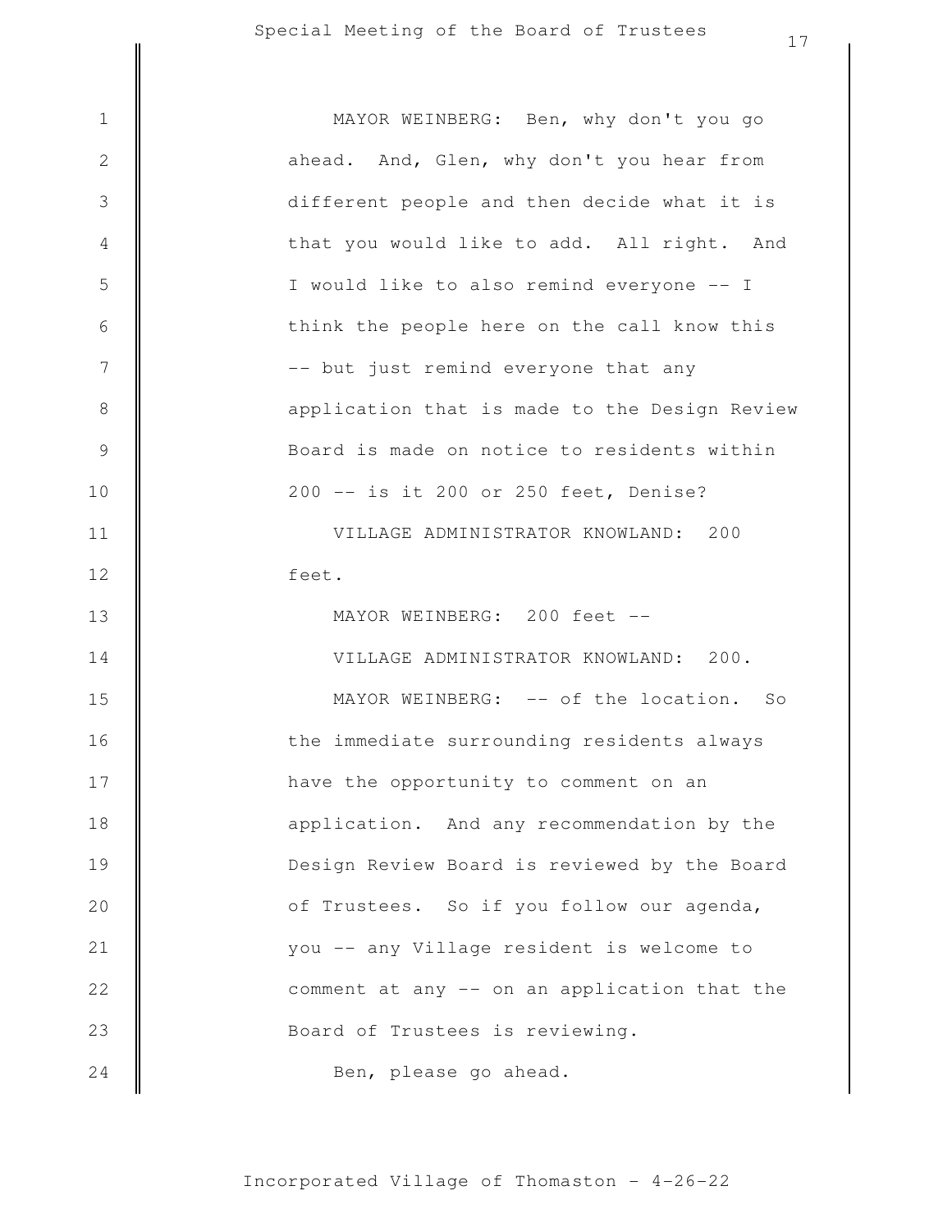MAYOR WEINBERG: Ben, why don't you go ahead. And, Glen, why don't you hear from different people and then decide what it is that you would like to add. All right. And I would like to also remind everyone -- I think the people here on the call know this -- but just remind everyone that any application that is made to the Design Review Board is made on notice to residents within 200 -- is it 200 or 250 feet, Denise?

VILLAGE ADMINISTRATOR KNOWLAND: 200 feet.

MAYOR WEINBERG: 200 feet --

VILLAGE ADMINISTRATOR KNOWLAND: 200.

MAYOR WEINBERG: -- of the location. So the immediate surrounding residents always have the opportunity to comment on an application. And any recommendation by the Design Review Board is reviewed by the Board of Trustees. So if you follow our agenda, you -- any Village resident is welcome to comment at any -- on an application that the Board of Trustees is reviewing.

Ben, please go ahead.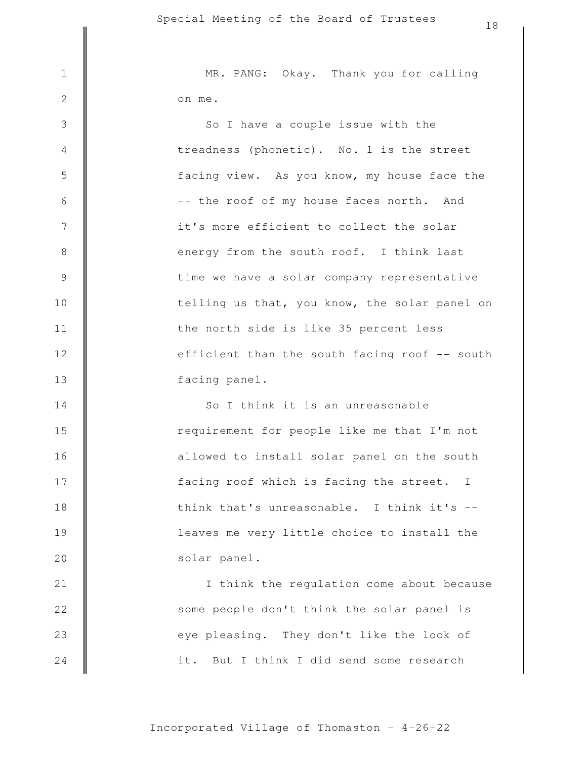MR. PANG: Okay. Thank you for calling on me.

So I have a couple issue with the treadness (phonetic). No. 1 is the street facing view. As you know, my house face the -- the roof of my house faces north. And it's more efficient to collect the solar energy from the south roof. I think last time we have a solar company representative telling us that, you know, the solar panel on the north side is like 35 percent less efficient than the south facing roof -- south facing panel.

So I think it is an unreasonable requirement for people like me that I'm not allowed to install solar panel on the south facing roof which is facing the street. I think that's unreasonable. I think it's -- leaves me very little choice to install the solar panel.

I think the regulation come about because some people don't think the solar panel is eye pleasing. They don't like the look of it. But I think I did send some research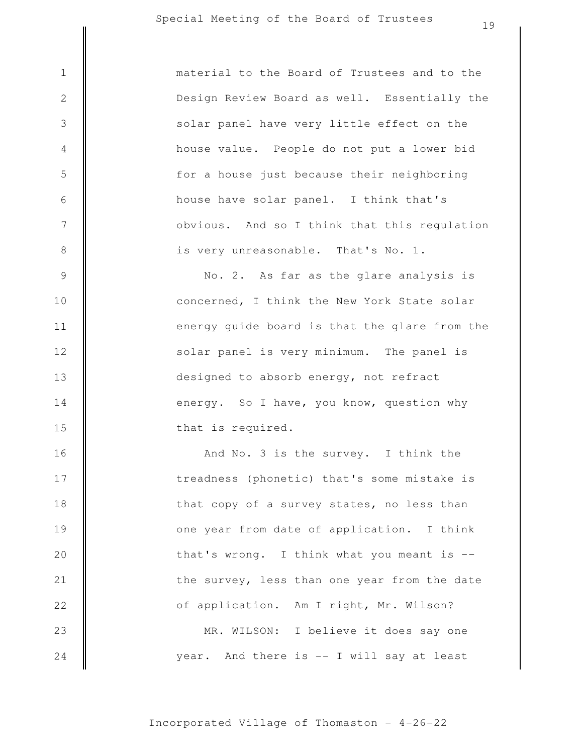material to the Board of Trustees and to the Design Review Board as well. Essentially the solar panel have very little effect on the house value. People do not put a lower bid for a house just because their neighboring house have solar panel. I think that's obvious. And so I think that this regulation is very unreasonable. That's No. 1.

No. 2. As far as the glare analysis is concerned, I think the New York State solar energy guide board is that the glare from the solar panel is very minimum. The panel is designed to absorb energy, not refract energy. So I have, you know, question why that is required.

And No. 3 is the survey. I think the treadness (phonetic) that's some mistake is that copy of a survey states, no less than one year from date of application. I think that's wrong. I think what you meant is -- the survey, less than one year from the date of application. Am I right, Mr. Wilson?

MR. WILSON: I believe it does say one year. And there is -- I will say at least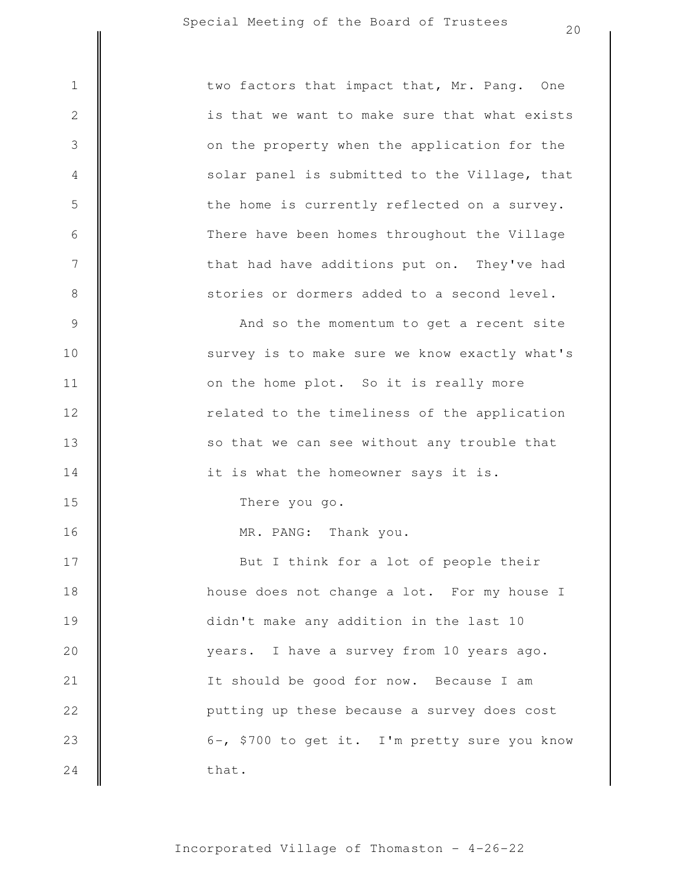two factors that impact that, Mr. Pang. One is that we want to make sure that what exists on the property when the application for the solar panel is submitted to the Village, that the home is currently reflected on a survey. There have been homes throughout the Village that had have additions put on. They've had stories or dormers added to a second level.

And so the momentum to get a recent site survey is to make sure we know exactly what's on the home plot. So it is really more related to the timeliness of the application so that we can see without any trouble that it is what the homeowner says it is.

There you go.

MR. PANG: Thank you.

But I think for a lot of people their house does not change a lot. For my house I didn't make any addition in the last 10 years. I have a survey from 10 years ago. It should be good for now. Because I am putting up these because a survey does cost 6-, $700 to get it. I'm pretty sure you know that.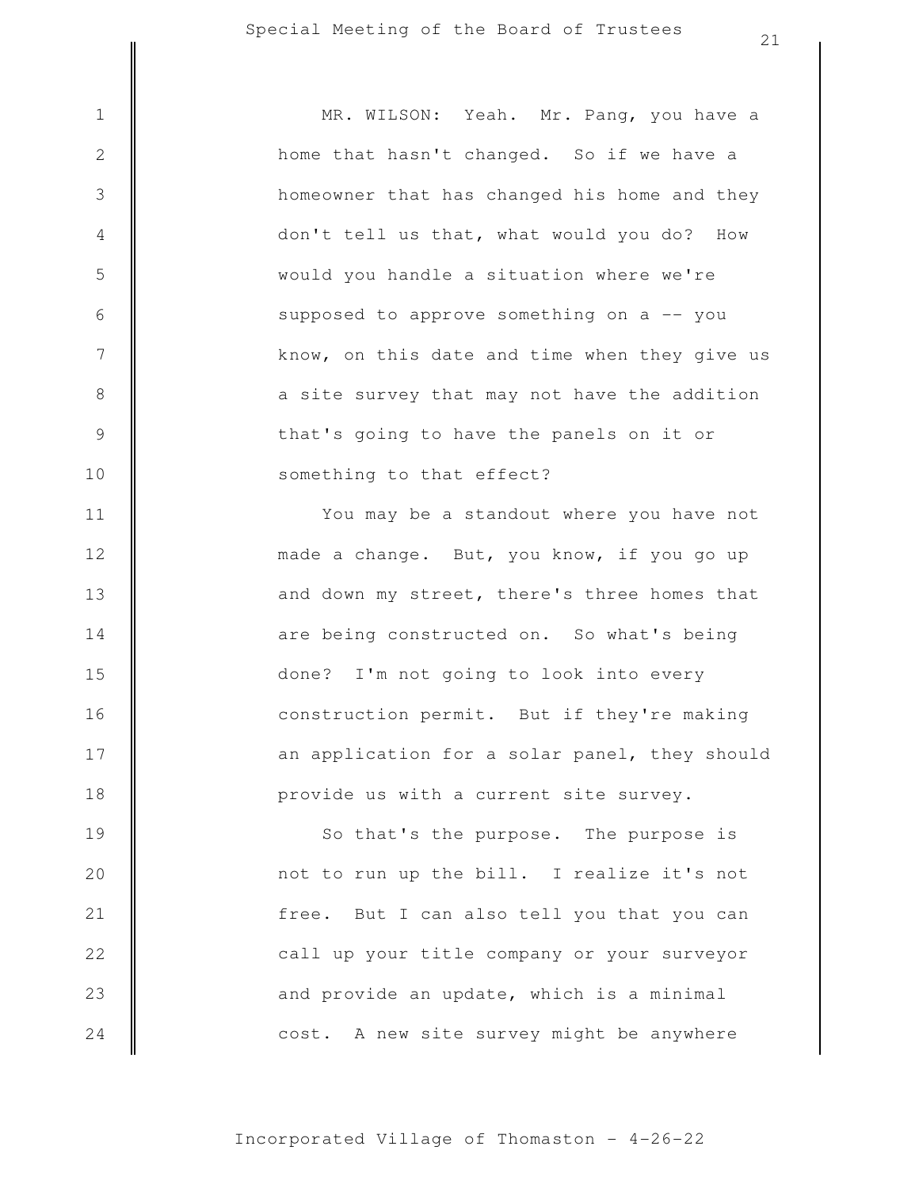MR. WILSON: Yeah. Mr. Pang, you have a home that hasn't changed. So if we have a homeowner that has changed his home and they don't tell us that, what would you do? How would you handle a situation where we're supposed to approve something on a -- you know, on this date and time when they give us a site survey that may not have the addition that's going to have the panels on it or something to that effect?

You may be a standout where you have not made a change. But, you know, if you go up and down my street, there's three homes that are being constructed on. So what's being done? I'm not going to look into every construction permit. But if they're making an application for a solar panel, they should provide us with a current site survey.

So that's the purpose. The purpose is not to run up the bill. I realize it's not free. But I can also tell you that you can call up your title company or your surveyor and provide an update, which is a minimal cost. A new site survey might be anywhere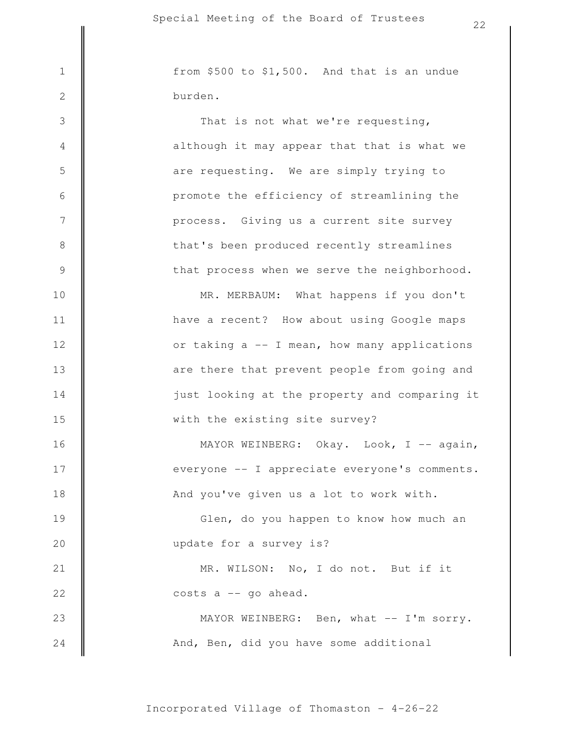from $500 to $1,500. And that is an undue burden.

That is not what we're requesting, although it may appear that that is what we are requesting. We are simply trying to promote the efficiency of streamlining the process. Giving us a current site survey that's been produced recently streamlines that process when we serve the neighborhood.

MR. MERBAUM: What happens if you don't have a recent? How about using Google maps or taking a -- I mean, how many applications are there that prevent people from going and just looking at the property and comparing it with the existing site survey?

MAYOR WEINBERG: Okay. Look, I -- again, everyone -- I appreciate everyone's comments. And you've given us a lot to work with.

Glen, do you happen to know how much an update for a survey is?

MR. WILSON: No, I do not. But if it costs a -- go ahead.

MAYOR WEINBERG: Ben, what -- I'm sorry. And, Ben, did you have some additional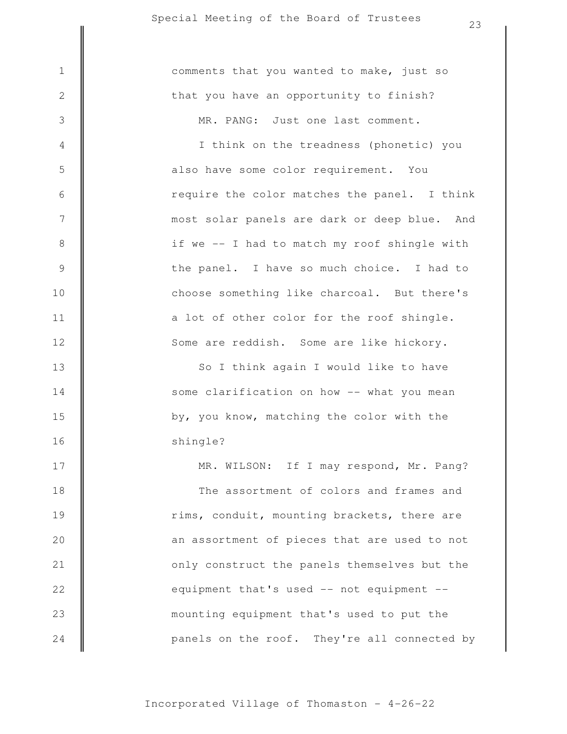comments that you wanted to make, just so that you have an opportunity to finish?

MR. PANG: Just one last comment.

I think on the treadness (phonetic) you also have some color requirement. You require the color matches the panel. I think most solar panels are dark or deep blue. And if we -- I had to match my roof shingle with the panel. I have so much choice. I had to choose something like charcoal. But there's a lot of other color for the roof shingle. Some are reddish. Some are like hickory.

So I think again I would like to have some clarification on how -- what you mean by, you know, matching the color with the shingle?

MR. WILSON: If I may respond, Mr. Pang?

The assortment of colors and frames and rims, conduit, mounting brackets, there are an assortment of pieces that are used to not only construct the panels themselves but the equipment that's used -- not equipment -- mounting equipment that's used to put the panels on the roof. They're all connected by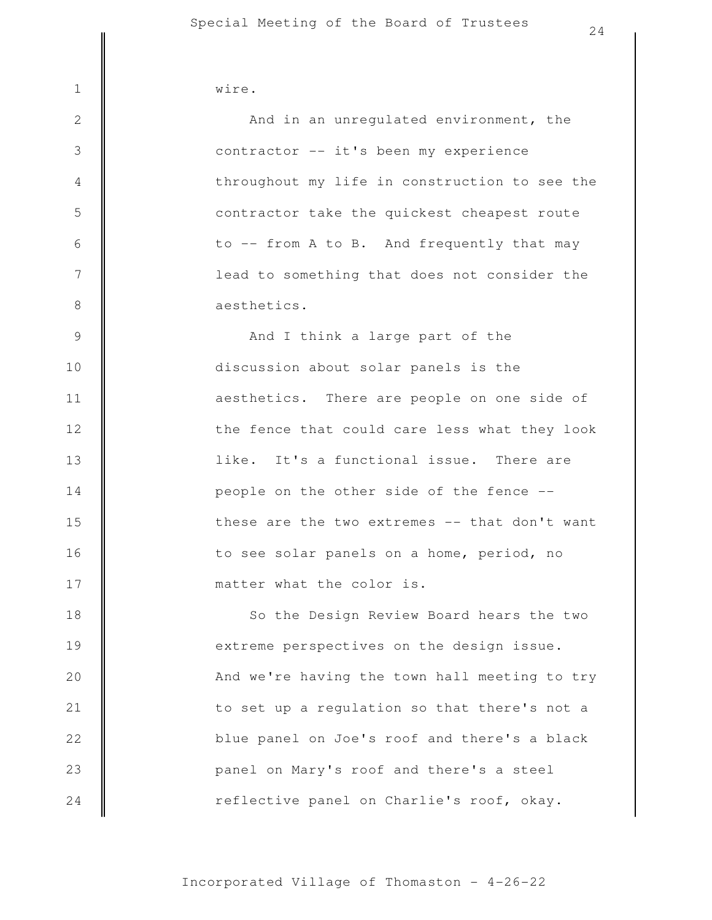wire.

And in an unregulated environment, the contractor -- it's been my experience throughout my life in construction to see the contractor take the quickest cheapest route to -- from A to B. And frequently that may lead to something that does not consider the aesthetics.

And I think a large part of the discussion about solar panels is the aesthetics. There are people on one side of the fence that could care less what they look like. It's a functional issue. There are people on the other side of the fence -- these are the two extremes -- that don't want to see solar panels on a home, period, no matter what the color is.

So the Design Review Board hears the two extreme perspectives on the design issue. And we're having the town hall meeting to try to set up a regulation so that there's not a blue panel on Joe's roof and there's a black panel on Mary's roof and there's a steel reflective panel on Charlie's roof, okay.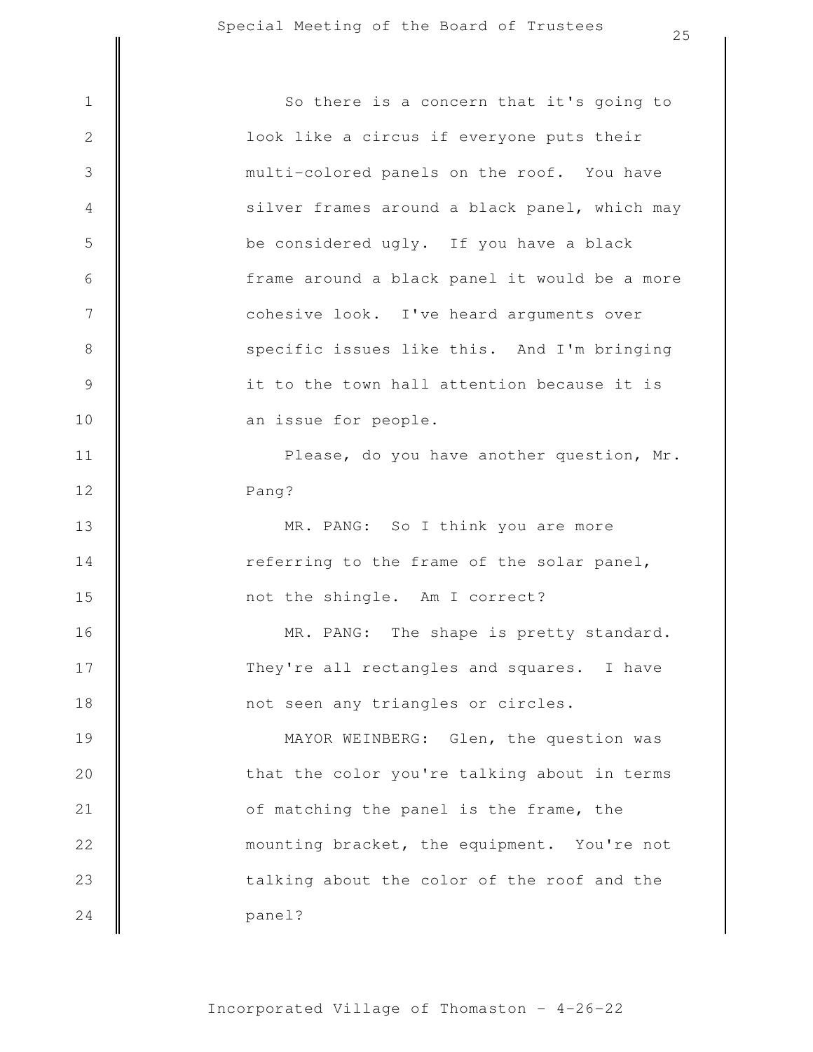So there is a concern that it's going to look like a circus if everyone puts their multi-colored panels on the roof. You have silver frames around a black panel, which may be considered ugly. If you have a black frame around a black panel it would be a more cohesive look. I've heard arguments over specific issues like this. And I'm bringing it to the town hall attention because it is an issue for people.

Please, do you have another question, Mr. Pang?

MR. PANG: So I think you are more referring to the frame of the solar panel, not the shingle. Am I correct?

MR. PANG: The shape is pretty standard. They're all rectangles and squares. I have not seen any triangles or circles.

MAYOR WEINBERG: Glen, the question was that the color you're talking about in terms of matching the panel is the frame, the mounting bracket, the equipment. You're not talking about the color of the roof and the panel?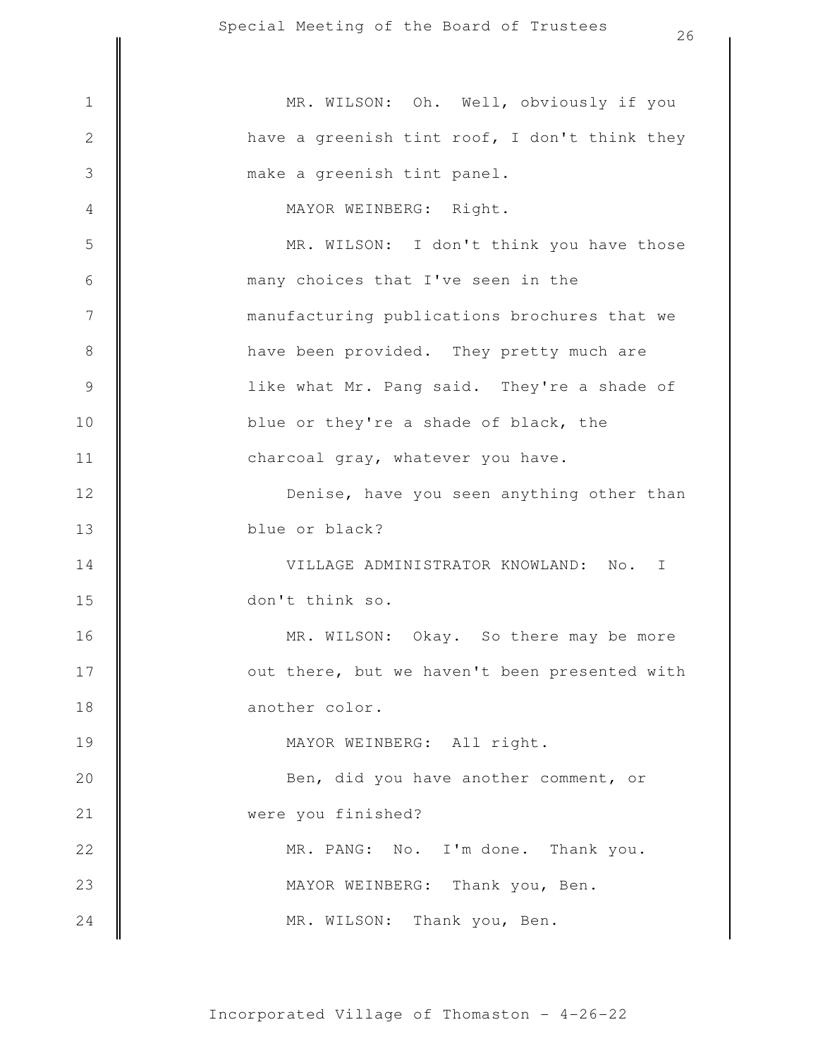MR. WILSON: Oh. Well, obviously if you have a greenish tint roof, I don't think they make a greenish tint panel.

MAYOR WEINBERG: Right.

MR. WILSON: I don't think you have those many choices that I've seen in the manufacturing publications brochures that we have been provided. They pretty much are like what Mr. Pang said. They're a shade of blue or they're a shade of black, the charcoal gray, whatever you have.

Denise, have you seen anything other than blue or black?

VILLAGE ADMINISTRATOR KNOWLAND: No. I don't think so.

MR. WILSON: Okay. So there may be more out there, but we haven't been presented with another color.

MAYOR WEINBERG: All right.

Ben, did you have another comment, or were you finished?

MR. PANG: No. I'm done. Thank you.

MAYOR WEINBERG: Thank you, Ben.

MR. WILSON: Thank you, Ben.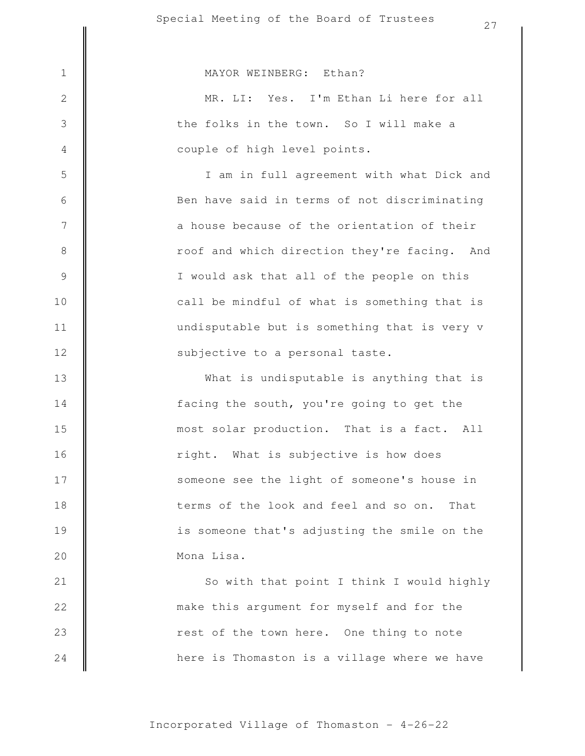MAYOR WEINBERG: Ethan?

MR. LI: Yes. I'm Ethan Li here for all the folks in the town. So I will make a couple of high level points.

I am in full agreement with what Dick and Ben have said in terms of not discriminating a house because of the orientation of their roof and which direction they're facing. And I would ask that all of the people on this call be mindful of what is something that is undisputable but is something that is very v subjective to a personal taste.

What is undisputable is anything that is facing the south, you're going to get the most solar production. That is a fact. All right. What is subjective is how does someone see the light of someone's house in terms of the look and feel and so on. That is someone that's adjusting the smile on the Mona Lisa.

So with that point I think I would highly make this argument for myself and for the rest of the town here. One thing to note here is Thomaston is a village where we have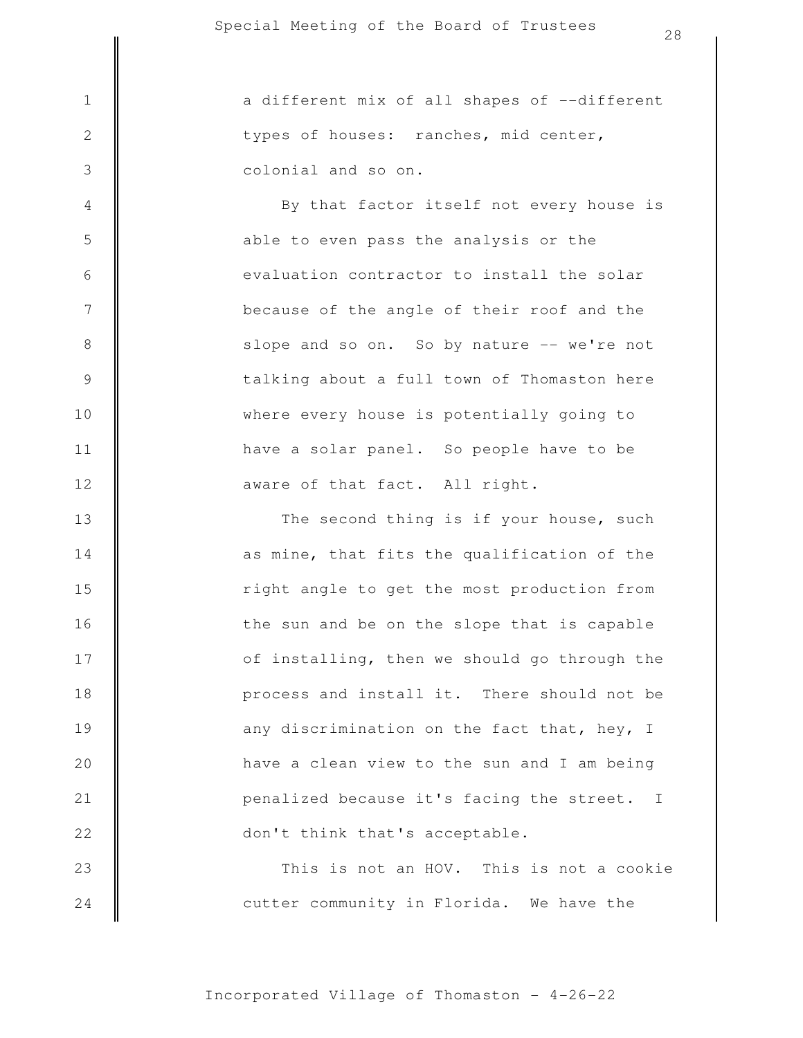a different mix of all shapes of --different types of houses: ranches, mid center, colonial and so on.

By that factor itself not every house is able to even pass the analysis or the evaluation contractor to install the solar because of the angle of their roof and the slope and so on. So by nature -- we're not talking about a full town of Thomaston here where every house is potentially going to have a solar panel. So people have to be aware of that fact. All right.

The second thing is if your house, such as mine, that fits the qualification of the right angle to get the most production from the sun and be on the slope that is capable of installing, then we should go through the process and install it. There should not be any discrimination on the fact that, hey, I have a clean view to the sun and I am being penalized because it's facing the street. I don't think that's acceptable.

This is not an HOV. This is not a cookie cutter community in Florida. We have the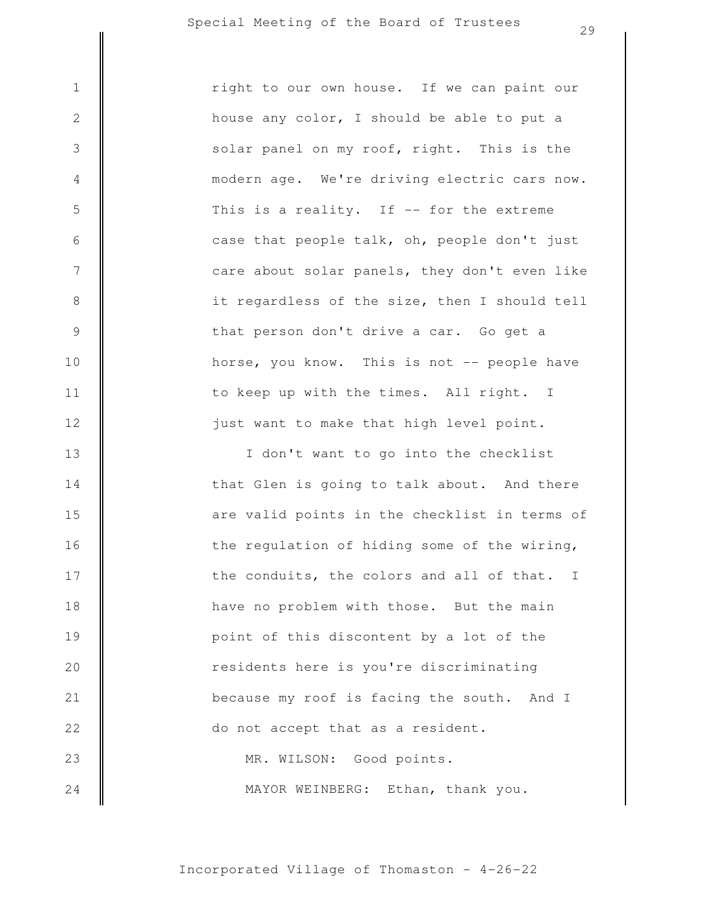right to our own house. If we can paint our house any color, I should be able to put a solar panel on my roof, right. This is the modern age. We're driving electric cars now. This is a reality. If -- for the extreme case that people talk, oh, people don't just care about solar panels, they don't even like it regardless of the size, then I should tell that person don't drive a car. Go get a horse, you know. This is not -- people have to keep up with the times. All right. I just want to make that high level point.

I don't want to go into the checklist that Glen is going to talk about. And there are valid points in the checklist in terms of the regulation of hiding some of the wiring, the conduits, the colors and all of that. I have no problem with those. But the main point of this discontent by a lot of the residents here is you're discriminating because my roof is facing the south. And I do not accept that as a resident.

MR. WILSON: Good points.

MAYOR WEINBERG: Ethan, thank you.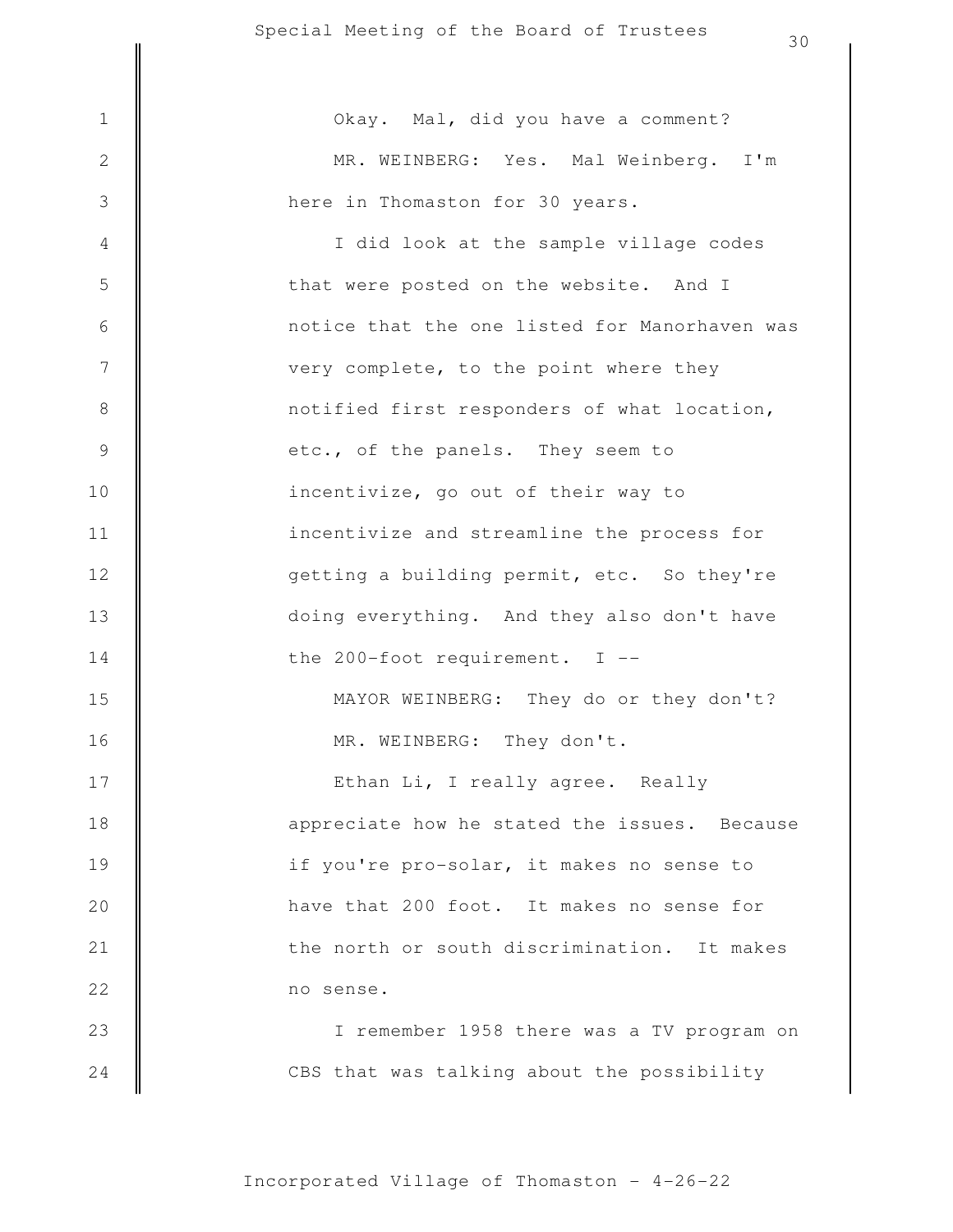Okay. Mal, did you have a comment?

MR. WEINBERG: Yes. Mal Weinberg. I'm here in Thomaston for 30 years.

I did look at the sample village codes that were posted on the website. And I notice that the one listed for Manorhaven was very complete, to the point where they notified first responders of what location, etc., of the panels. They seem to incentivize, go out of their way to incentivize and streamline the process for getting a building permit, etc. So they're doing everything. And they also don't have the 200-foot requirement. I --

MAYOR WEINBERG: They do or they don't?

MR. WEINBERG: They don't.

Ethan Li, I really agree. Really appreciate how he stated the issues. Because if you're pro-solar, it makes no sense to have that 200 foot. It makes no sense for the north or south discrimination. It makes no sense.

I remember 1958 there was a TV program on CBS that was talking about the possibility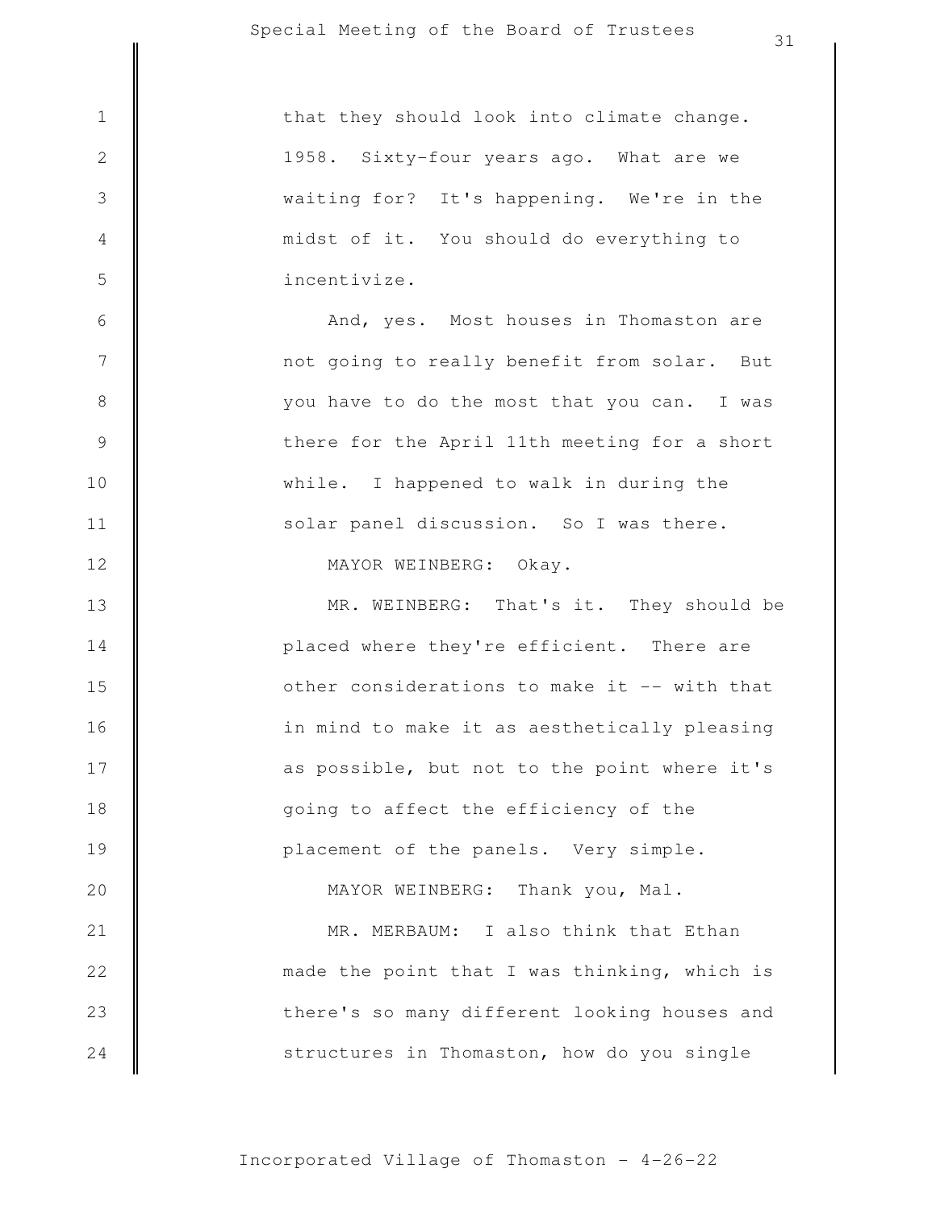that they should look into climate change. 1958. Sixty-four years ago. What are we waiting for? It's happening. We're in the midst of it. You should do everything to incentivize.

And, yes. Most houses in Thomaston are not going to really benefit from solar. But you have to do the most that you can. I was there for the April 11th meeting for a short while. I happened to walk in during the solar panel discussion. So I was there.

MAYOR WEINBERG: Okay.

MR. WEINBERG: That's it. They should be placed where they're efficient. There are other considerations to make it -- with that in mind to make it as aesthetically pleasing as possible, but not to the point where it's going to affect the efficiency of the placement of the panels. Very simple.

MAYOR WEINBERG: Thank you, Mal.

MR. MERBAUM: I also think that Ethan made the point that I was thinking, which is there's so many different looking houses and structures in Thomaston, how do you single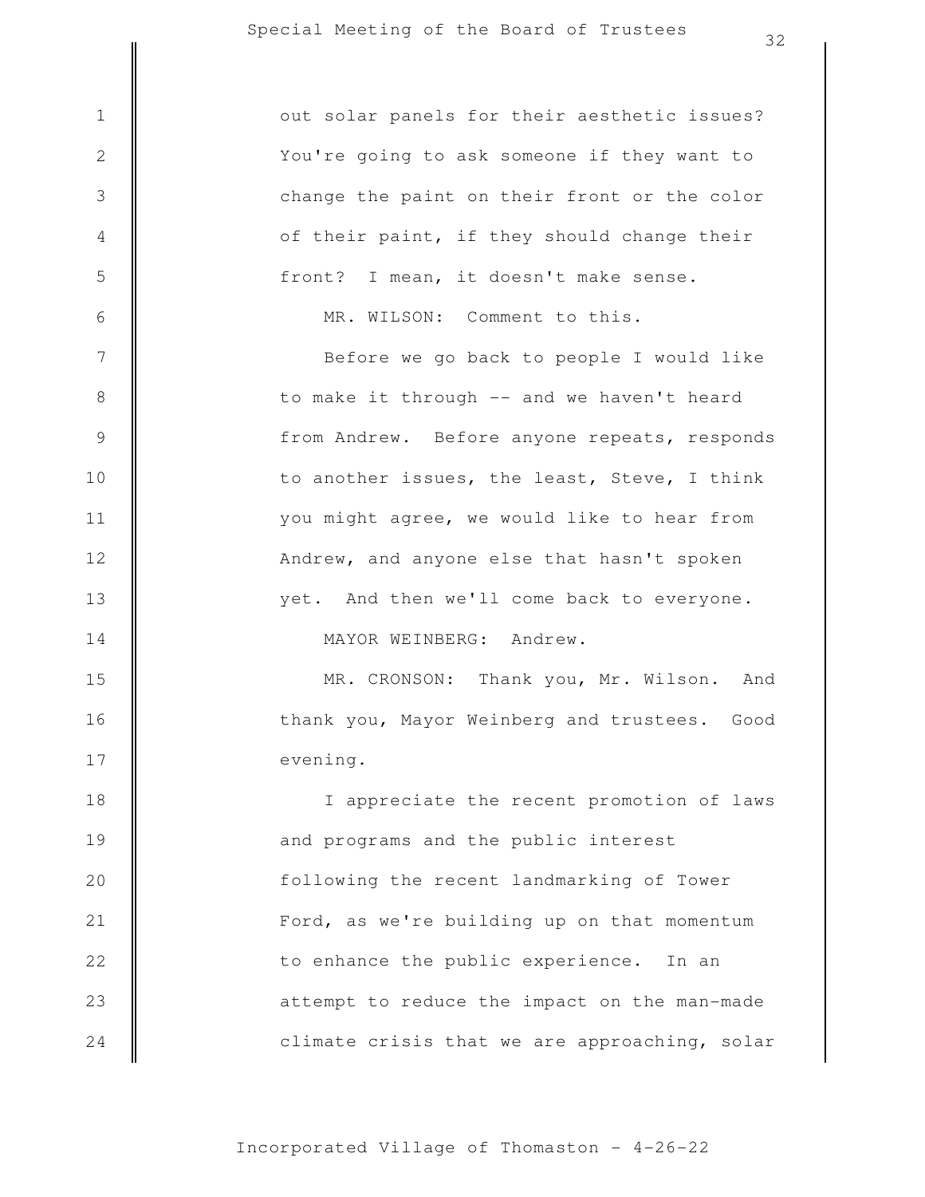out solar panels for their aesthetic issues? You're going to ask someone if they want to change the paint on their front or the color of their paint, if they should change their front? I mean, it doesn't make sense.

MR. WILSON: Comment to this.

Before we go back to people I would like to make it through -- and we haven't heard from Andrew. Before anyone repeats, responds to another issues, the least, Steve, I think you might agree, we would like to hear from Andrew, and anyone else that hasn't spoken yet. And then we'll come back to everyone.

MAYOR WEINBERG: Andrew.

MR. CRONSON: Thank you, Mr. Wilson. And thank you, Mayor Weinberg and trustees. Good evening.

I appreciate the recent promotion of laws and programs and the public interest following the recent landmarking of Tower Ford, as we're building up on that momentum to enhance the public experience. In an attempt to reduce the impact on the man-made climate crisis that we are approaching, solar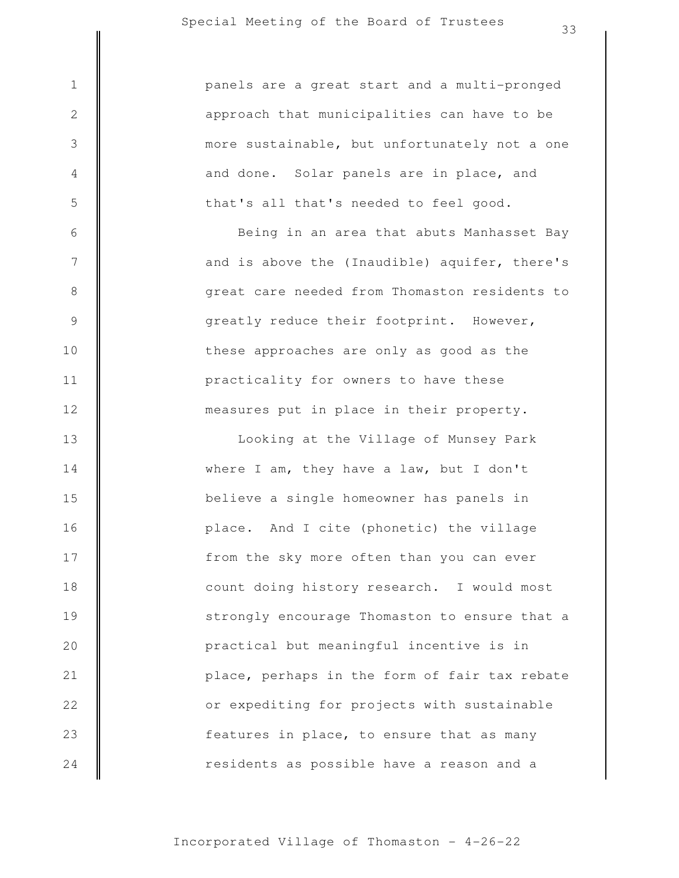panels are a great start and a multi-pronged approach that municipalities can have to be more sustainable, but unfortunately not a one and done. Solar panels are in place, and that's all that's needed to feel good.

Being in an area that abuts Manhasset Bay and is above the (Inaudible) aquifer, there's great care needed from Thomaston residents to greatly reduce their footprint. However, these approaches are only as good as the practicality for owners to have these measures put in place in their property.

Looking at the Village of Munsey Park where I am, they have a law, but I don't believe a single homeowner has panels in place. And I cite (phonetic) the village from the sky more often than you can ever count doing history research. I would most strongly encourage Thomaston to ensure that a practical but meaningful incentive is in place, perhaps in the form of fair tax rebate or expediting for projects with sustainable features in place, to ensure that as many residents as possible have a reason and a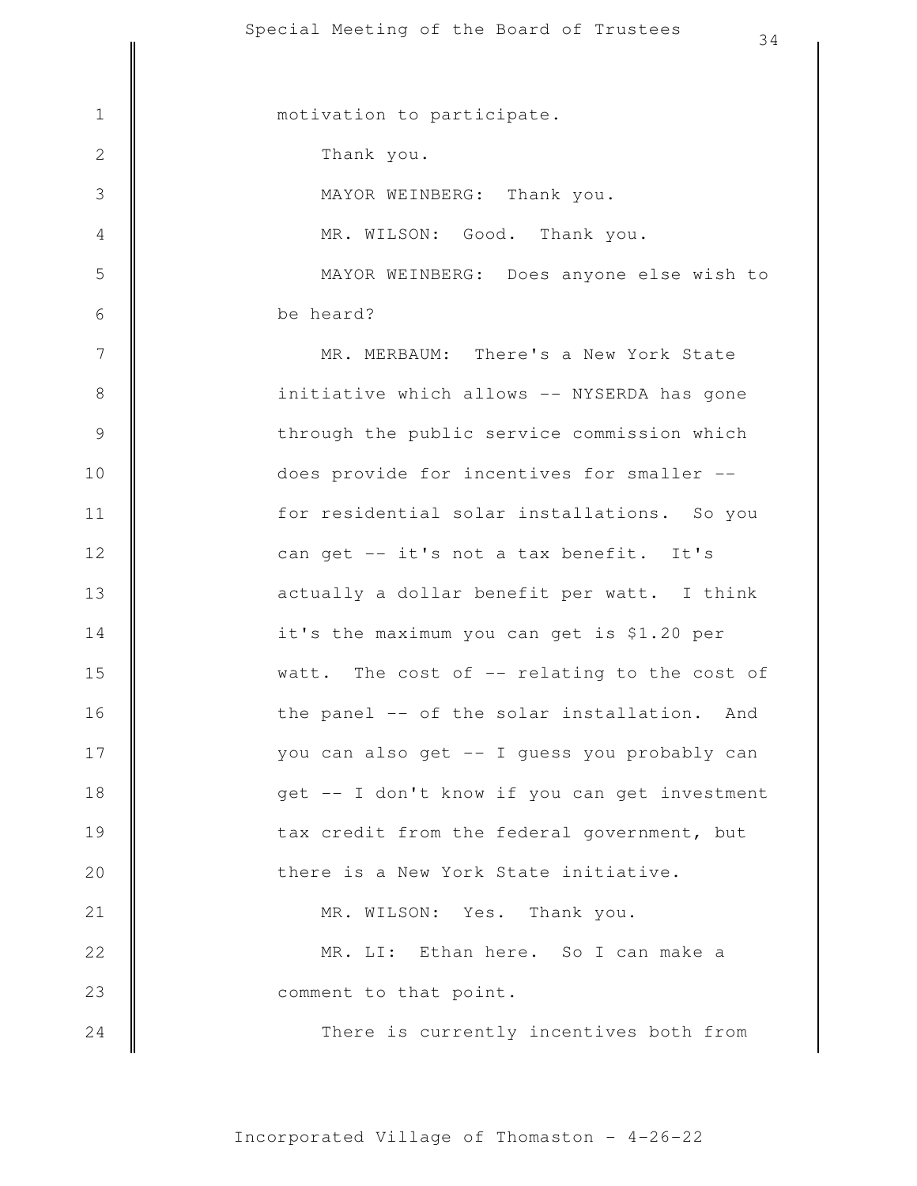motivation to participate.

Thank you.

MAYOR WEINBERG: Thank you.

MR. WILSON: Good. Thank you.

MAYOR WEINBERG: Does anyone else wish to be heard?

MR. MERBAUM: There's a New York State initiative which allows -- NYSERDA has gone through the public service commission which does provide for incentives for smaller -- for residential solar installations. So you can get -- it's not a tax benefit. It's actually a dollar benefit per watt. I think it's the maximum you can get is $1.20 per watt. The cost of -- relating to the cost of the panel -- of the solar installation. And you can also get -- I guess you probably can get -- I don't know if you can get investment tax credit from the federal government, but there is a New York State initiative.

MR. WILSON: Yes. Thank you.

MR. LI: Ethan here. So I can make a comment to that point.

There is currently incentives both from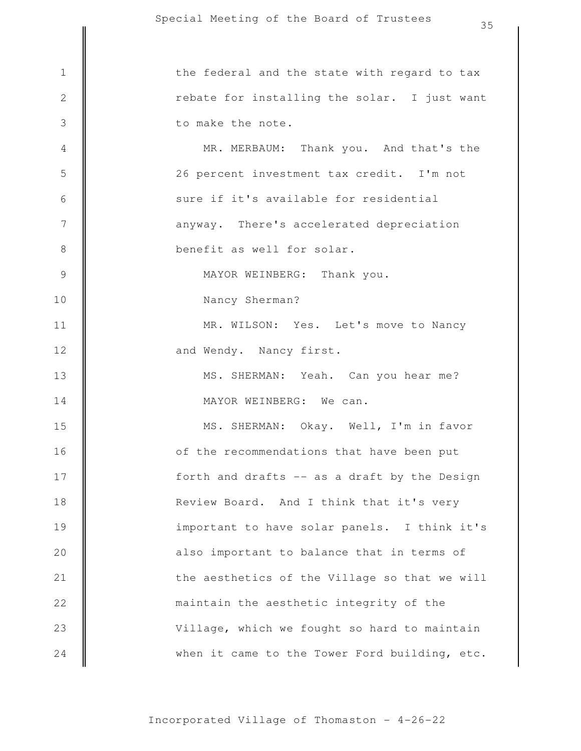the federal and the state with regard to tax rebate for installing the solar. I just want to make the note.

MR. MERBAUM: Thank you. And that's the 26 percent investment tax credit. I'm not sure if it's available for residential anyway. There's accelerated depreciation benefit as well for solar.

MAYOR WEINBERG: Thank you.

Nancy Sherman?

MR. WILSON: Yes. Let's move to Nancy and Wendy. Nancy first.

MS. SHERMAN: Yeah. Can you hear me?

MAYOR WEINBERG: We can.

MS. SHERMAN: Okay. Well, I'm in favor of the recommendations that have been put forth and drafts -- as a draft by the Design Review Board. And I think that it's very important to have solar panels. I think it's also important to balance that in terms of the aesthetics of the Village so that we will maintain the aesthetic integrity of the Village, which we fought so hard to maintain when it came to the Tower Ford building, etc.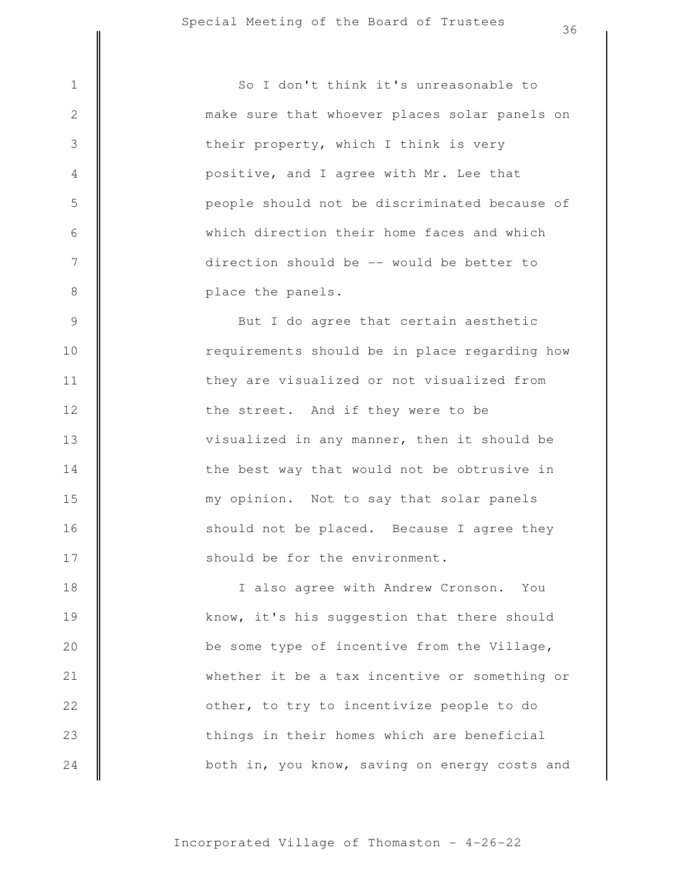So I don't think it's unreasonable to make sure that whoever places solar panels on their property, which I think is very positive, and I agree with Mr. Lee that people should not be discriminated because of which direction their home faces and which direction should be -- would be better to place the panels.

But I do agree that certain aesthetic requirements should be in place regarding how they are visualized or not visualized from the street. And if they were to be visualized in any manner, then it should be the best way that would not be obtrusive in my opinion. Not to say that solar panels should not be placed. Because I agree they should be for the environment.

I also agree with Andrew Cronson. You know, it's his suggestion that there should be some type of incentive from the Village, whether it be a tax incentive or something or other, to try to incentivize people to do things in their homes which are beneficial both in, you know, saving on energy costs and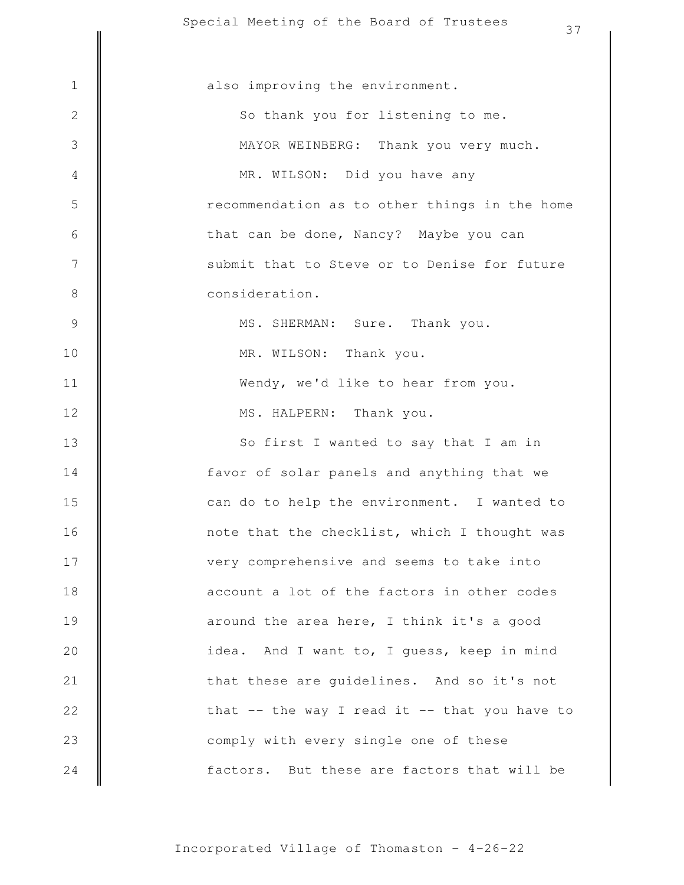also improving the environment.

So thank you for listening to me.

MAYOR WEINBERG: Thank you very much.

MR. WILSON: Did you have any recommendation as to other things in the home that can be done, Nancy? Maybe you can submit that to Steve or to Denise for future consideration.

MS. SHERMAN: Sure. Thank you.

MR. WILSON: Thank you.

Wendy, we'd like to hear from you.

MS. HALPERN: Thank you.

So first I wanted to say that I am in favor of solar panels and anything that we can do to help the environment. I wanted to note that the checklist, which I thought was very comprehensive and seems to take into account a lot of the factors in other codes around the area here, I think it's a good idea. And I want to, I guess, keep in mind that these are guidelines. And so it's not that -- the way I read it -- that you have to comply with every single one of these factors. But these are factors that will be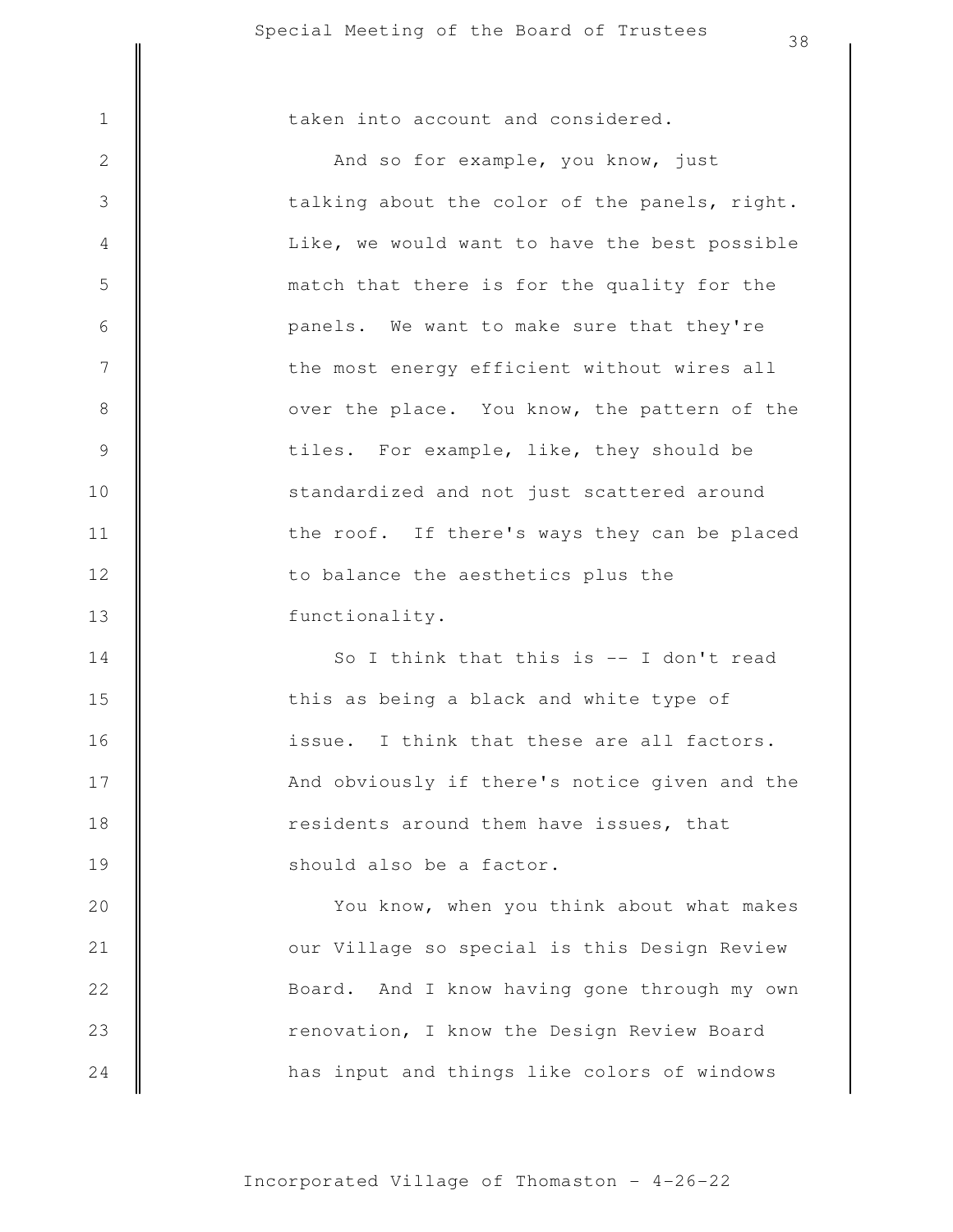taken into account and considered.

And so for example, you know, just talking about the color of the panels, right. Like, we would want to have the best possible match that there is for the quality for the panels. We want to make sure that they're the most energy efficient without wires all over the place. You know, the pattern of the tiles. For example, like, they should be standardized and not just scattered around the roof. If there's ways they can be placed to balance the aesthetics plus the functionality.

So I think that this is -- I don't read this as being a black and white type of issue. I think that these are all factors. And obviously if there's notice given and the residents around them have issues, that should also be a factor.

You know, when you think about what makes our Village so special is this Design Review Board. And I know having gone through my own renovation, I know the Design Review Board has input and things like colors of windows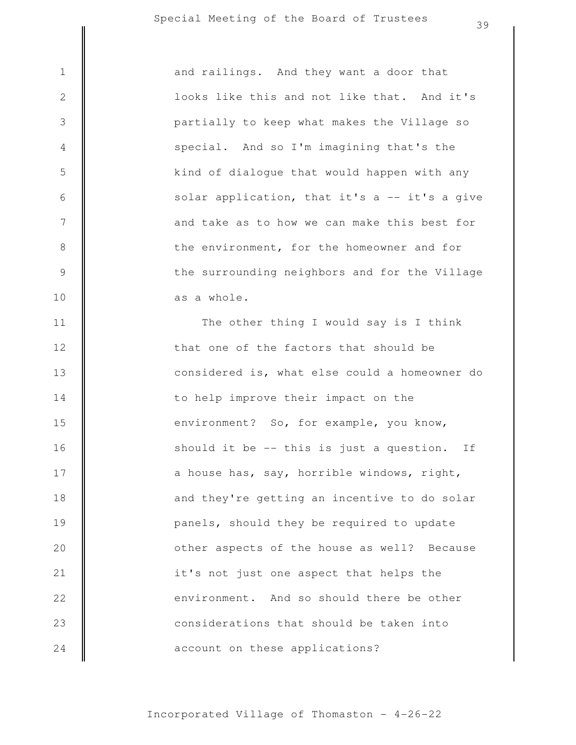and railings. And they want a door that looks like this and not like that. And it's partially to keep what makes the Village so special. And so I'm imagining that's the kind of dialogue that would happen with any solar application, that it's a -- it's a give and take as to how we can make this best for the environment, for the homeowner and for the surrounding neighbors and for the Village as a whole.

The other thing I would say is I think that one of the factors that should be considered is, what else could a homeowner do to help improve their impact on the environment? So, for example, you know, should it be -- this is just a question. If a house has, say, horrible windows, right, and they're getting an incentive to do solar panels, should they be required to update other aspects of the house as well? Because it's not just one aspect that helps the environment. And so should there be other considerations that should be taken into account on these applications?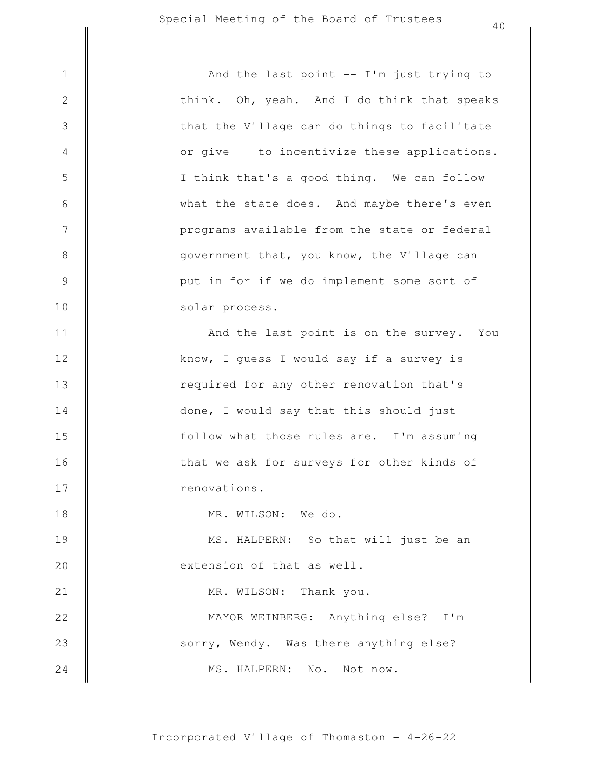And the last point -- I'm just trying to think. Oh, yeah. And I do think that speaks that the Village can do things to facilitate or give -- to incentivize these applications. I think that's a good thing. We can follow what the state does. And maybe there's even programs available from the state or federal government that, you know, the Village can put in for if we do implement some sort of solar process.

And the last point is on the survey. You know, I guess I would say if a survey is required for any other renovation that's done, I would say that this should just follow what those rules are. I'm assuming that we ask for surveys for other kinds of renovations.

MR. WILSON: We do.

MS. HALPERN: So that will just be an extension of that as well.

MR. WILSON: Thank you.

MAYOR WEINBERG: Anything else? I'm sorry, Wendy. Was there anything else?

MS. HALPERN: No. Not now.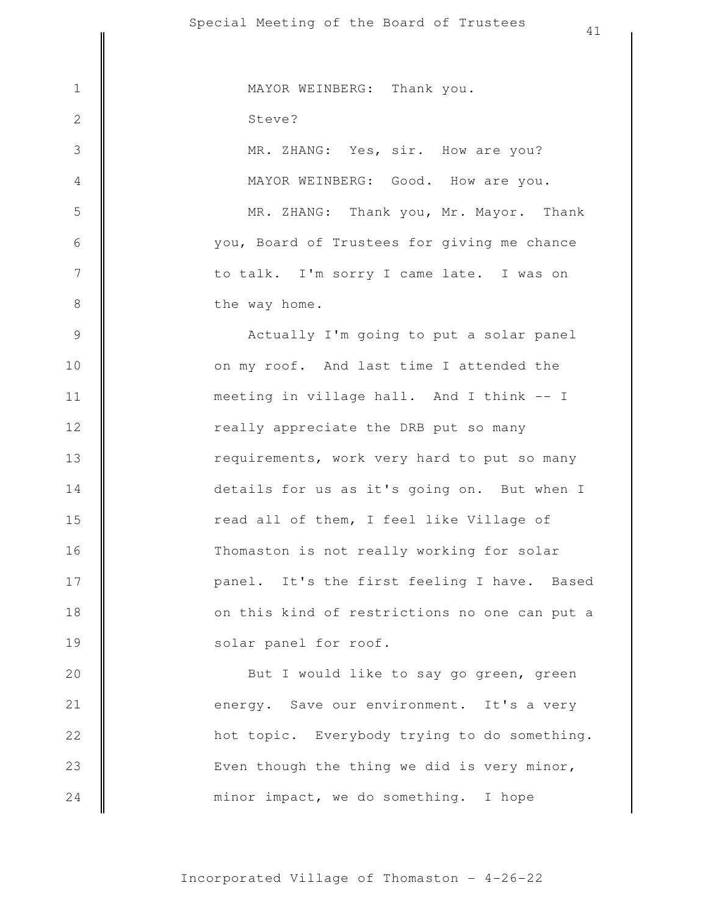MAYOR WEINBERG: Thank you.

Steve?

MR. ZHANG: Yes, sir. How are you?

MAYOR WEINBERG: Good. How are you.

MR. ZHANG: Thank you, Mr. Mayor. Thank you, Board of Trustees for giving me chance to talk. I'm sorry I came late. I was on the way home.

Actually I'm going to put a solar panel on my roof. And last time I attended the meeting in village hall. And I think -- I really appreciate the DRB put so many requirements, work very hard to put so many details for us as it's going on. But when I read all of them, I feel like Village of Thomaston is not really working for solar panel. It's the first feeling I have. Based on this kind of restrictions no one can put a solar panel for roof.

But I would like to say go green, green energy. Save our environment. It's a very hot topic. Everybody trying to do something. Even though the thing we did is very minor, minor impact, we do something. I hope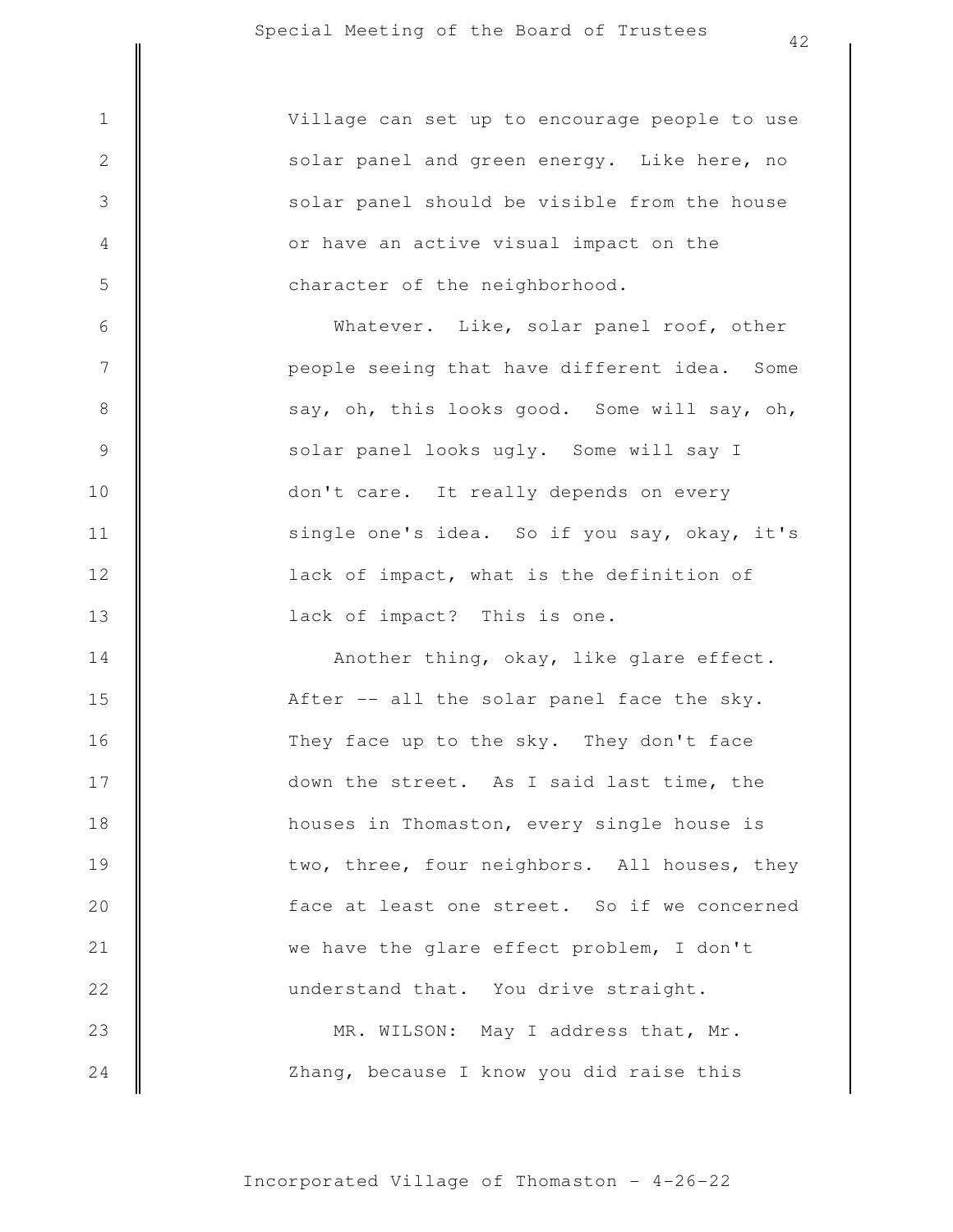Village can set up to encourage people to use solar panel and green energy. Like here, no solar panel should be visible from the house or have an active visual impact on the character of the neighborhood.

Whatever. Like, solar panel roof, other people seeing that have different idea. Some say, oh, this looks good. Some will say, oh, solar panel looks ugly. Some will say I don't care. It really depends on every single one's idea. So if you say, okay, it's lack of impact, what is the definition of lack of impact? This is one.

Another thing, okay, like glare effect. After -- all the solar panel face the sky. They face up to the sky. They don't face down the street. As I said last time, the houses in Thomaston, every single house is two, three, four neighbors. All houses, they face at least one street. So if we concerned we have the glare effect problem, I don't understand that. You drive straight.

MR. WILSON: May I address that, Mr. Zhang, because I know you did raise this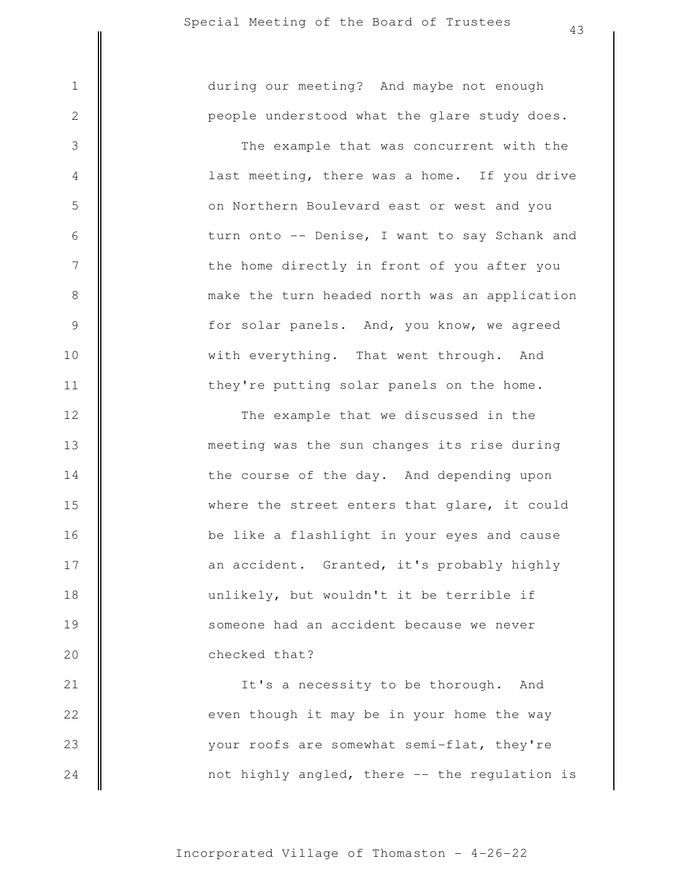during our meeting? And maybe not enough people understood what the glare study does.

The example that was concurrent with the last meeting, there was a home. If you drive on Northern Boulevard east or west and you turn onto -- Denise, I want to say Schank and the home directly in front of you after you make the turn headed north was an application for solar panels. And, you know, we agreed with everything. That went through. And they're putting solar panels on the home.

The example that we discussed in the meeting was the sun changes its rise during the course of the day. And depending upon where the street enters that glare, it could be like a flashlight in your eyes and cause an accident. Granted, it's probably highly unlikely, but wouldn't it be terrible if someone had an accident because we never checked that?

It's a necessity to be thorough. And even though it may be in your home the way your roofs are somewhat semi-flat, they're not highly angled, there -- the regulation is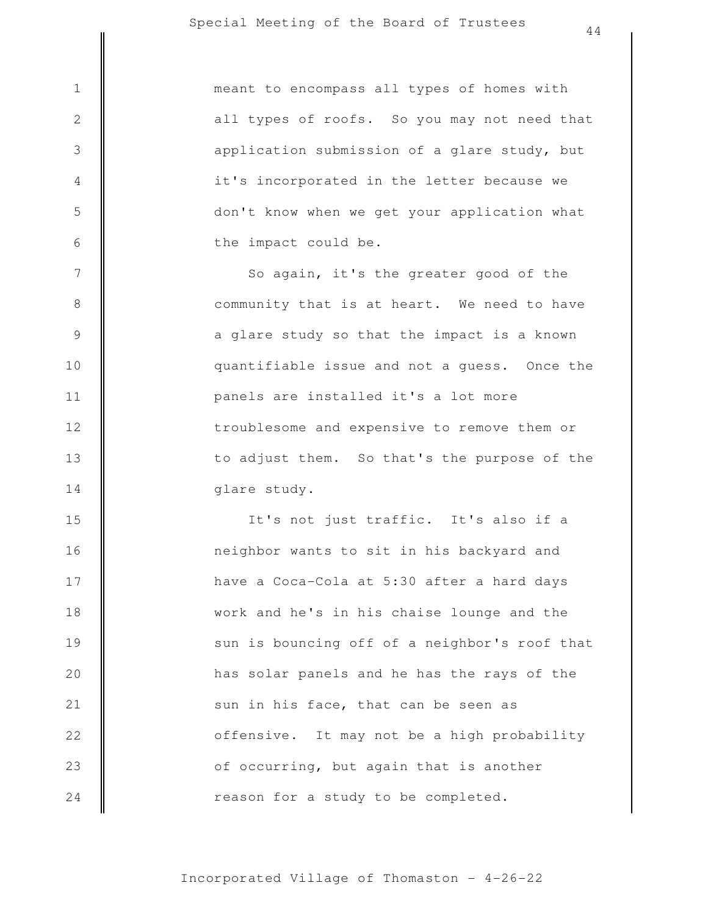meant to encompass all types of homes with all types of roofs. So you may not need that application submission of a glare study, but it's incorporated in the letter because we don't know when we get your application what the impact could be.

So again, it's the greater good of the community that is at heart. We need to have a glare study so that the impact is a known quantifiable issue and not a guess. Once the panels are installed it's a lot more troublesome and expensive to remove them or to adjust them. So that's the purpose of the glare study.

It's not just traffic. It's also if a neighbor wants to sit in his backyard and have a Coca-Cola at 5:30 after a hard days work and he's in his chaise lounge and the sun is bouncing off of a neighbor's roof that has solar panels and he has the rays of the sun in his face, that can be seen as offensive. It may not be a high probability of occurring, but again that is another reason for a study to be completed.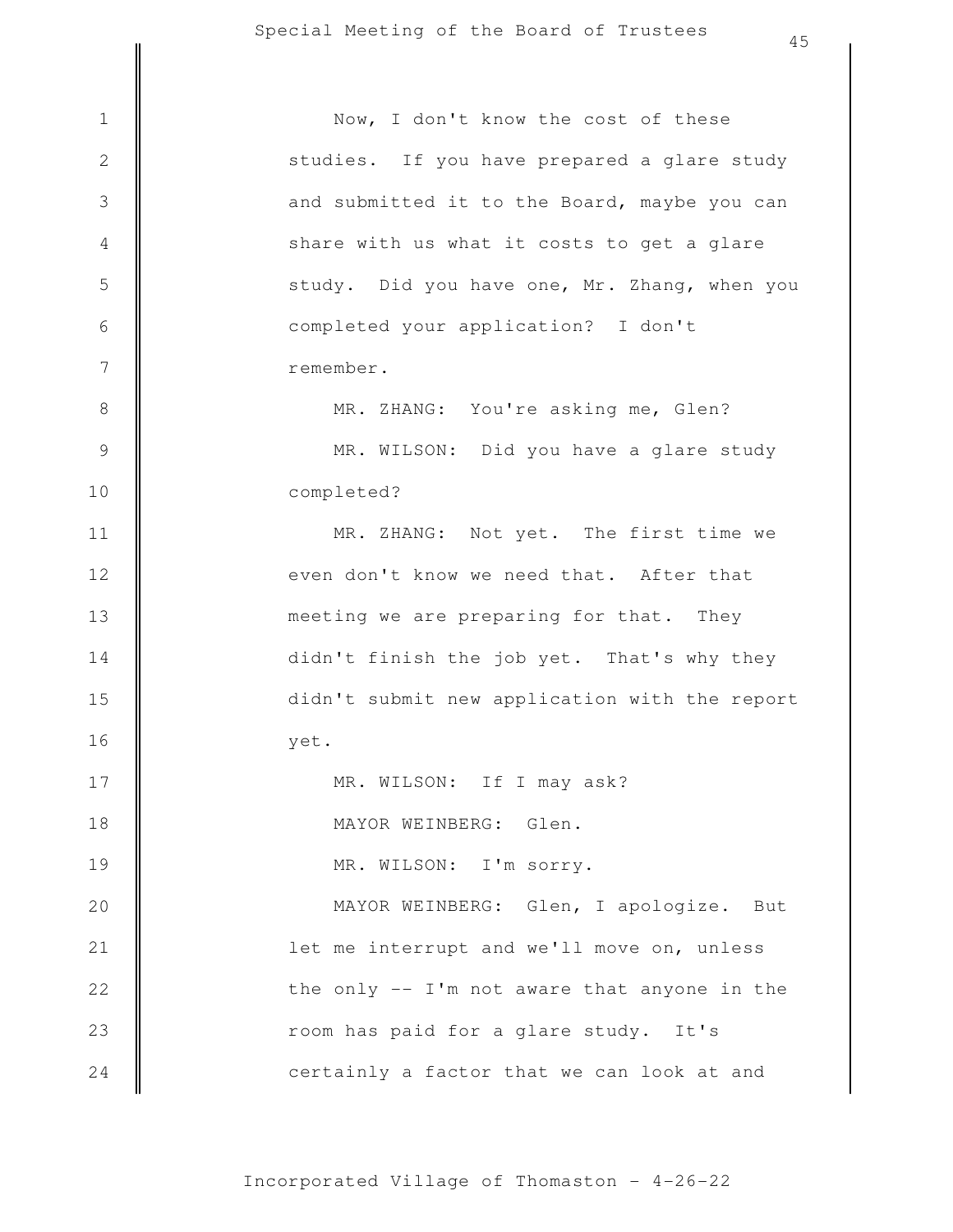Now, I don't know the cost of these studies. If you have prepared a glare study and submitted it to the Board, maybe you can share with us what it costs to get a glare study. Did you have one, Mr. Zhang, when you completed your application? I don't remember.

MR. ZHANG: You're asking me, Glen?

MR. WILSON: Did you have a glare study completed?

MR. ZHANG: Not yet. The first time we even don't know we need that. After that meeting we are preparing for that. They didn't finish the job yet. That's why they didn't submit new application with the report yet.

MR. WILSON: If I may ask?

MAYOR WEINBERG: Glen.

MR. WILSON: I'm sorry.

MAYOR WEINBERG: Glen, I apologize. But let me interrupt and we'll move on, unless the only -- I'm not aware that anyone in the room has paid for a glare study. It's certainly a factor that we can look at and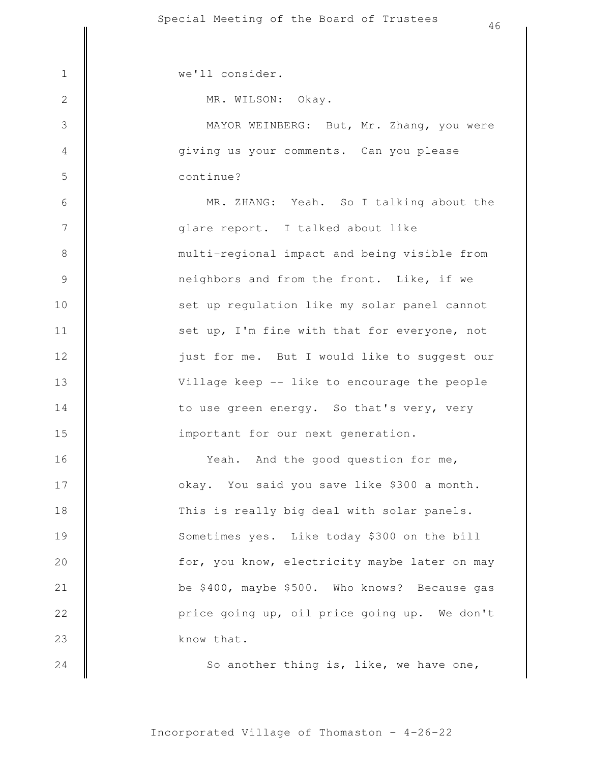we'll consider.

MR. WILSON: Okay.

MAYOR WEINBERG: But, Mr. Zhang, you were giving us your comments. Can you please continue?

MR. ZHANG: Yeah. So I talking about the glare report. I talked about like multi-regional impact and being visible from neighbors and from the front. Like, if we set up regulation like my solar panel cannot set up, I'm fine with that for everyone, not just for me. But I would like to suggest our Village keep -- like to encourage the people to use green energy. So that's very, very important for our next generation.

Yeah. And the good question for me, okay. You said you save like $300 a month. This is really big deal with solar panels. Sometimes yes. Like today $300 on the bill for, you know, electricity maybe later on may be $400, maybe $500. Who knows? Because gas price going up, oil price going up. We don't know that.

So another thing is, like, we have one,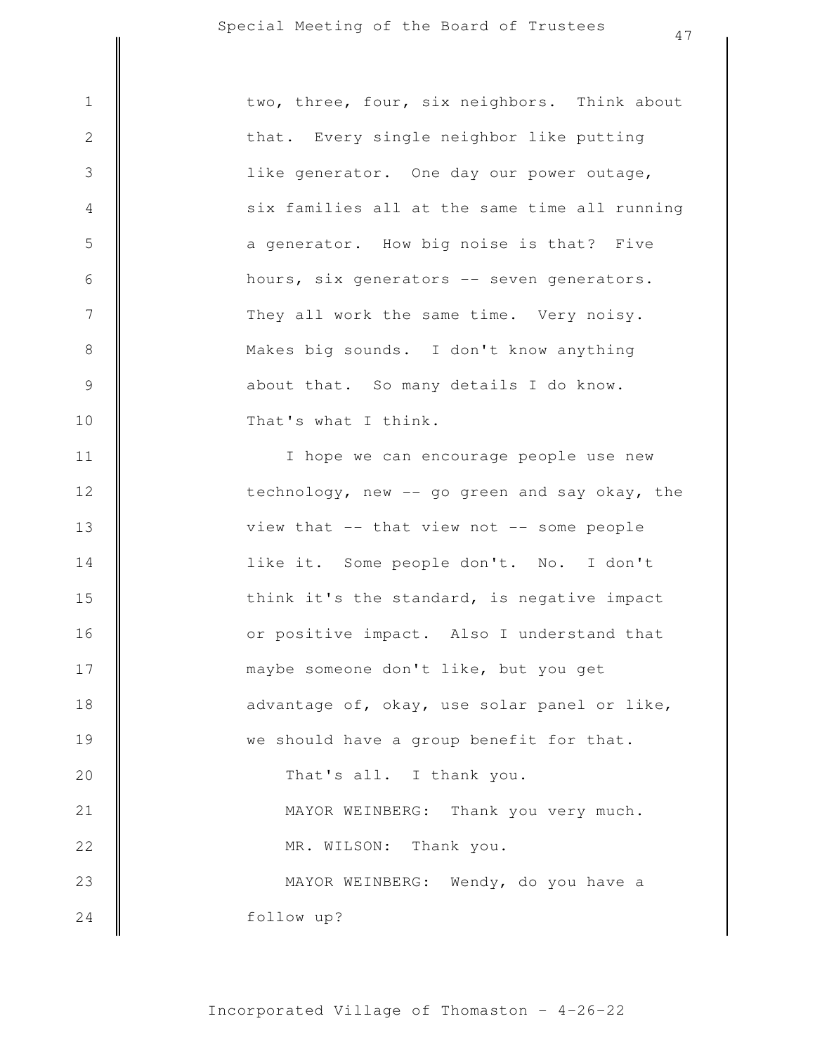two, three, four, six neighbors. Think about that. Every single neighbor like putting like generator. One day our power outage, six families all at the same time all running a generator. How big noise is that? Five hours, six generators -- seven generators. They all work the same time. Very noisy. Makes big sounds. I don't know anything about that. So many details I do know. That's what I think.

I hope we can encourage people use new technology, new -- go green and say okay, the view that -- that view not -- some people like it. Some people don't. No. I don't think it's the standard, is negative impact or positive impact. Also I understand that maybe someone don't like, but you get advantage of, okay, use solar panel or like, we should have a group benefit for that.

That's all. I thank you.

MAYOR WEINBERG: Thank you very much.

MR. WILSON: Thank you.

MAYOR WEINBERG: Wendy, do you have a follow up?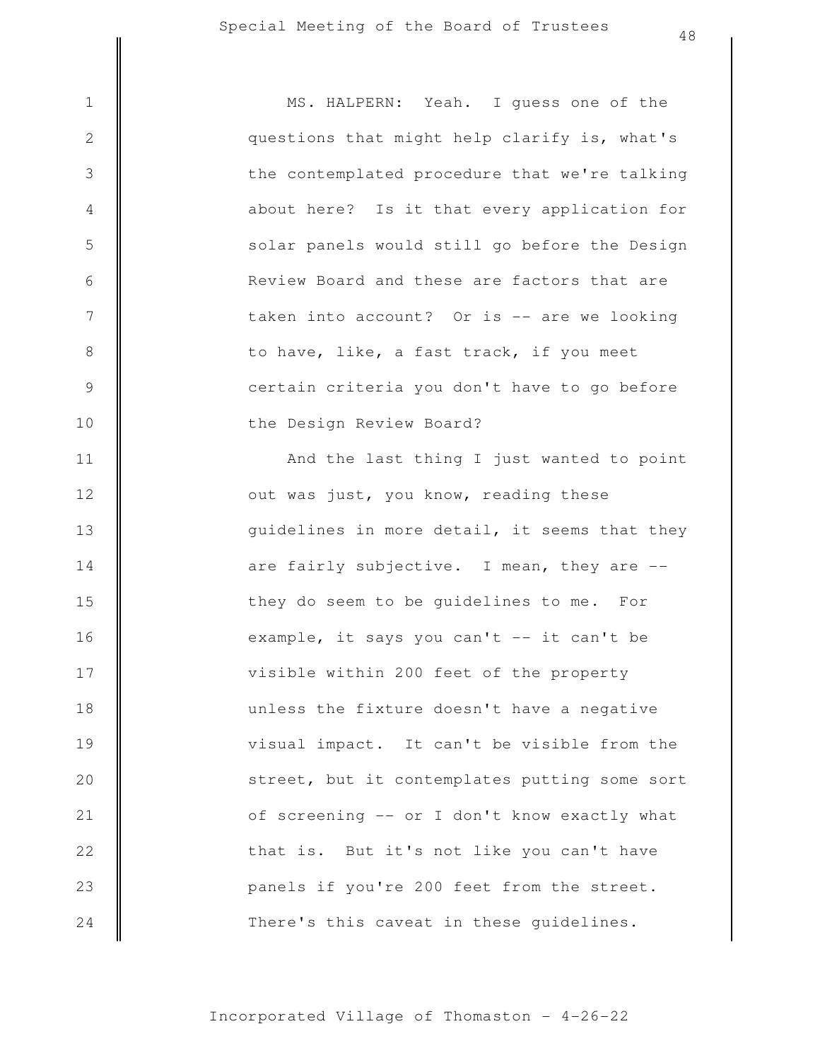MS. HALPERN: Yeah. I guess one of the questions that might help clarify is, what's the contemplated procedure that we're talking about here? Is it that every application for solar panels would still go before the Design Review Board and these are factors that are taken into account? Or is -- are we looking to have, like, a fast track, if you meet certain criteria you don't have to go before the Design Review Board?

And the last thing I just wanted to point out was just, you know, reading these guidelines in more detail, it seems that they are fairly subjective. I mean, they are -- they do seem to be guidelines to me. For example, it says you can't -- it can't be visible within 200 feet of the property unless the fixture doesn't have a negative visual impact. It can't be visible from the street, but it contemplates putting some sort of screening -- or I don't know exactly what that is. But it's not like you can't have panels if you're 200 feet from the street. There's this caveat in these guidelines.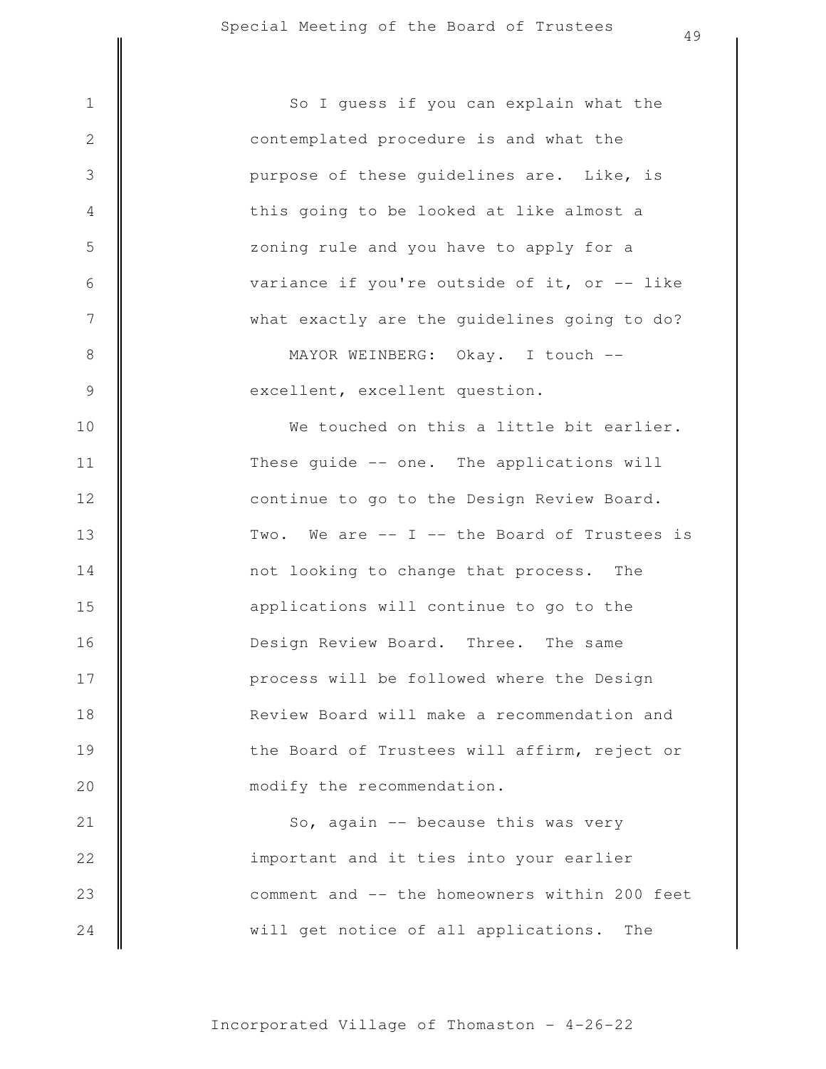So I guess if you can explain what the contemplated procedure is and what the purpose of these guidelines are. Like, is this going to be looked at like almost a zoning rule and you have to apply for a variance if you're outside of it, or -- like what exactly are the guidelines going to do?

MAYOR WEINBERG: Okay. I touch -- excellent, excellent question.

We touched on this a little bit earlier. These guide -- one. The applications will continue to go to the Design Review Board. Two. We are -- I -- the Board of Trustees is not looking to change that process. The applications will continue to go to the Design Review Board. Three. The same process will be followed where the Design Review Board will make a recommendation and the Board of Trustees will affirm, reject or modify the recommendation.

So, again -- because this was very important and it ties into your earlier comment and -- the homeowners within 200 feet will get notice of all applications. The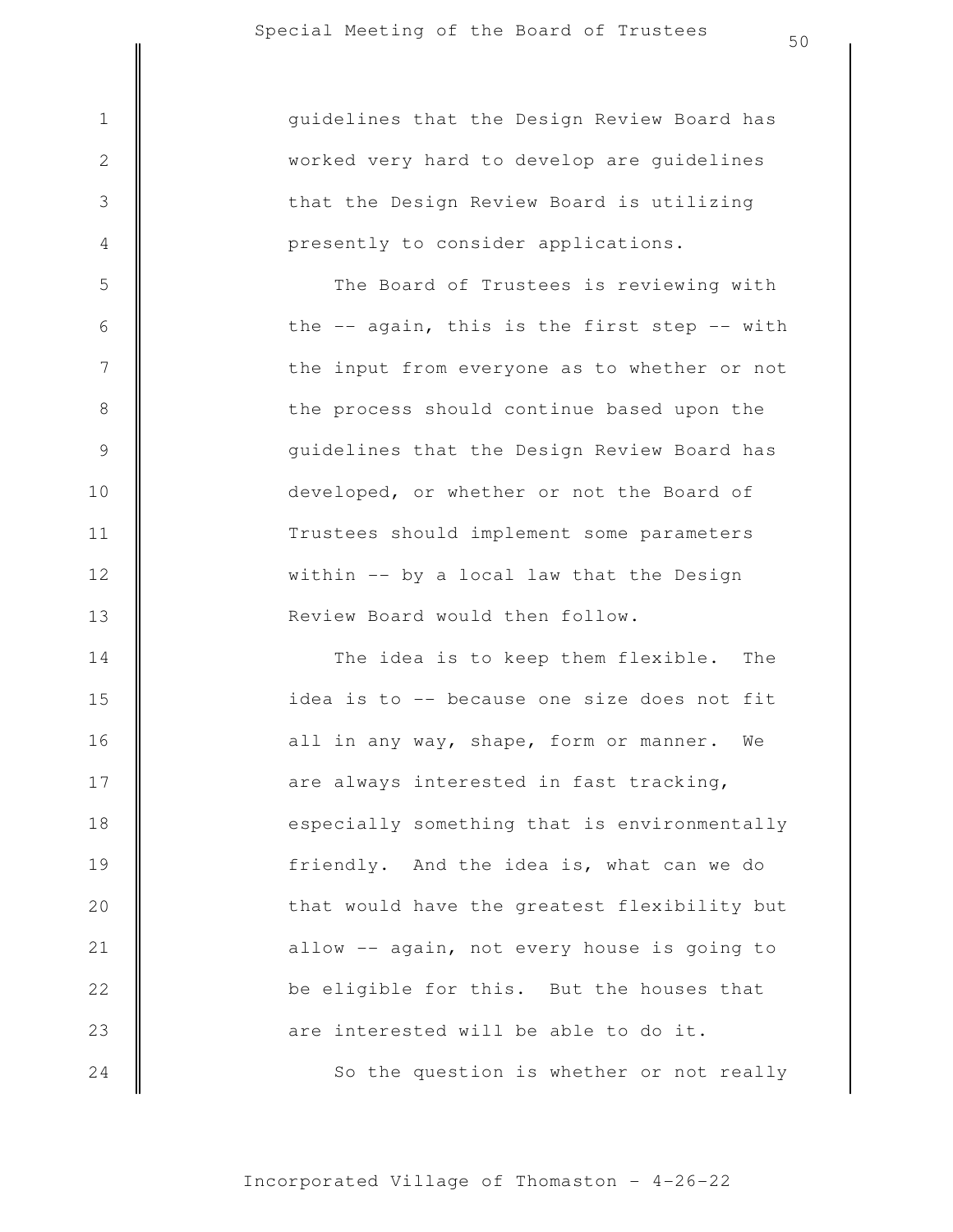guidelines that the Design Review Board has worked very hard to develop are guidelines that the Design Review Board is utilizing presently to consider applications.

The Board of Trustees is reviewing with the -- again, this is the first step -- with the input from everyone as to whether or not the process should continue based upon the guidelines that the Design Review Board has developed, or whether or not the Board of Trustees should implement some parameters within -- by a local law that the Design Review Board would then follow.

The idea is to keep them flexible. The idea is to -- because one size does not fit all in any way, shape, form or manner. We are always interested in fast tracking, especially something that is environmentally friendly. And the idea is, what can we do that would have the greatest flexibility but allow -- again, not every house is going to be eligible for this. But the houses that are interested will be able to do it.

So the question is whether or not really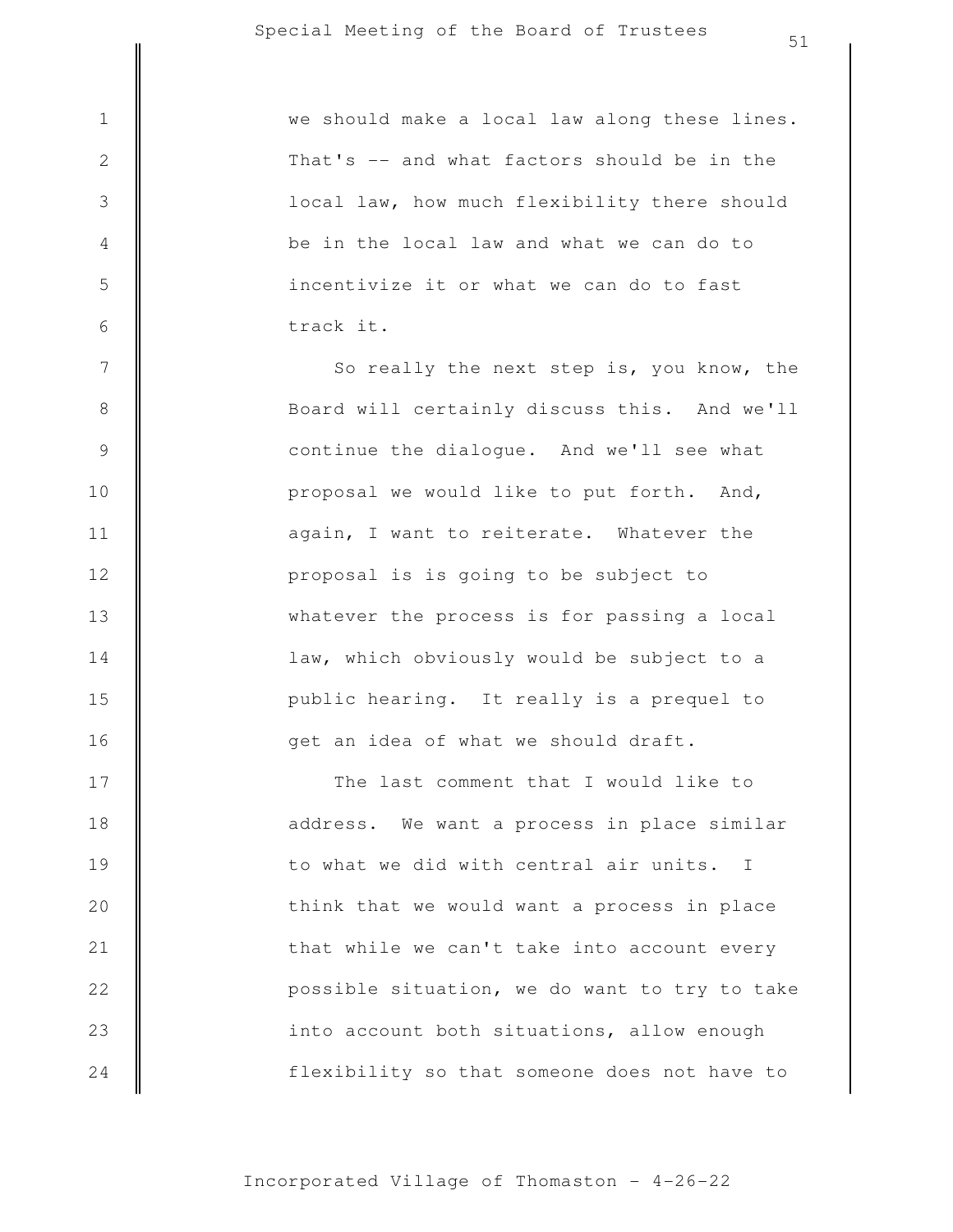we should make a local law along these lines. That's -- and what factors should be in the local law, how much flexibility there should be in the local law and what we can do to incentivize it or what we can do to fast track it.

So really the next step is, you know, the Board will certainly discuss this. And we'll continue the dialogue. And we'll see what proposal we would like to put forth. And, again, I want to reiterate. Whatever the proposal is is going to be subject to whatever the process is for passing a local law, which obviously would be subject to a public hearing. It really is a prequel to get an idea of what we should draft.

The last comment that I would like to address. We want a process in place similar to what we did with central air units. I think that we would want a process in place that while we can't take into account every possible situation, we do want to try to take into account both situations, allow enough flexibility so that someone does not have to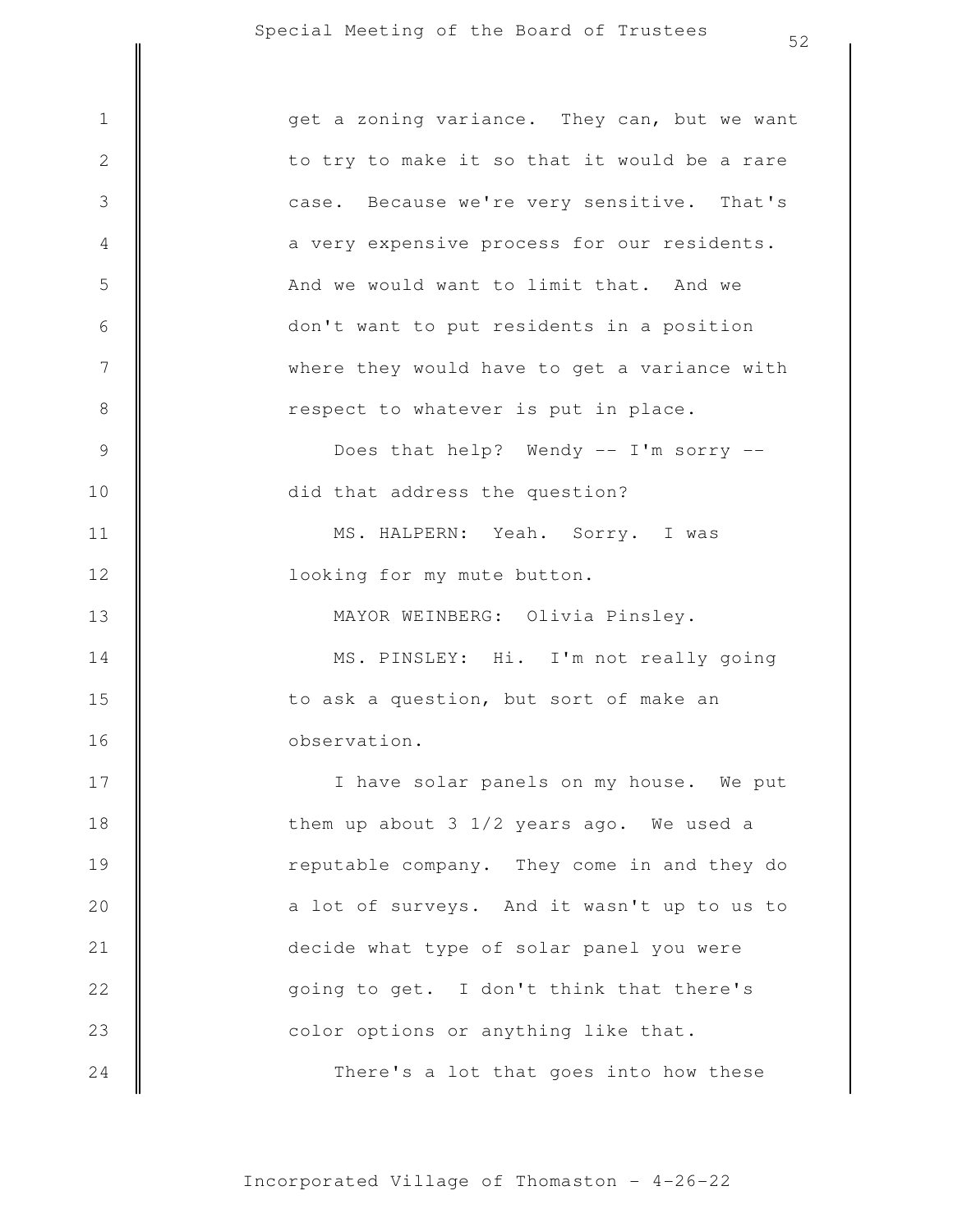get a zoning variance. They can, but we want to try to make it so that it would be a rare case. Because we're very sensitive. That's a very expensive process for our residents. And we would want to limit that. And we don't want to put residents in a position where they would have to get a variance with respect to whatever is put in place.

Does that help? Wendy -- I'm sorry -- did that address the question?

MS. HALPERN: Yeah. Sorry. I was looking for my mute button.

MAYOR WEINBERG: Olivia Pinsley.

MS. PINSLEY: Hi. I'm not really going to ask a question, but sort of make an observation.

I have solar panels on my house. We put them up about 3 1/2 years ago. We used a reputable company. They come in and they do a lot of surveys. And it wasn't up to us to decide what type of solar panel you were going to get. I don't think that there's color options or anything like that.

There's a lot that goes into how these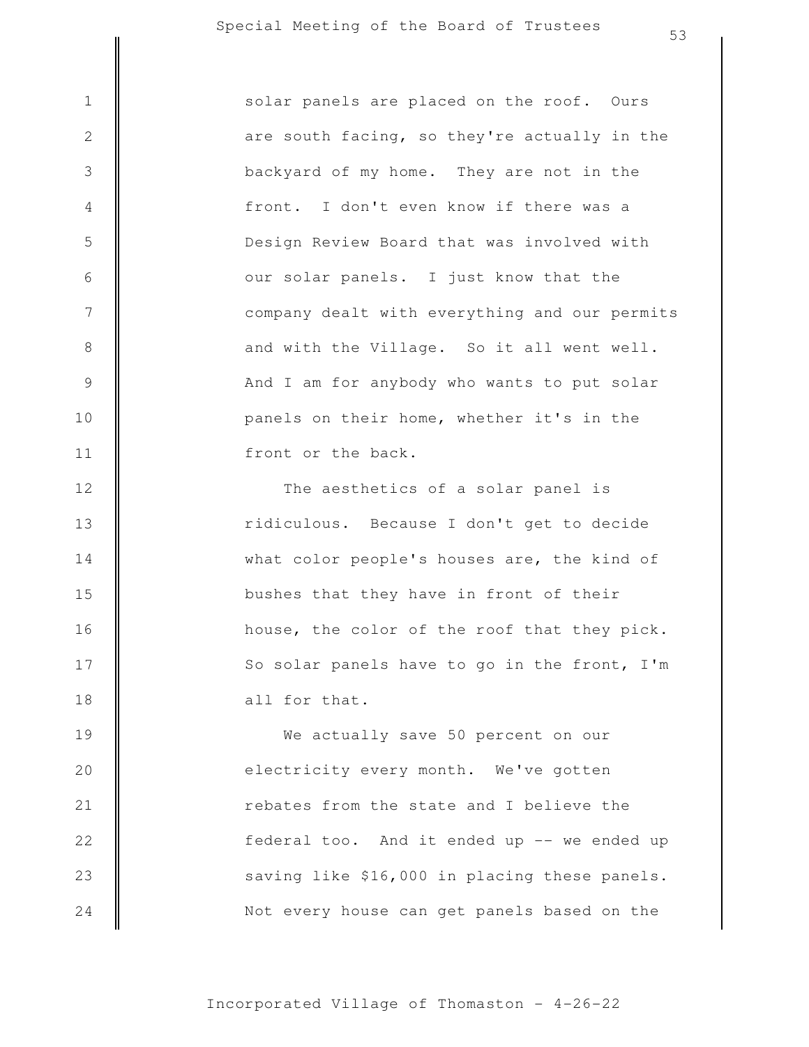solar panels are placed on the roof. Ours are south facing, so they're actually in the backyard of my home. They are not in the front. I don't even know if there was a Design Review Board that was involved with our solar panels. I just know that the company dealt with everything and our permits and with the Village. So it all went well. And I am for anybody who wants to put solar panels on their home, whether it's in the front or the back.

The aesthetics of a solar panel is ridiculous. Because I don't get to decide what color people's houses are, the kind of bushes that they have in front of their house, the color of the roof that they pick. So solar panels have to go in the front, I'm all for that.

We actually save 50 percent on our electricity every month. We've gotten rebates from the state and I believe the federal too. And it ended up -- we ended up saving like $16,000 in placing these panels. Not every house can get panels based on the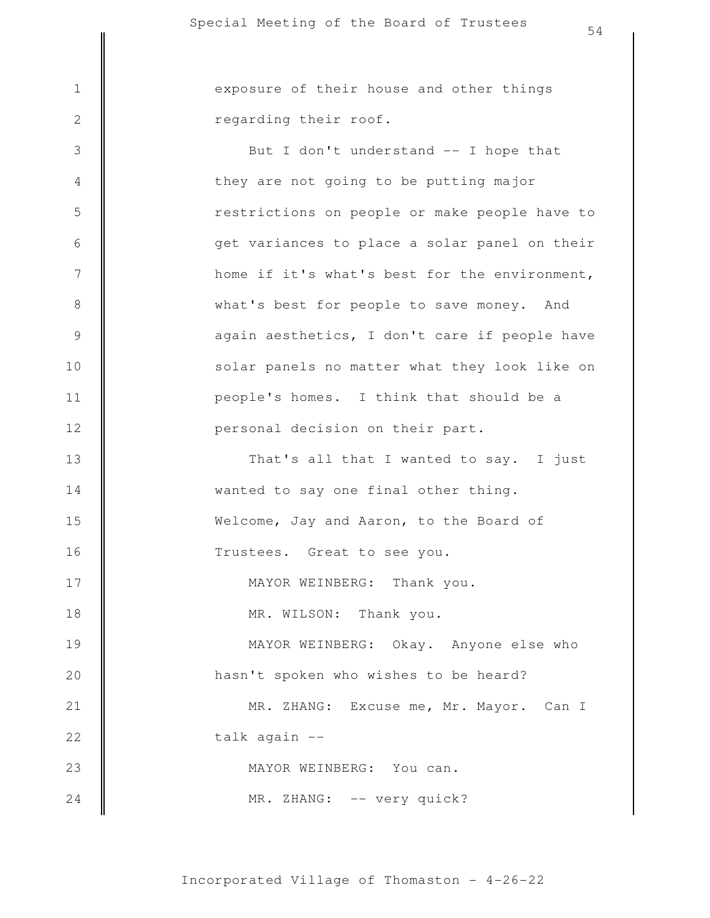exposure of their house and other things regarding their roof.

But I don't understand -- I hope that they are not going to be putting major restrictions on people or make people have to get variances to place a solar panel on their home if it's what's best for the environment, what's best for people to save money. And again aesthetics, I don't care if people have solar panels no matter what they look like on people's homes. I think that should be a personal decision on their part.

That's all that I wanted to say. I just wanted to say one final other thing. Welcome, Jay and Aaron, to the Board of Trustees. Great to see you.

MAYOR WEINBERG: Thank you.

MR. WILSON: Thank you.

MAYOR WEINBERG: Okay. Anyone else who hasn't spoken who wishes to be heard?

MR. ZHANG: Excuse me, Mr. Mayor. Can I talk again --

MAYOR WEINBERG: You can.

MR. ZHANG: -- very quick?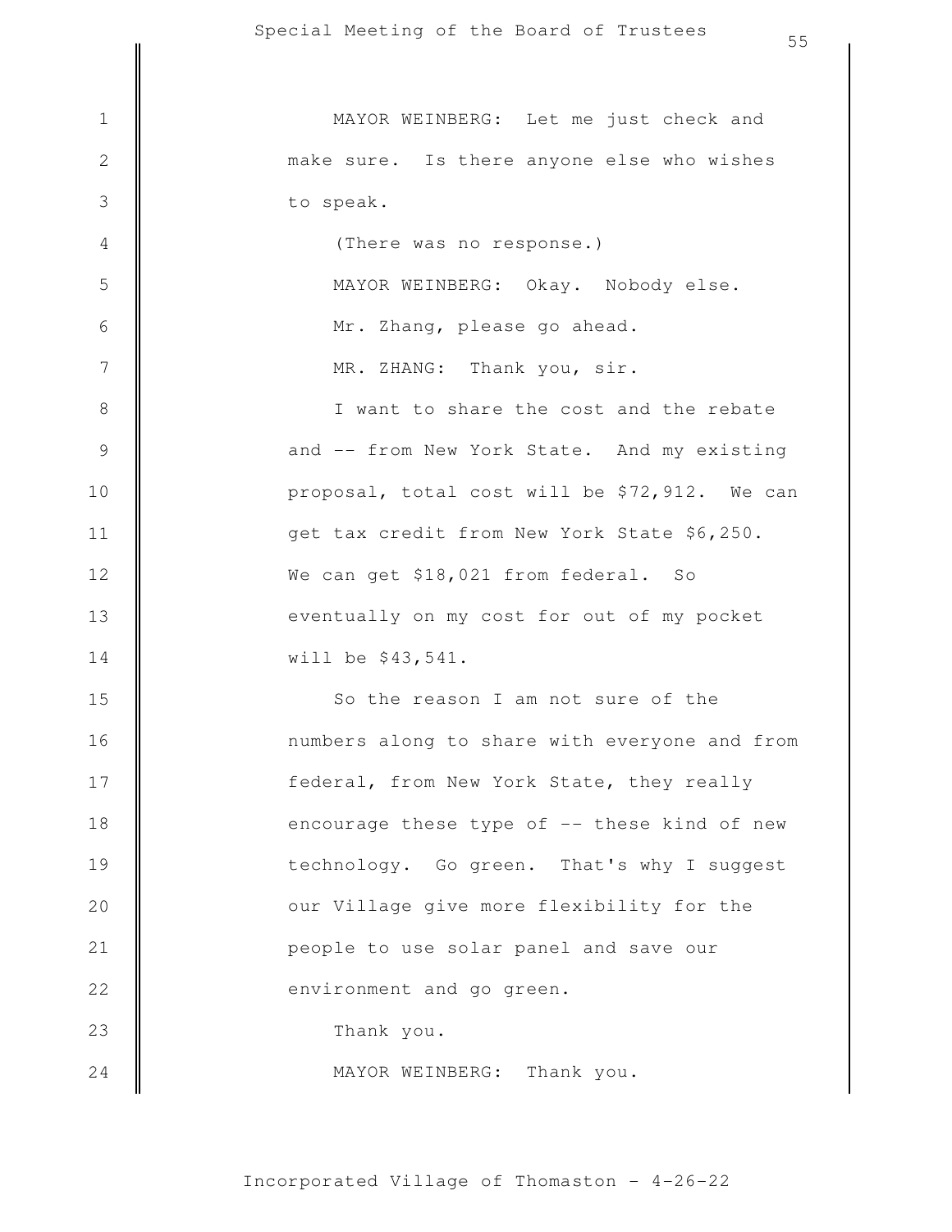MAYOR WEINBERG: Let me just check and make sure. Is there anyone else who wishes to speak.

(There was no response.)

MAYOR WEINBERG: Okay. Nobody else.

Mr. Zhang, please go ahead.

MR. ZHANG: Thank you, sir.

I want to share the cost and the rebate and -- from New York State. And my existing proposal, total cost will be $72,912. We can get tax credit from New York State $6,250. We can get $18,021 from federal. So eventually on my cost for out of my pocket will be $43,541.

So the reason I am not sure of the numbers along to share with everyone and from federal, from New York State, they really encourage these type of -- these kind of new technology. Go green. That's why I suggest our Village give more flexibility for the people to use solar panel and save our environment and go green.

Thank you.

MAYOR WEINBERG: Thank you.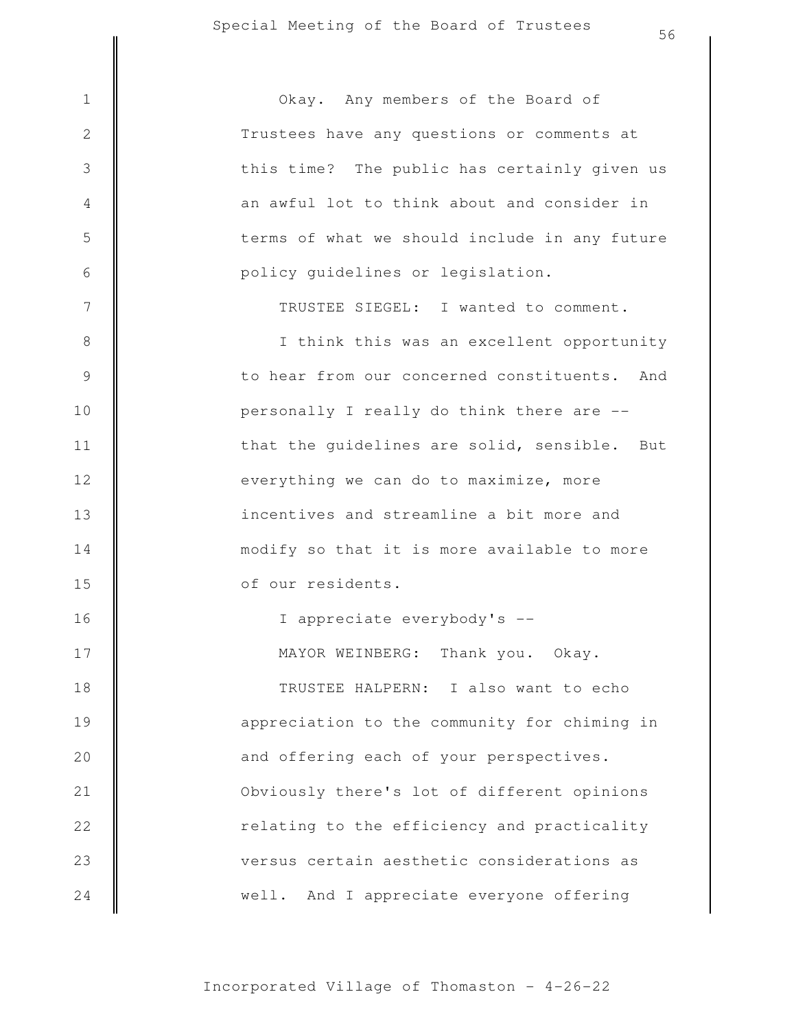Okay. Any members of the Board of Trustees have any questions or comments at this time? The public has certainly given us an awful lot to think about and consider in terms of what we should include in any future policy guidelines or legislation.

TRUSTEE SIEGEL: I wanted to comment.

I think this was an excellent opportunity to hear from our concerned constituents. And personally I really do think there are -- that the guidelines are solid, sensible. But everything we can do to maximize, more incentives and streamline a bit more and modify so that it is more available to more of our residents.

I appreciate everybody's --

MAYOR WEINBERG: Thank you. Okay.

TRUSTEE HALPERN: I also want to echo appreciation to the community for chiming in and offering each of your perspectives. Obviously there's lot of different opinions relating to the efficiency and practicality versus certain aesthetic considerations as well. And I appreciate everyone offering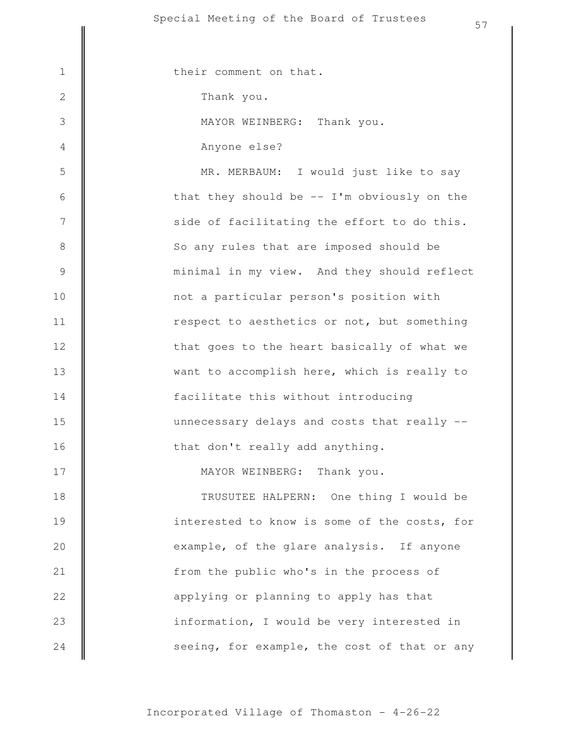their comment on that.

Thank you.

MAYOR WEINBERG: Thank you.

Anyone else?

MR. MERBAUM: I would just like to say that they should be -- I'm obviously on the side of facilitating the effort to do this. So any rules that are imposed should be minimal in my view. And they should reflect not a particular person's position with respect to aesthetics or not, but something that goes to the heart basically of what we want to accomplish here, which is really to facilitate this without introducing unnecessary delays and costs that really -- that don't really add anything.

MAYOR WEINBERG: Thank you.

TRUSUTEE HALPERN: One thing I would be interested to know is some of the costs, for example, of the glare analysis. If anyone from the public who's in the process of applying or planning to apply has that information, I would be very interested in seeing, for example, the cost of that or any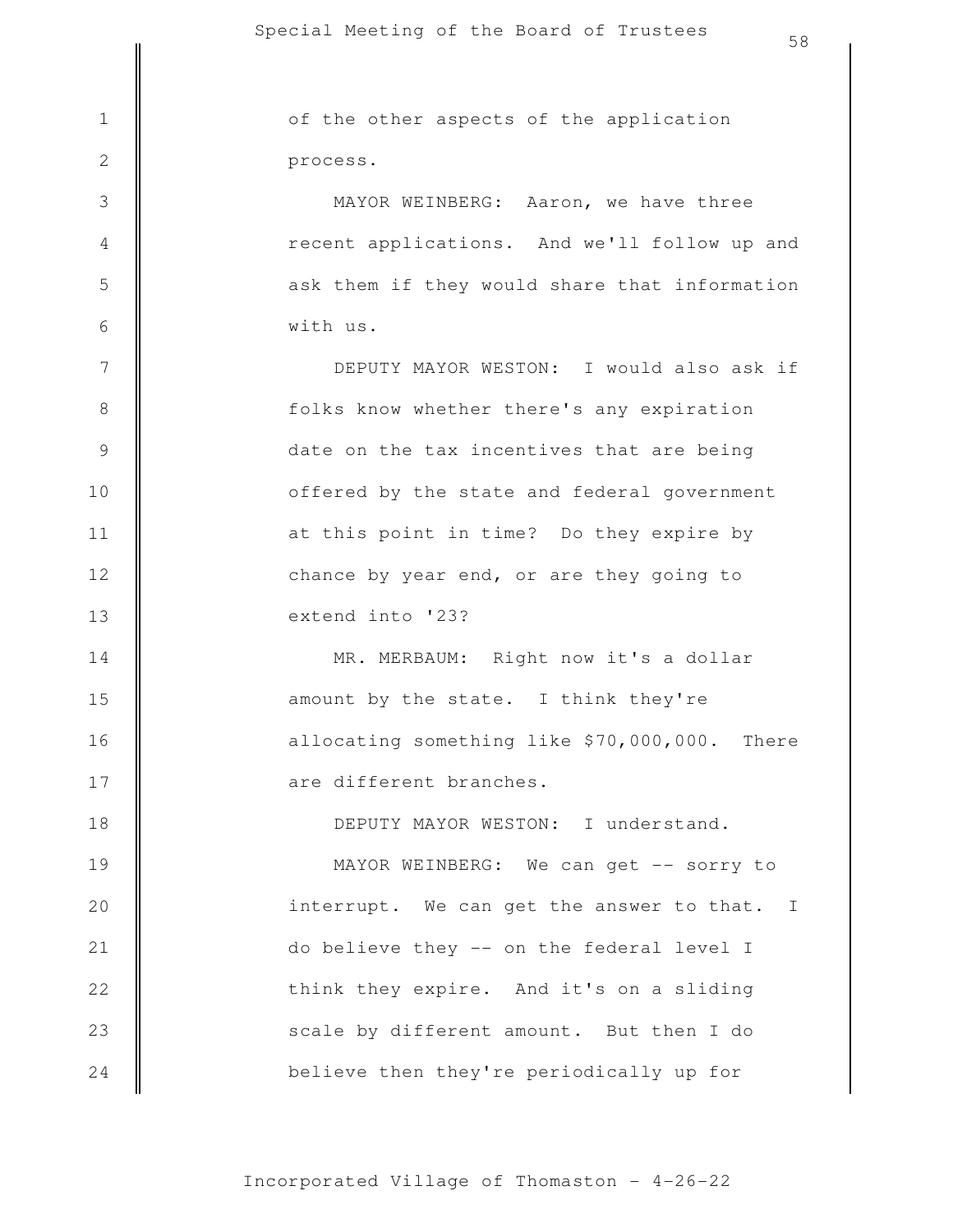of the other aspects of the application process.

MAYOR WEINBERG: Aaron, we have three recent applications. And we'll follow up and ask them if they would share that information with us.

DEPUTY MAYOR WESTON: I would also ask if folks know whether there's any expiration date on the tax incentives that are being offered by the state and federal government at this point in time? Do they expire by chance by year end, or are they going to extend into '23?

MR. MERBAUM: Right now it's a dollar amount by the state. I think they're allocating something like $70,000,000. There are different branches.

DEPUTY MAYOR WESTON: I understand.

MAYOR WEINBERG: We can get -- sorry to interrupt. We can get the answer to that. I do believe they -- on the federal level I think they expire. And it's on a sliding scale by different amount. But then I do believe then they're periodically up for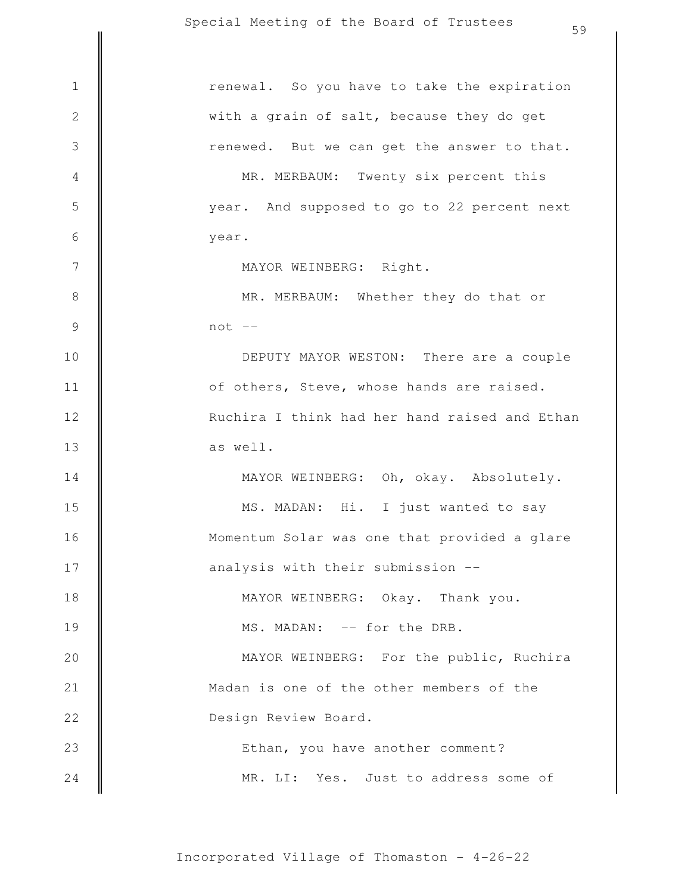renewal. So you have to take the expiration with a grain of salt, because they do get renewed. But we can get the answer to that.

MR. MERBAUM: Twenty six percent this year. And supposed to go to 22 percent next year.

MAYOR WEINBERG: Right.

MR. MERBAUM: Whether they do that or not --

DEPUTY MAYOR WESTON: There are a couple of others, Steve, whose hands are raised. Ruchira I think had her hand raised and Ethan as well.

MAYOR WEINBERG: Oh, okay. Absolutely.

MS. MADAN: Hi. I just wanted to say Momentum Solar was one that provided a glare analysis with their submission --

MAYOR WEINBERG: Okay. Thank you.

MS. MADAN: -- for the DRB.

MAYOR WEINBERG: For the public, Ruchira Madan is one of the other members of the Design Review Board.

Ethan, you have another comment?

MR. LI: Yes. Just to address some of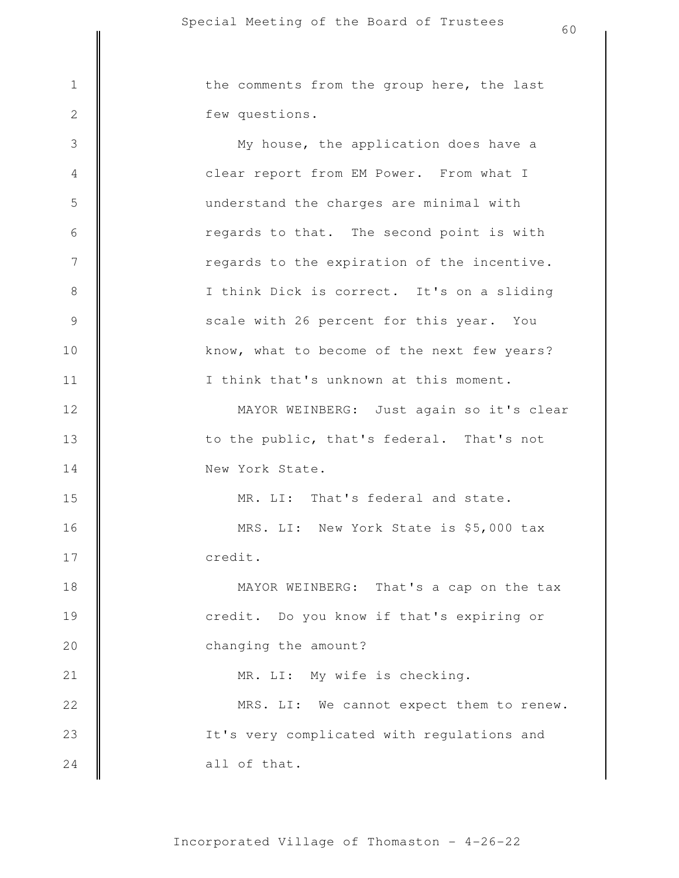the comments from the group here, the last few questions.

My house, the application does have a clear report from EM Power. From what I understand the charges are minimal with regards to that. The second point is with regards to the expiration of the incentive. I think Dick is correct. It's on a sliding scale with 26 percent for this year. You know, what to become of the next few years? I think that's unknown at this moment.

MAYOR WEINBERG: Just again so it's clear to the public, that's federal. That's not New York State.

MR. LI: That's federal and state.

MRS. LI: New York State is $5,000 tax credit.

MAYOR WEINBERG: That's a cap on the tax credit. Do you know if that's expiring or changing the amount?

MR. LI: My wife is checking.

MRS. LI: We cannot expect them to renew. It's very complicated with regulations and all of that.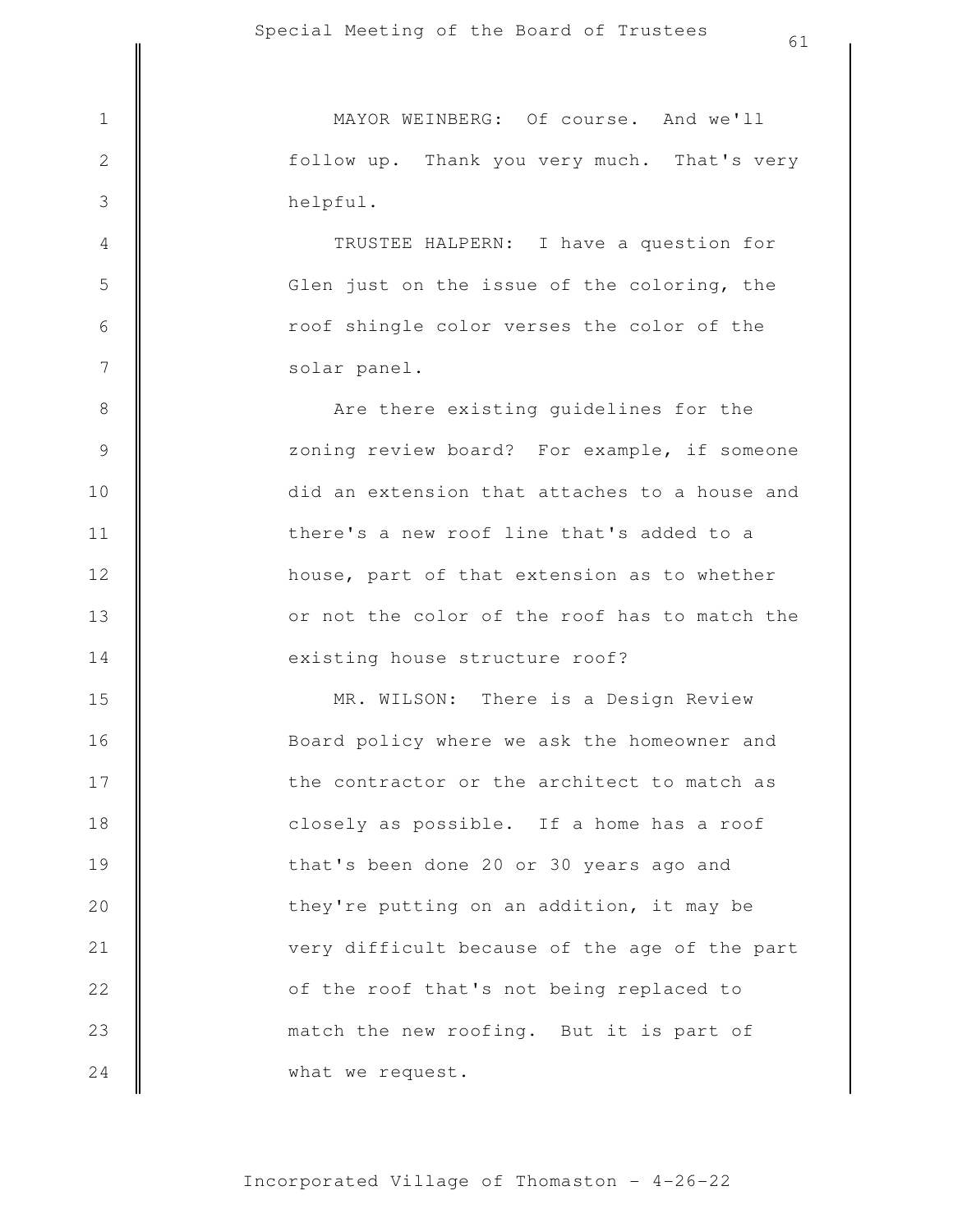MAYOR WEINBERG: Of course. And we'll follow up. Thank you very much. That's very helpful.

TRUSTEE HALPERN: I have a question for Glen just on the issue of the coloring, the roof shingle color verses the color of the solar panel.

Are there existing guidelines for the zoning review board? For example, if someone did an extension that attaches to a house and there's a new roof line that's added to a house, part of that extension as to whether or not the color of the roof has to match the existing house structure roof?

MR. WILSON: There is a Design Review Board policy where we ask the homeowner and the contractor or the architect to match as closely as possible. If a home has a roof that's been done 20 or 30 years ago and they're putting on an addition, it may be very difficult because of the age of the part of the roof that's not being replaced to match the new roofing. But it is part of what we request.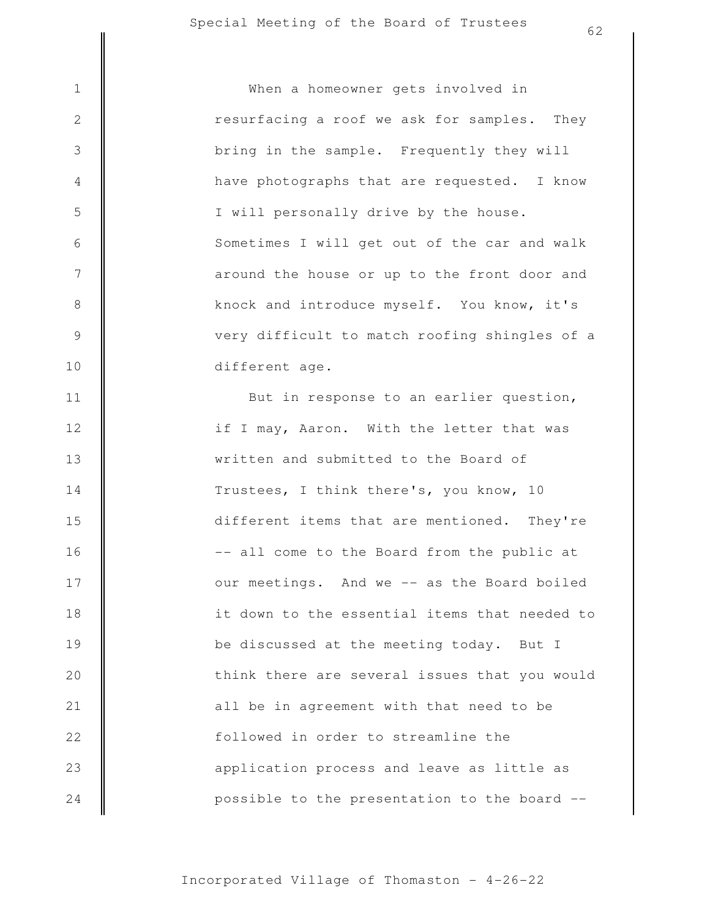When a homeowner gets involved in resurfacing a roof we ask for samples. They bring in the sample. Frequently they will have photographs that are requested. I know I will personally drive by the house. Sometimes I will get out of the car and walk around the house or up to the front door and knock and introduce myself. You know, it's very difficult to match roofing shingles of a different age.

But in response to an earlier question, if I may, Aaron. With the letter that was written and submitted to the Board of Trustees, I think there's, you know, 10 different items that are mentioned. They're -- all come to the Board from the public at our meetings. And we -- as the Board boiled it down to the essential items that needed to be discussed at the meeting today. But I think there are several issues that you would all be in agreement with that need to be followed in order to streamline the application process and leave as little as possible to the presentation to the board --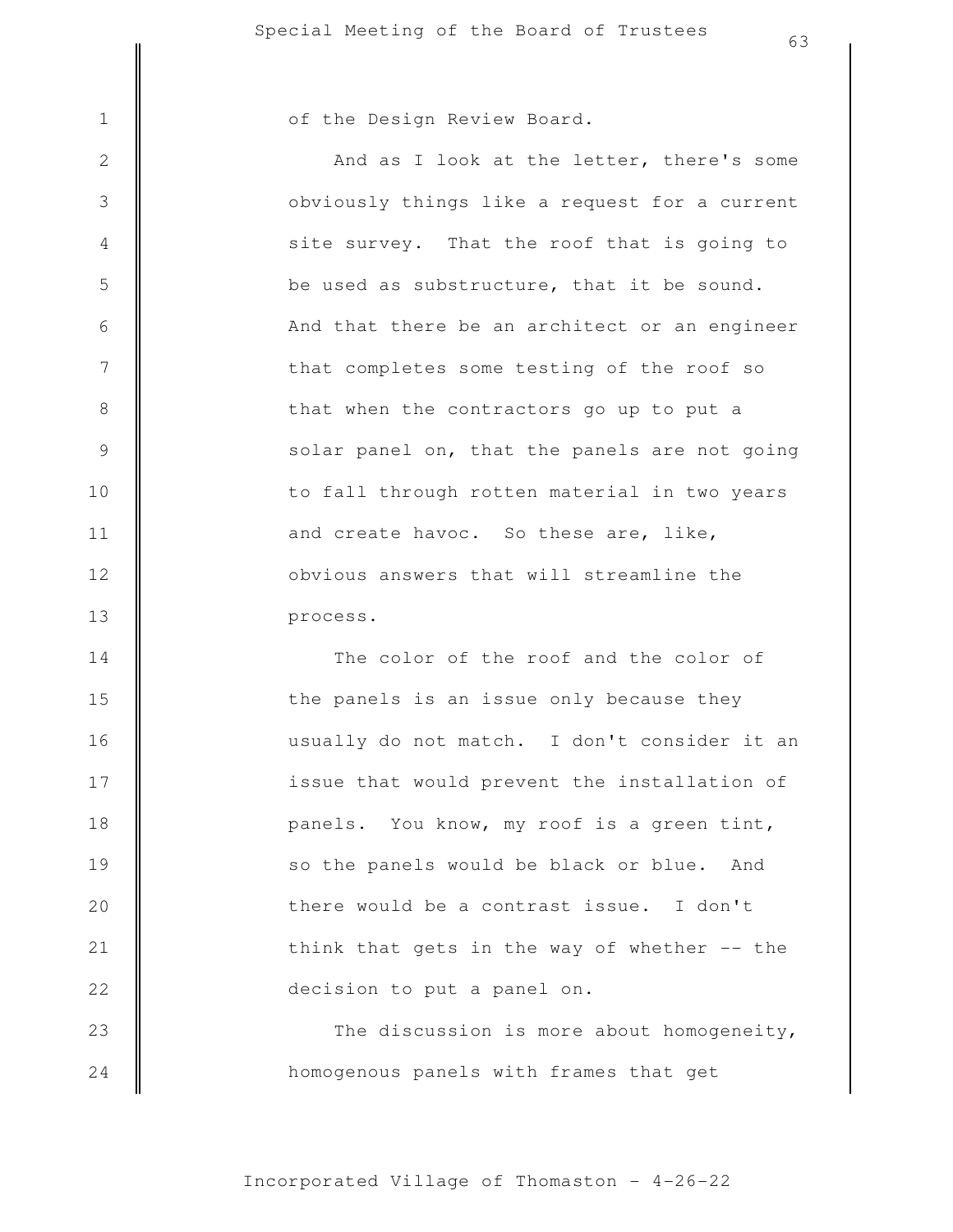of the Design Review Board.

And as I look at the letter, there's some obviously things like a request for a current site survey. That the roof that is going to be used as substructure, that it be sound. And that there be an architect or an engineer that completes some testing of the roof so that when the contractors go up to put a solar panel on, that the panels are not going to fall through rotten material in two years and create havoc. So these are, like, obvious answers that will streamline the process.

The color of the roof and the color of the panels is an issue only because they usually do not match. I don't consider it an issue that would prevent the installation of panels. You know, my roof is a green tint, so the panels would be black or blue. And there would be a contrast issue. I don't think that gets in the way of whether -- the decision to put a panel on.

The discussion is more about homogeneity, homogenous panels with frames that get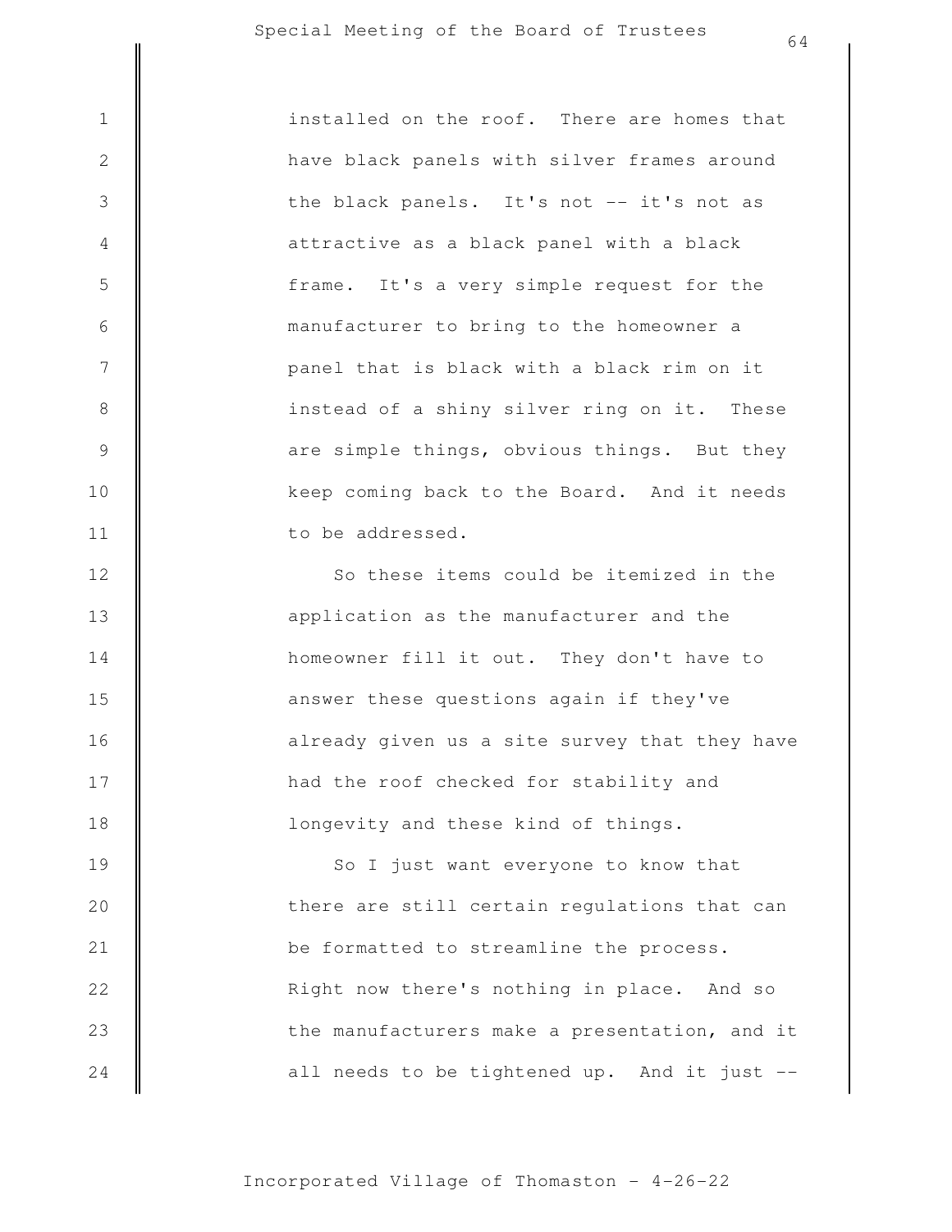installed on the roof. There are homes that have black panels with silver frames around the black panels. It's not -- it's not as attractive as a black panel with a black frame. It's a very simple request for the manufacturer to bring to the homeowner a panel that is black with a black rim on it instead of a shiny silver ring on it. These are simple things, obvious things. But they keep coming back to the Board. And it needs to be addressed.

So these items could be itemized in the application as the manufacturer and the homeowner fill it out. They don't have to answer these questions again if they've already given us a site survey that they have had the roof checked for stability and longevity and these kind of things.

So I just want everyone to know that there are still certain regulations that can be formatted to streamline the process. Right now there's nothing in place. And so the manufacturers make a presentation, and it all needs to be tightened up. And it just --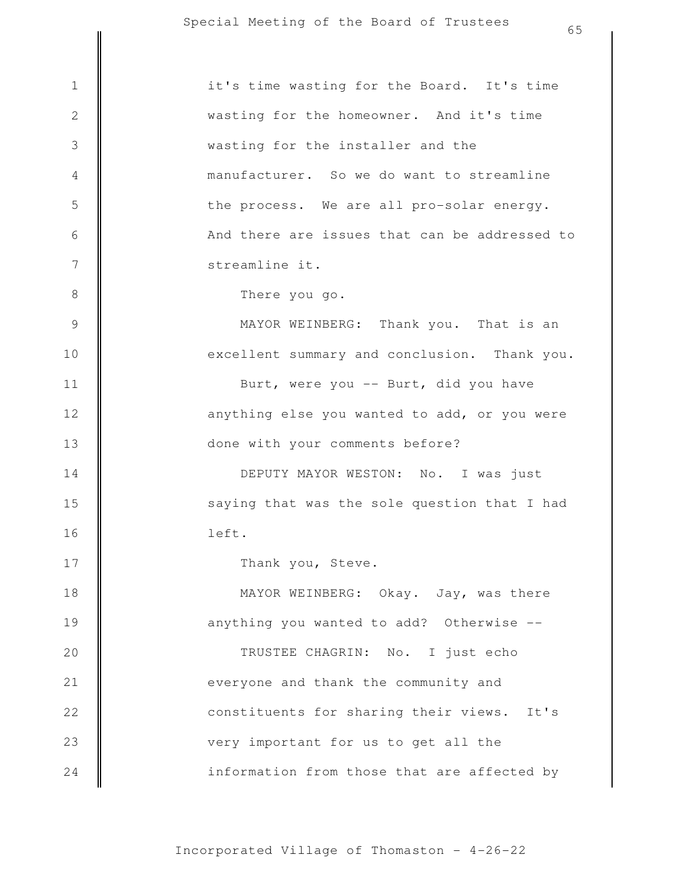it's time wasting for the Board. It's time wasting for the homeowner. And it's time wasting for the installer and the manufacturer. So we do want to streamline the process. We are all pro-solar energy. And there are issues that can be addressed to streamline it.

There you go.

MAYOR WEINBERG: Thank you. That is an excellent summary and conclusion. Thank you.

Burt, were you -- Burt, did you have anything else you wanted to add, or you were done with your comments before?

DEPUTY MAYOR WESTON: No. I was just saying that was the sole question that I had left.

Thank you, Steve.

MAYOR WEINBERG: Okay. Jay, was there anything you wanted to add? Otherwise --

TRUSTEE CHAGRIN: No. I just echo everyone and thank the community and constituents for sharing their views. It's very important for us to get all the information from those that are affected by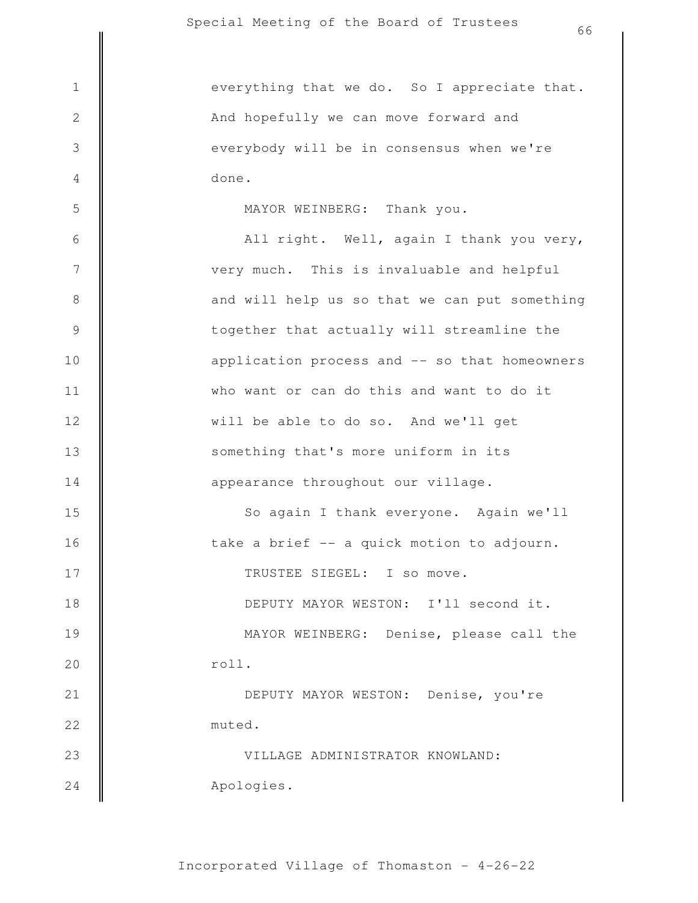everything that we do. So I appreciate that. And hopefully we can move forward and everybody will be in consensus when we're done.

MAYOR WEINBERG: Thank you.

All right. Well, again I thank you very, very much. This is invaluable and helpful and will help us so that we can put something together that actually will streamline the application process and -- so that homeowners who want or can do this and want to do it will be able to do so. And we'll get something that's more uniform in its appearance throughout our village.

So again I thank everyone. Again we'll take a brief -- a quick motion to adjourn.

TRUSTEE SIEGEL: I so move.

DEPUTY MAYOR WESTON: I'll second it.

MAYOR WEINBERG: Denise, please call the roll.

DEPUTY MAYOR WESTON: Denise, you're muted.

VILLAGE ADMINISTRATOR KNOWLAND: Apologies.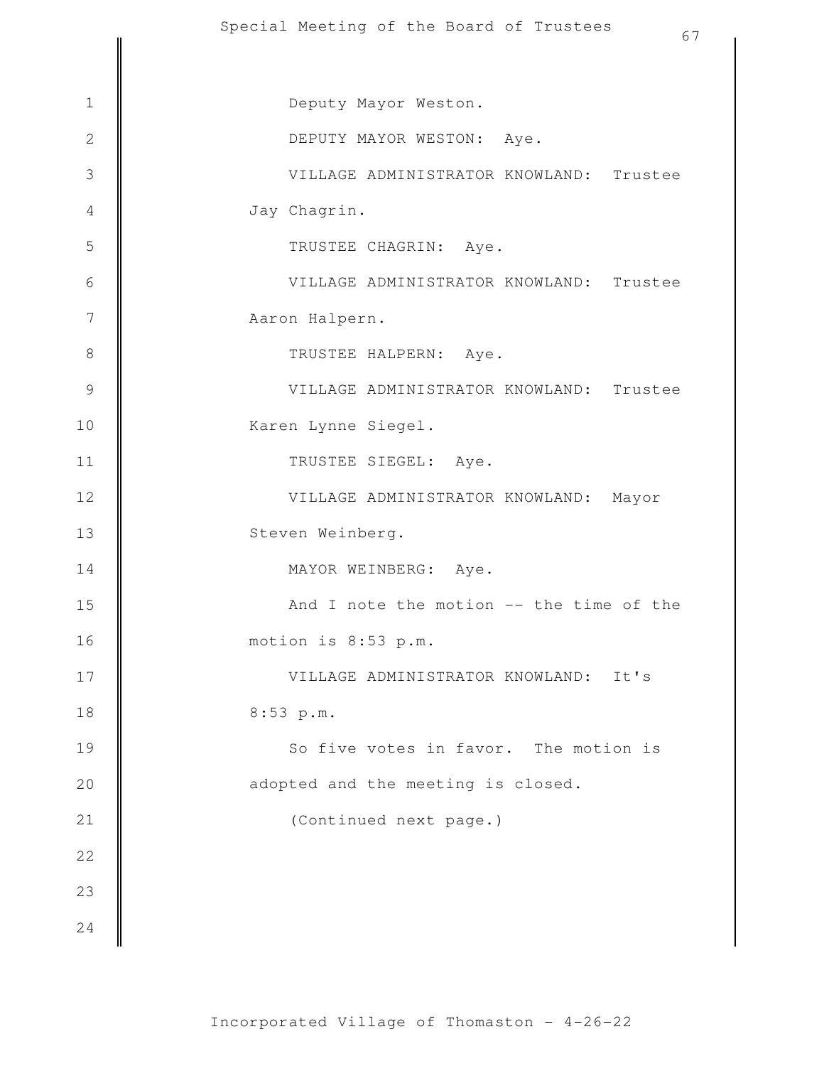Deputy Mayor Weston.

DEPUTY MAYOR WESTON: Aye.

VILLAGE ADMINISTRATOR KNOWLAND: Trustee Jay Chagrin.

TRUSTEE CHAGRIN: Aye.

VILLAGE ADMINISTRATOR KNOWLAND: Trustee Aaron Halpern.

TRUSTEE HALPERN: Aye.

VILLAGE ADMINISTRATOR KNOWLAND: Trustee Karen Lynne Siegel.

TRUSTEE SIEGEL: Aye.

VILLAGE ADMINISTRATOR KNOWLAND: Mayor Steven Weinberg.

MAYOR WEINBERG: Aye.

And I note the motion -- the time of the motion is 8:53 p.m.

VILLAGE ADMINISTRATOR KNOWLAND: It's 8:53 p.m.

So five votes in favor. The motion is adopted and the meeting is closed.

(Continued next page.)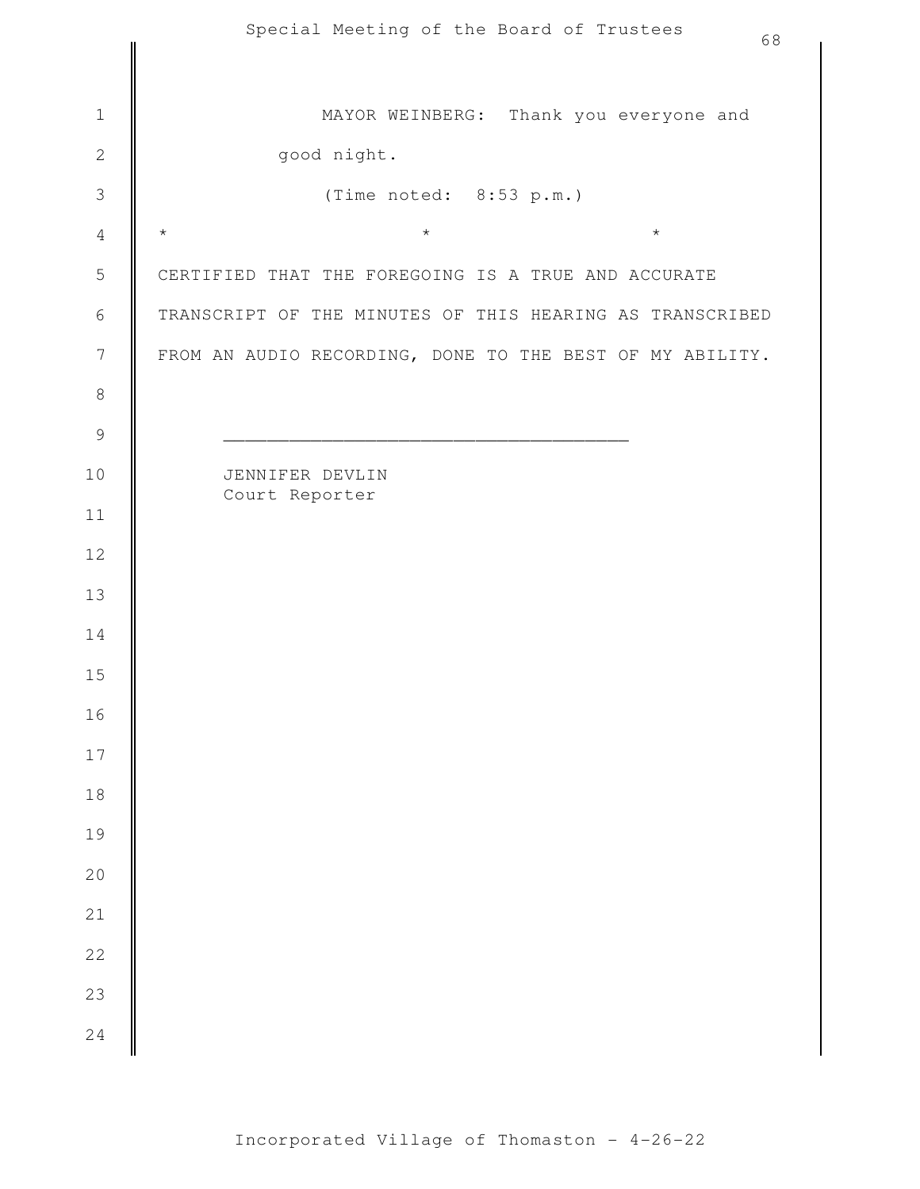MAYOR WEINBERG: Thank you everyone and good night.

(Time noted: 8:53 p.m.)

\*                    \*                    \*

CERTIFIED THAT THE FOREGOING IS A TRUE AND ACCURATE TRANSCRIPT OF THE MINUTES OF THIS HEARING AS TRANSCRIBED FROM AN AUDIO RECORDING, DONE TO THE BEST OF MY ABILITY.

\_\_\_\_\_\_\_\_\_\_\_\_\_\_\_\_\_\_\_\_\_\_\_\_\_\_\_\_\_\_\_\_\_\_\_\_\_

JENNIFER DEVLIN
Court Reporter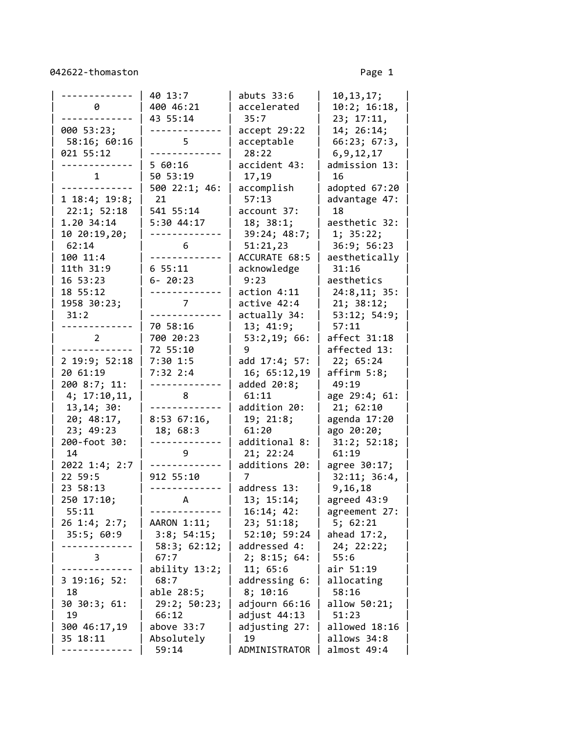**0**

000 53:23; 58:16; 60:16
021 55:12

**1**

1 18:4; 19:8; 22:1; 52:18
1.20 34:14
10 20:19,20; 62:14
100 11:4
11th 31:9
16 53:23
18 55:12
1958 30:23; 31:2

**2**

2 19:9; 52:18
20 61:19
200 8:7; 11:4; 17:10,11,13,14; 30:20; 48:17,23; 49:23
200-foot 30:14
2022 1:4; 2:7
22 59:5
23 58:13
250 17:10; 55:11
26 1:4; 2:7; 35:5; 60:9

**3**

3 19:16; 52:18
30 30:3; 61:19
300 46:17,19
35 18:11
40 13:7
400 46:21
43 55:14

**5**

5 60:16
50 53:19
500 22:1; 46:21
541 55:14
5:30 44:17

**6**

6 55:11
6- 20:23

**7**

70 58:16
700 20:23
72 55:10
7:30 1:5
7:32 2:4

**8**

8:53 67:16,18; 68:3

**9**

912 55:10

**A**

AARON 1:11; 3:8; 54:15; 58:3; 62:12; 67:7
ability 13:2; 68:7
able 28:5; 29:2; 50:23; 66:12
above 33:7
Absolutely 59:14
abuts 33:6
accelerated 35:7
accept 29:22
acceptable 28:22
accident 43:17,19
accomplish 57:13
account 37:18; 38:1; 39:24; 48:7; 51:21,23
ACCURATE 68:5
acknowledge 9:23
action 4:11
active 42:4
actually 34:13; 41:9; 53:2,19; 66:9
add 17:4; 57:16; 65:12,19
added 20:8; 61:11
addition 20:19; 21:8; 61:20
additional 8:21; 22:24
additions 20:7
address 13:13; 15:14; 16:14; 42:23; 51:18; 52:10; 59:24
addressed 4:2; 8:15; 64:11; 65:6
addressing 6:8; 10:16
adjourn 66:16
adjust 44:13
adjusting 27:19
ADMINISTRATOR 10,13,17; 10:2; 16:18,23; 17:11,14; 26:14; 66:23; 67:3,6,9,12,17
admission 13:16
adopted 67:20
advantage 47:18
aesthetic 32:1; 35:22; 36:9; 56:23
aesthetically 31:16
aesthetics 24:8,11; 35:21; 38:12; 53:12; 54:9; 57:11
affect 31:18
affected 13:22; 65:24
affirm 5:8; 49:19
age 29:4; 61:21; 62:10
agenda 17:20
ago 20:20; 31:2; 52:18; 61:19
agree 30:17; 32:11; 36:4,9,16,18
agreed 43:9
agreement 27:5; 62:21
ahead 17:2,24; 22:22; 55:6
air 51:19
allocating 58:16
allow 50:21; 51:23
allowed 18:16
allows 34:8
almost 49:4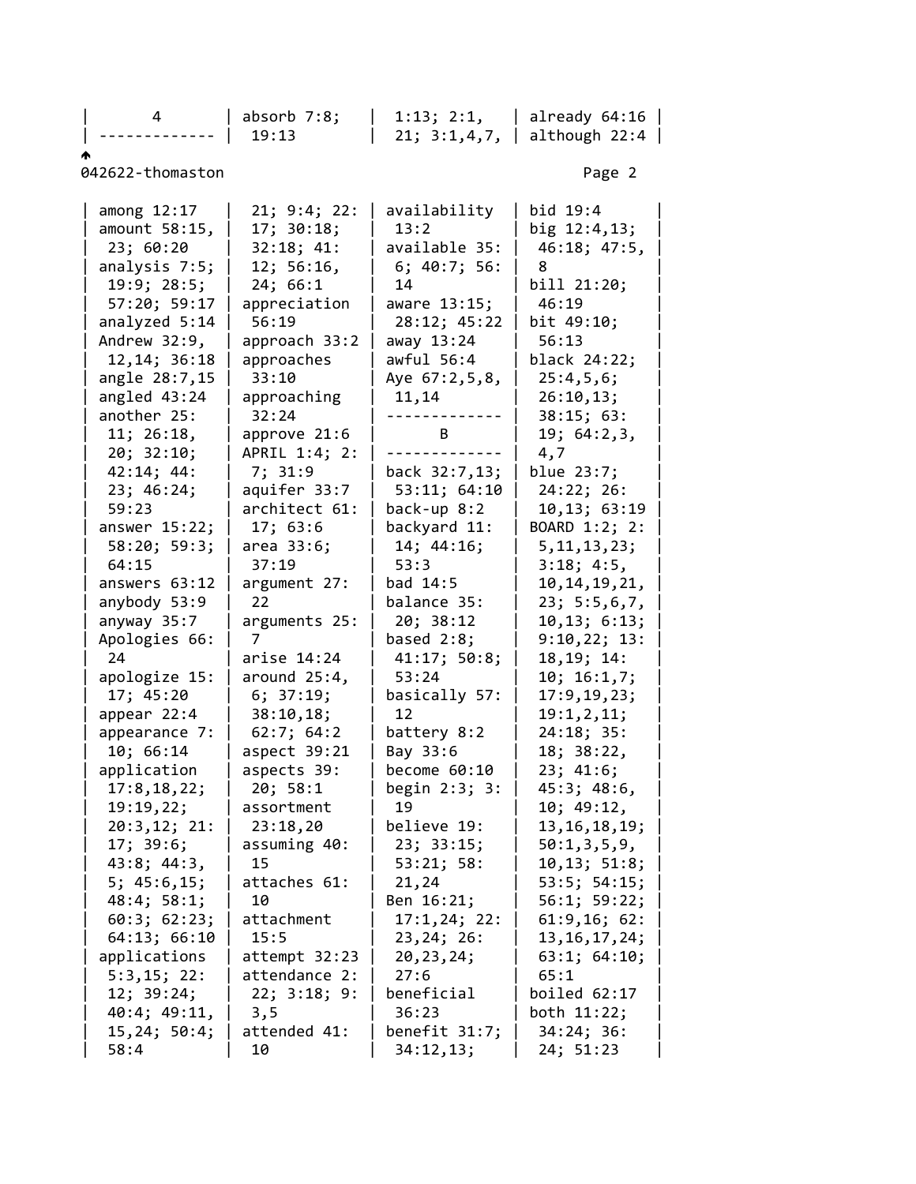| 4 | absorb 7:8; 19:13 | 1:13; 2:1, 21; 3:1,4,7, | already 64:16 although 22:4 |
|---|---|---|---|

among 12:17
amount 58:15, 23; 60:20
analysis 7:5; 19:9; 28:5; 57:20; 59:17
analyzed 5:14
Andrew 32:9, 12,14; 36:18
angle 28:7,15
angled 43:24
another 25: 11; 26:18, 20; 32:10; 42:14; 44: 23; 46:24; 59:23
answer 15:22; 58:20; 59:3; 64:15
answers 63:12
anybody 53:9
anyway 35:7
Apologies 66: 24
apologize 15: 17; 45:20
appear 22:4
appearance 7: 10; 66:14
application 17:8,18,22; 19:19,22; 20:3,12; 21: 17; 39:6; 43:8; 44:3, 5; 45:6,15; 48:4; 58:1; 60:3; 62:23; 64:13; 66:10
applications 5:3,15; 22: 12; 39:24; 40:4; 49:11, 15,24; 50:4; 58:4

21; 9:4; 22: 17; 30:18; 32:18; 41: 12; 56:16, 24; 66:1
appreciation 56:19
approach 33:2
approaches 33:10
approaching 32:24
approve 21:6
APRIL 1:4; 2: 7; 31:9
aquifer 33:7
architect 61: 17; 63:6
area 33:6; 37:19
argument 27: 22
arguments 25: 7
arise 14:24
around 25:4, 6; 37:19; 38:10,18; 62:7; 64:2
aspect 39:21
aspects 39: 20; 58:1
assortment 23:18,20
assuming 40: 15
attaches 61: 10
attachment 15:5
attempt 32:23
attendance 2: 22; 3:18; 9: 3,5
attended 41: 10

availability 13:2
available 35: 6; 40:7; 56: 14
aware 13:15; 28:12; 45:22
away 13:24
awful 56:4
Aye 67:2,5,8, 11,14

**B**

back 32:7,13; 53:11; 64:10
back-up 8:2
backyard 11: 14; 44:16; 53:3
bad 14:5
balance 35: 20; 38:12
based 2:8; 41:17; 50:8; 53:24
basically 57: 12
battery 8:2
Bay 33:6
become 60:10
begin 2:3; 3: 19
believe 19: 23; 33:15; 53:21; 58: 21,24
Ben 16:21; 17:1,24; 22: 23,24; 26: 20,23,24; 27:6
beneficial 36:23
benefit 31:7; 34:12,13;

bid 19:4
big 12:4,13; 46:18; 47:5, 8
bill 21:20; 46:19
bit 49:10; 56:13
black 24:22; 25:4,5,6; 26:10,13; 38:15; 63: 19; 64:2,3, 4,7
blue 23:7; 24:22; 26: 10,13; 63:19
BOARD 1:2; 2: 5,11,13,23; 3:18; 4:5, 10,14,19,21, 23; 5:5,6,7, 10,13; 6:13; 9:10,22; 13: 18,19; 14: 10; 16:1,7; 17:9,19,23; 19:1,2,11; 24:18; 35: 18; 38:22, 23; 41:6; 45:3; 48:6, 10; 49:12, 13,16,18,19; 50:1,3,5,9, 10,13; 51:8; 53:5; 54:15; 56:1; 59:22; 61:9,16; 62: 13,16,17,24; 63:1; 64:10; 65:1
boiled 62:17
both 11:22; 34:24; 36: 24; 51:23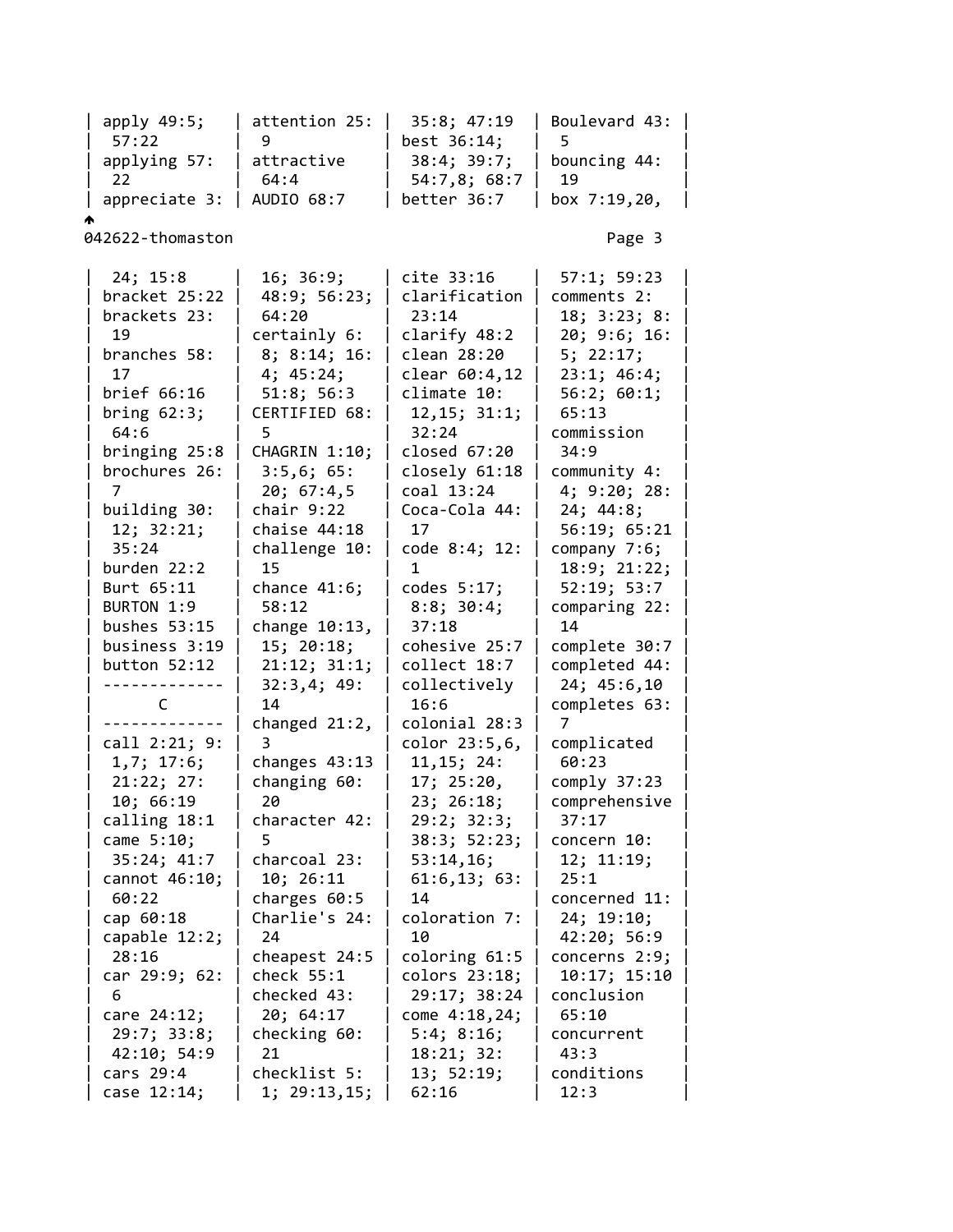apply 49:5; 57:22
applying 57:22
appreciate 3:

attention 25:9
attractive 64:4
AUDIO 68:7

35:8; 47:19
best 36:14; 38:4; 39:7; 54:7,8; 68:7
better 36:7

Boulevard 43:5
bouncing 44:19
box 7:19,20,

24; 15:8
bracket 25:22
brackets 23:19
branches 58:17
brief 66:16
bring 62:3; 64:6
bringing 25:8
brochures 26:7
building 30:12; 32:21; 35:24
burden 22:2
Burt 65:11
BURTON 1:9
bushes 53:15
business 3:19
button 52:12

C

call 2:21; 9:1,7; 17:6; 21:22; 27:10; 66:19
calling 18:1
came 5:10; 35:24; 41:7
cannot 46:10; 60:22
cap 60:18
capable 12:2; 28:16
car 29:9; 62:6
care 24:12; 29:7; 33:8; 42:10; 54:9
cars 29:4
case 12:14;

16; 36:9; 48:9; 56:23; 64:20
certainly 6:8; 8:14; 16:4; 45:24; 51:8; 56:3
CERTIFIED 68:5
CHAGRIN 1:10; 3:5,6; 65:20; 67:4,5
chair 9:22
chaise 44:18
challenge 10:15
chance 41:6; 58:12
change 10:13,15; 20:18; 21:12; 31:1; 32:3,4; 49:14
changed 21:2,3
changes 43:13
changing 60:20
character 42:5
charcoal 23:10; 26:11
charges 60:5
Charlie's 24:24
cheapest 24:5
check 55:1
checked 43:20; 64:17
checking 60:21
checklist 5:1; 29:13,15;

cite 33:16
clarification 23:14
clarify 48:2
clean 28:20
clear 60:4,12
climate 10:12,15; 31:1; 32:24
closed 67:20
closely 61:18
coal 13:24
Coca-Cola 44:17
code 8:4; 12:1
codes 5:17; 8:8; 30:4; 37:18
cohesive 25:7
collect 18:7
collectively 16:6
colonial 28:3
color 23:5,6,11,15; 24:17; 25:20,23; 26:18; 29:2; 32:3; 38:3; 52:23; 53:14,16; 61:6,13; 63:14
coloration 7:10
coloring 61:5
colors 23:18; 29:17; 38:24
come 4:18,24; 5:4; 8:16; 18:21; 32:13; 52:19; 62:16

57:1; 59:23
comments 2:18; 3:23; 8:20; 9:6; 16:5; 22:17; 23:1; 46:4; 56:2; 60:1; 65:13
commission 34:9
community 4:4; 9:20; 28:24; 44:8; 56:19; 65:21
company 7:6; 18:9; 21:22; 52:19; 53:7
comparing 22:14
complete 30:7
completed 44:24; 45:6,10
completes 63:7
complicated 60:23
comply 37:23
comprehensive 37:17
concern 10:12; 11:19; 25:1
concerned 11:24; 19:10; 42:20; 56:9
concerns 2:9; 10:17; 15:10
conclusion 65:10
concurrent 43:3
conditions 12:3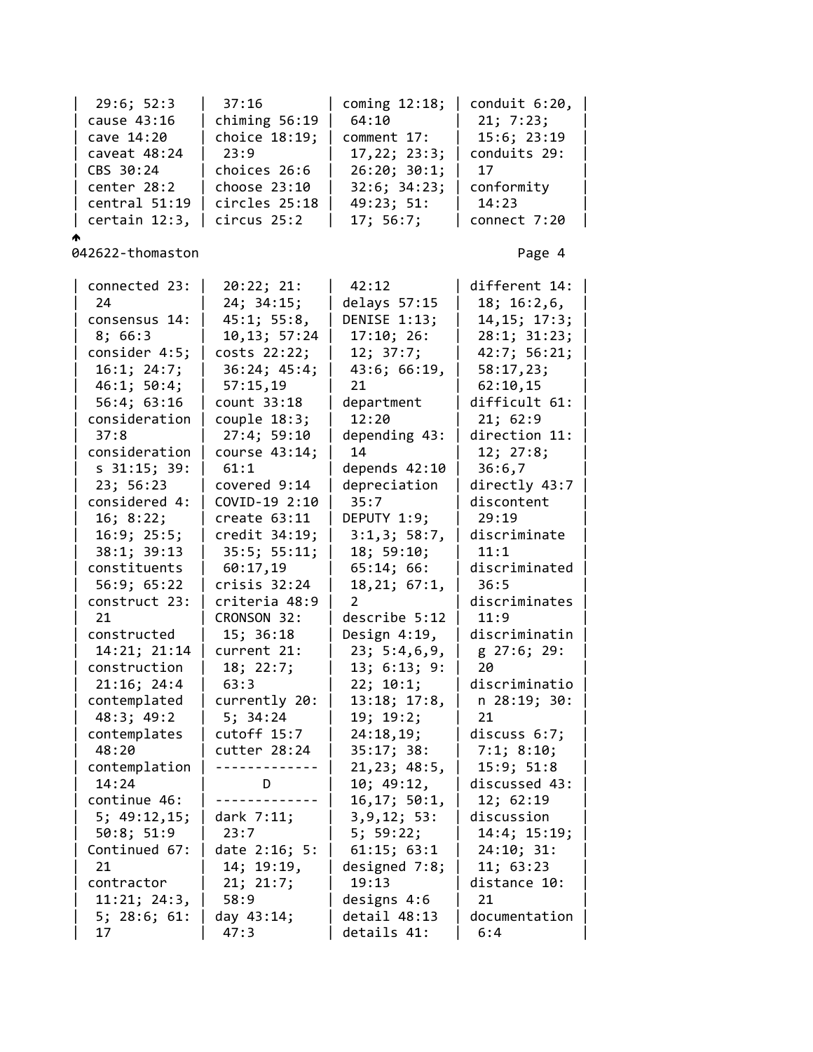29:6; 52:3
cause 43:16
cave 14:20
caveat 48:24
CBS 30:24
center 28:2
central 51:19
certain 12:3,
37:16
chiming 56:19
choice 18:19;
23:9
choices 26:6
choose 23:10
circles 25:18
circus 25:2
coming 12:18;
64:10
comment 17:
17,22; 23:3;
26:20; 30:1;
32:6; 34:23;
49:23; 51:
17; 56:7;
conduit 6:20,
21; 7:23;
15:6; 23:19
conduits 29:
17
conformity
14:23
connect 7:20

connected 23:
24
consensus 14:
8; 66:3
consider 4:5;
16:1; 24:7;
46:1; 50:4;
56:4; 63:16
consideration
37:8
considerations 31:15; 39:
23; 56:23
considered 4:
16; 8:22;
16:9; 25:5;
38:1; 39:13
constituents
56:9; 65:22
construct 23:
21
constructed
14:21; 21:14
construction
21:16; 24:4
contemplated
48:3; 49:2
contemplates
48:20
contemplation
14:24
continue 46:
5; 49:12,15;
50:8; 51:9
Continued 67:
21
contractor
11:21; 24:3,
5; 28:6; 61:
17
20:22; 21:
24; 34:15;
45:1; 55:8,
10,13; 57:24
costs 22:22;
36:24; 45:4;
57:15,19
count 33:18
couple 18:3;
27:4; 59:10
course 43:14;
61:1
covered 9:14
COVID-19 2:10
create 63:11
credit 34:19;
35:5; 55:11;
60:17,19
crisis 32:24
criteria 48:9
CRONSON 32:
15; 36:18
current 21:
18; 22:7;
63:3
currently 20:
5; 34:24
cutoff 15:7
cutter 28:24

D

dark 7:11;
23:7
date 2:16; 5:
14; 19:19,
21; 21:7;
58:9
day 43:14;
47:3
42:12
delays 57:15
DENISE 1:13;
17:10; 26:
12; 37:7;
43:6; 66:19,
21
department
12:20
depending 43:
14
depends 42:10
depreciation
35:7
DEPUTY 1:9;
3:1,3; 58:7,
18; 59:10;
65:14; 66:
18,21; 67:1,
2
describe 5:12
Design 4:19,
23; 5:4,6,9,
13; 6:13; 9:
22; 10:1;
13:18; 17:8,
19; 19:2;
24:18,19;
35:17; 38:
21,23; 48:5,
10; 49:12,
16,17; 50:1,
3,9,12; 53:
5; 59:22;
61:15; 63:1
designed 7:8;
19:13
designs 4:6
detail 48:13
details 41:
different 14:
18; 16:2,6,
14,15; 17:3;
28:1; 31:23;
42:7; 56:21;
58:17,23;
62:10,15
difficult 61:
21; 62:9
direction 11:
12; 27:8;
36:6,7
directly 43:7
discontent
29:19
discriminate
11:1
discriminated
36:5
discriminates
11:9
discriminating 27:6; 29:
20
discrimination 28:19; 30:
21
discuss 6:7;
7:1; 8:10;
15:9; 51:8
discussed 43:
12; 62:19
discussion
14:4; 15:19;
24:10; 31:
11; 63:23
distance 10:
21
documentation
6:4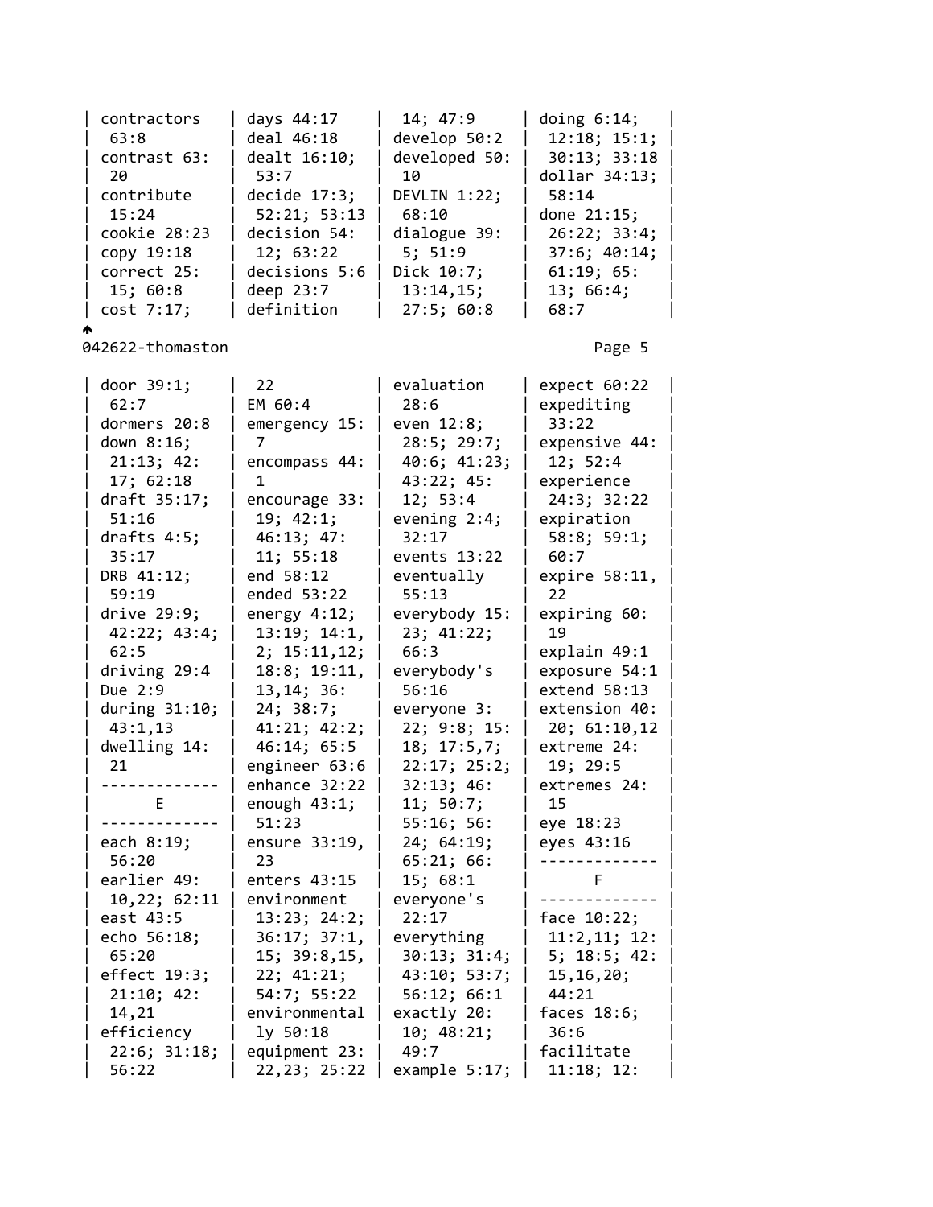contractors 63:8
contrast 63:20
contribute 15:24
cookie 28:23
copy 19:18
correct 25:15; 60:8
cost 7:17;

days 44:17
deal 46:18
dealt 16:10; 53:7
decide 17:3; 52:21; 53:13
decision 54:12; 63:22
decisions 5:6
deep 23:7
definition

14; 47:9
develop 50:2
developed 50:10
DEVLIN 1:22; 68:10
dialogue 39:5; 51:9
Dick 10:7; 13:14,15; 27:5; 60:8

doing 6:14; 12:18; 15:1; 30:13; 33:18
dollar 34:13; 58:14
done 21:15; 26:22; 33:4; 37:6; 40:14; 61:19; 65:13; 66:4; 68:7

042622-thomaston

door 39:1; 62:7
dormers 20:8
down 8:16; 21:13; 42:17; 62:18
draft 35:17; 51:16
drafts 4:5; 35:17
DRB 41:12; 59:19
drive 29:9; 42:22; 43:4; 62:5
driving 29:4
Due 2:9
during 31:10; 43:1,13
dwelling 14:21

## E

each 8:19; 56:20
earlier 49:10,22; 62:11
east 43:5
echo 56:18; 65:20
effect 19:3; 21:10; 42:14,21
efficiency 22:6; 31:18; 56:22

22
EM 60:4
emergency 15:7
encompass 44:1
encourage 33:19; 42:1; 46:13; 47:11; 55:18
end 58:12
ended 53:22
energy 4:12; 13:19; 14:1,2; 15:11,12; 18:8; 19:11,13,14; 36:24; 38:7; 41:21; 42:2; 46:14; 65:5
engineer 63:6
enhance 32:22
enough 43:1; 51:23
ensure 33:19,23
enters 43:15
environment 13:23; 24:2; 36:17; 37:1,15; 39:8,15,22; 41:21; 54:7; 55:22
environmentally 50:18
equipment 23:22,23; 25:22

evaluation 28:6
even 12:8; 28:5; 29:7; 40:6; 41:23; 43:22; 45:12; 53:4
evening 2:4; 32:17
events 13:22
eventually 55:13
everybody 15:23; 41:22; 66:3
everybody's 56:16
everyone 3:22; 9:8; 15:18; 17:5,7; 22:17; 25:2; 32:13; 46:11; 50:7; 55:16; 56:24; 64:19; 65:21; 66:15; 68:1
everyone's 22:17
everything 30:13; 31:4; 43:10; 53:7; 56:12; 66:1
exactly 20:10; 48:21; 49:7
example 5:17;

expect 60:22
expediting 33:22
expensive 44:12; 52:4
experience 24:3; 32:22
expiration 58:8; 59:1; 60:7
expire 58:11,22
expiring 60:19
explain 49:1
exposure 54:1
extend 58:13
extension 40:20; 61:10,12
extreme 24:19; 29:5
extremes 24:15
eye 18:23
eyes 43:16

## F

face 10:22; 11:2,11; 12:5; 18:5; 42:15,16,20; 44:21
faces 18:6; 36:6
facilitate 11:18; 12: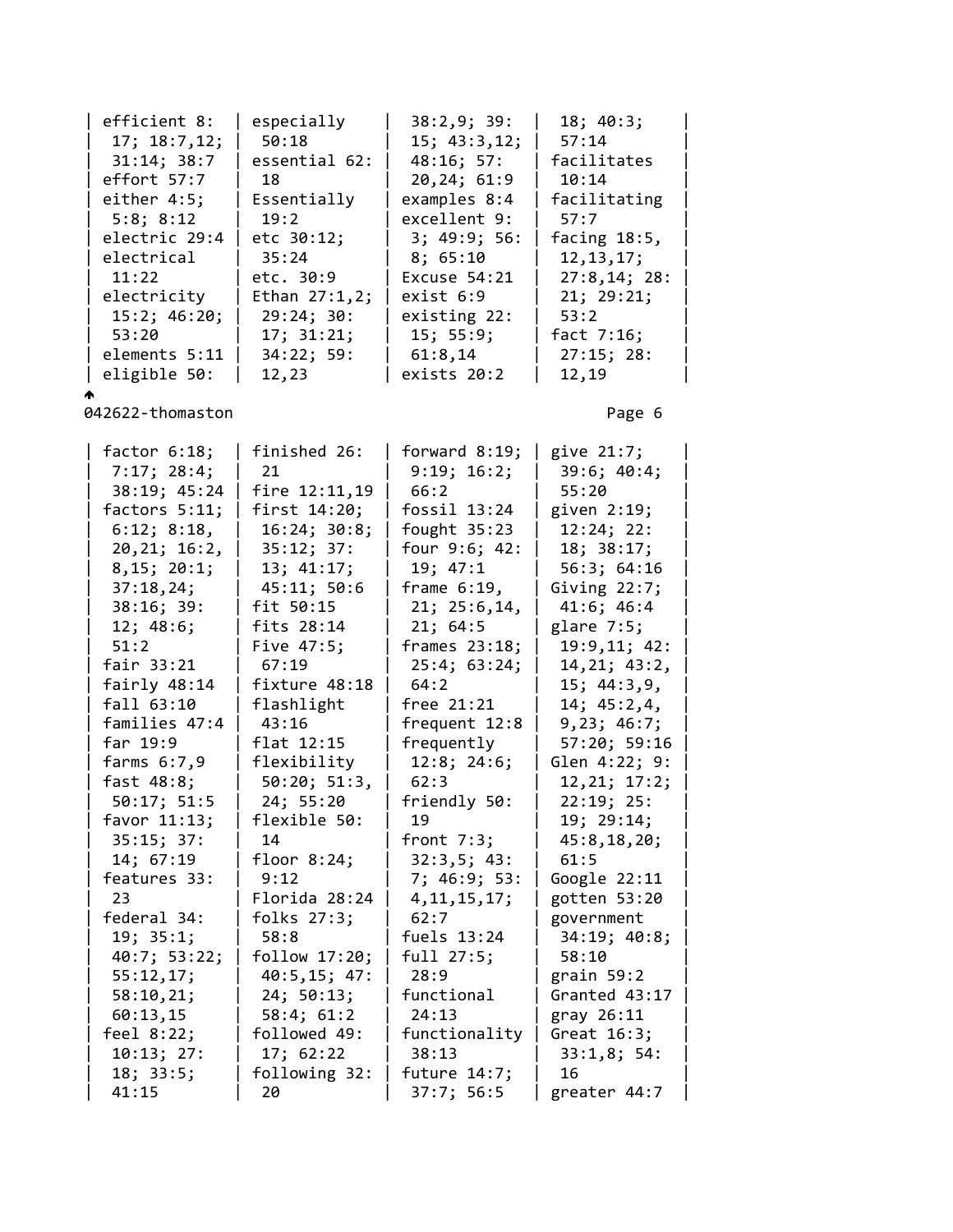efficient 8: 17; 18:7,12; 31:14; 38:7
effort 57:7
either 4:5; 5:8; 8:12
electric 29:4
electrical 11:22
electricity 15:2; 46:20; 53:20
elements 5:11
eligible 50:
especially 50:18
essential 62: 18
Essentially 19:2
etc 30:12; 35:24
etc. 30:9
Ethan 27:1,2; 29:24; 30: 17; 31:21; 34:22; 59: 12,23
38:2,9; 39: 15; 43:3,12; 48:16; 57: 20,24; 61:9
examples 8:4
excellent 9: 3; 49:9; 56: 8; 65:10
Excuse 54:21
exist 6:9
existing 22: 15; 55:9; 61:8,14
exists 20:2
18; 40:3; 57:14
facilitates 10:14
facilitating 57:7
facing 18:5, 12,13,17; 27:8,14; 28: 21; 29:21; 53:2
fact 7:16; 27:15; 28: 12,19

042622-thomaston

factor 6:18; 7:17; 28:4; 38:19; 45:24
factors 5:11; 6:12; 8:18, 20,21; 16:2, 8,15; 20:1; 37:18,24; 38:16; 39: 12; 48:6; 51:2
fair 33:21
fairly 48:14
fall 63:10
families 47:4
far 19:9
farms 6:7,9
fast 48:8; 50:17; 51:5
favor 11:13; 35:15; 37: 14; 67:19
features 33: 23
federal 34: 19; 35:1; 40:7; 53:22; 55:12,17; 58:10,21; 60:13,15
feel 8:22; 10:13; 27: 18; 33:5; 41:15
finished 26: 21
fire 12:11,19
first 14:20; 16:24; 30:8; 35:12; 37: 13; 41:17; 45:11; 50:6
fit 50:15
fits 28:14
Five 47:5; 67:19
fixture 48:18
flashlight 43:16
flat 12:15
flexibility 50:20; 51:3, 24; 55:20
flexible 50: 14
floor 8:24; 9:12
Florida 28:24
folks 27:3; 58:8
follow 17:20; 40:5,15; 47: 24; 50:13; 58:4; 61:2
followed 49: 17; 62:22
following 32: 20
forward 8:19; 9:19; 16:2; 66:2
fossil 13:24
fought 35:23
four 9:6; 42: 19; 47:1
frame 6:19, 21; 25:6,14, 21; 64:5
frames 23:18; 25:4; 63:24; 64:2
free 21:21
frequent 12:8
frequently 12:8; 24:6; 62:3
friendly 50: 19
front 7:3; 32:3,5; 43: 7; 46:9; 53: 4,11,15,17; 62:7
fuels 13:24
full 27:5; 28:9
functional 24:13
functionality 38:13
future 14:7; 37:7; 56:5
give 21:7; 39:6; 40:4; 55:20
given 2:19; 12:24; 22: 18; 38:17; 56:3; 64:16
Giving 22:7; 41:6; 46:4
glare 7:5; 19:9,11; 42: 14,21; 43:2, 15; 44:3,9, 14; 45:2,4, 9,23; 46:7; 57:20; 59:16
Glen 4:22; 9: 12,21; 17:2; 22:19; 25: 19; 29:14; 45:8,18,20; 61:5
Google 22:11
gotten 53:20
government 34:19; 40:8; 58:10
grain 59:2
Granted 43:17
gray 26:11
Great 16:3; 33:1,8; 54: 16
greater 44:7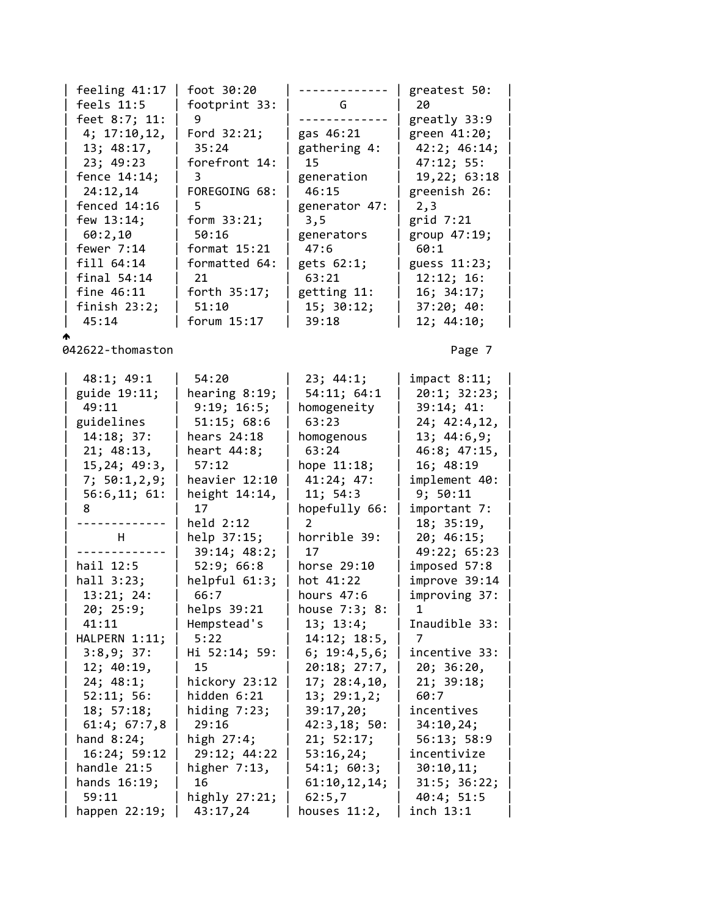feeling 41:17
feels 11:5
feet 8:7; 11:4; 17:10,12,13; 48:17,23; 49:23
fence 14:14; 24:12,14
fenced 14:16
few 13:14; 60:2,10
fewer 7:14
fill 64:14
final 54:14
fine 46:11
finish 23:2; 45:14
foot 30:20
footprint 33:9
Ford 32:21; 35:24
forefront 14:3
FOREGOING 68:5
form 33:21; 50:16
format 15:21
formatted 64:21
forth 35:17; 51:10
forum 15:17

**G**

gas 46:21
gathering 4:15
generation 46:15
generator 47:3,5
generators 47:6
gets 62:1; 63:21
getting 11:15; 30:12; 39:18
greatest 50:20
greatly 33:9
green 41:20; 42:2; 46:14; 47:12; 55:19,22; 63:18
greenish 26:2,3
grid 7:21
group 47:19; 60:1
guess 11:23; 12:12; 16:16; 34:17; 37:20; 40:12; 44:10; 48:1; 49:1
guide 19:11; 49:11
guidelines 14:18; 37:21; 48:13,15,24; 49:3,7; 50:1,2,9; 56:6,11; 61:8

**H**

hail 12:5
hall 3:23; 13:21; 24:20; 25:9; 41:11
HALPERN 1:11; 3:8,9; 37:12; 40:19,24; 48:1; 52:11; 56:18; 57:18; 61:4; 67:7,8
hand 8:24; 16:24; 59:12
handle 21:5
hands 16:19; 59:11
happen 22:19; 54:20
hearing 8:19; 9:19; 16:5; 51:15; 68:6
hears 24:18
heart 44:8; 57:12
heavier 12:10
height 14:14,17
held 2:12
help 37:15; 39:14; 48:2; 52:9; 66:8
helpful 61:3; 66:7
helps 39:21
Hempstead's 5:22
Hi 52:14; 59:15
hickory 23:12
hidden 6:21
hiding 7:23; 29:16
high 27:4; 29:12; 44:22
higher 7:13,16
highly 27:21; 43:17,24
23; 44:1; 54:11; 64:1
homogeneity 63:23
homogenous 63:24
hope 11:18; 41:24; 47:11; 54:3
hopefully 66:2
horrible 39:17
horse 29:10
hot 41:22
hours 47:6
house 7:3; 8:13; 13:4; 14:12; 18:5,6; 19:4,5,6; 20:18; 27:7,17; 28:4,10,13; 29:1,2; 39:17,20; 42:3,18; 50:21; 52:17; 53:16,24; 54:1; 60:3; 61:10,12,14; 62:5,7
houses 11:2,

**I**

impact 8:11; 20:1; 32:23; 39:14; 41:24; 42:4,12,13; 44:6,9; 46:8; 47:15,16; 48:19
implement 40:9; 50:11
important 7:18; 35:19,20; 46:15; 49:22; 65:23
imposed 57:8
improve 39:14
improving 37:1
Inaudible 33:7
incentive 33:20; 36:20,21; 39:18; 60:7
incentives 34:10,24; 56:13; 58:9
incentivize 30:10,11; 31:5; 36:22; 40:4; 51:5
inch 13:1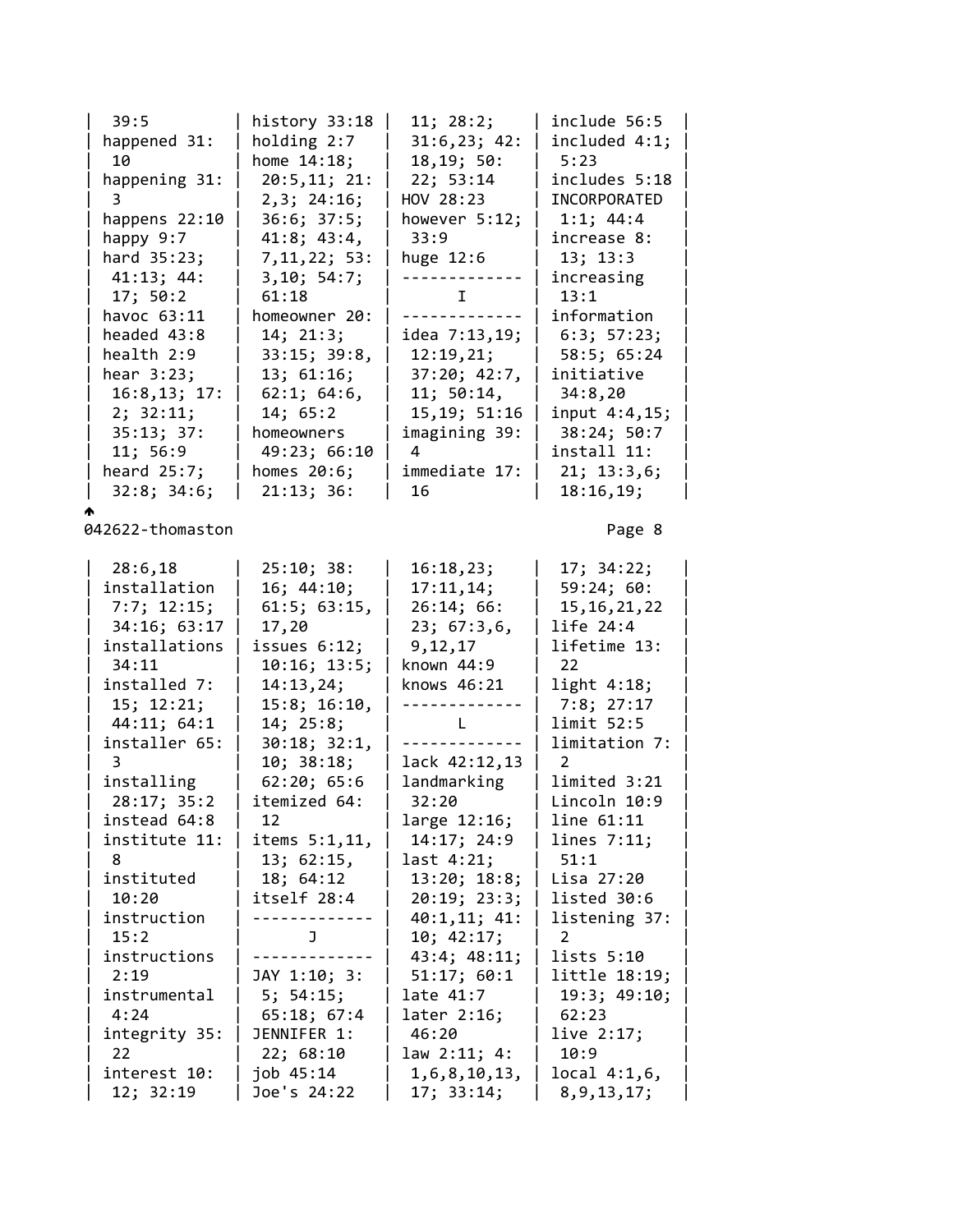39:5
happened 31:10
happening 31:3
happens 22:10
happy 9:7
hard 35:23; 41:13; 44:17; 50:2
havoc 63:11
headed 43:8
health 2:9
hear 3:23; 16:8,13; 17:2; 32:11; 35:13; 37:11; 56:9
heard 25:7; 32:8; 34:6; 39:5

history 33:18
holding 2:7
home 14:18; 20:5,11; 21:2,3; 24:16; 36:6; 37:5; 41:8; 43:4,7,11,22; 53:3,10; 54:7; 61:18
homeowner 20:14; 21:3; 33:15; 39:8,13; 61:16; 62:1; 64:6,14; 65:2
homeowners 49:23; 66:10
homes 20:6; 21:13; 36:11; 28:2; 31:6,23; 42:18,19; 50:22; 53:14
HOV 28:23
however 5:12; 33:9
huge 12:6

**I**

idea 7:13,19; 12:19,21; 37:20; 42:7,11; 50:14,15,19; 51:16
imagining 39:4
immediate 17:16
include 56:5
included 4:1; 5:23
includes 5:18
INCORPORATED 1:1; 44:4
increase 8:13; 13:3
increasing 13:1
information 6:3; 57:23; 58:5; 65:24
initiative 34:8,20
input 4:4,15; 38:24; 50:7
install 11:21; 13:3,6; 18:16,19; 28:6,18

042622-thomaston Page 8

installation 7:7; 12:15; 34:16; 63:17
installations 34:11
installed 7:15; 12:21; 44:11; 64:1
installer 65:3
installing 28:17; 35:2
instead 64:8
institute 11:8
instituted 10:20
instruction 15:2
instructions 2:19
instrumental 4:24
integrity 35:22
interest 10:12; 32:19; 25:10; 38:16; 44:10; 61:5; 63:15,17,20
issues 6:12; 10:16; 13:5; 14:13,24; 15:8; 16:10,14; 25:8; 30:18; 32:1,10; 38:18; 62:20; 65:6
itemized 64:12
items 5:1,11,13; 62:15,18; 64:12
itself 28:4

**J**

JAY 1:10; 3:5; 54:15; 65:18; 67:4
JENNIFER 1:22; 68:10
job 45:14
Joe's 24:22; 16:18,23; 17:11,14; 26:14; 66:23; 67:3,6,9,12,17
known 44:9
knows 46:21

**L**

lack 42:12,13
landmarking 32:20
large 12:16; 14:17; 24:9
last 4:21; 13:20; 18:8; 20:19; 23:3; 40:1,11; 41:10; 42:17; 43:4; 48:11; 51:17; 60:1
late 41:7
later 2:16; 46:20
law 2:11; 4:1,6,8,10,13,17; 33:14; 17; 34:22; 59:24; 60:15,16,21,22
life 24:4
lifetime 13:22
light 4:18; 7:8; 27:17
limit 52:5
limitation 7:2
limited 3:21
Lincoln 10:9
line 61:11
lines 7:11; 51:1
Lisa 27:20
listed 30:6
listening 37:2
lists 5:10
little 18:19; 19:3; 49:10; 62:23
live 2:17; 10:9
local 4:1,6,8,9,13,17;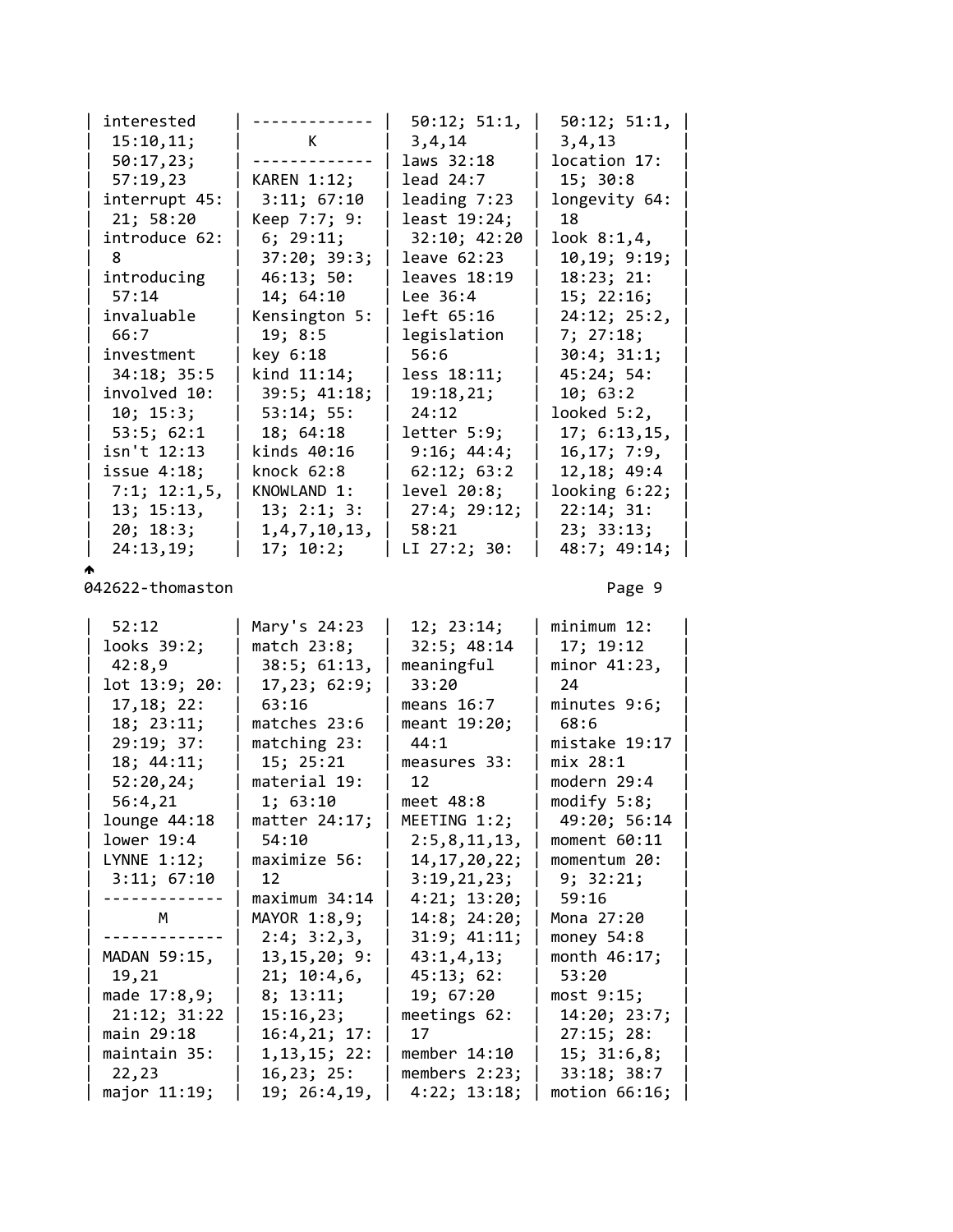interested 15:10,11; 50:17,23; 57:19,23
interrupt 45:21; 58:20
introduce 62:8
introducing 57:14
invaluable 66:7
investment 34:18; 35:5
involved 10:10; 15:3; 53:5; 62:1
isn't 12:13
issue 4:18; 7:1; 12:1,5, 13; 15:13, 20; 18:3; 24:13,19;

**K**

KAREN 1:12; 3:11; 67:10
Keep 7:7; 9:6; 29:11; 37:20; 39:3; 46:13; 50:14; 64:10
Kensington 5:19; 8:5
key 6:18
kind 11:14; 39:5; 41:18; 53:14; 55:18; 64:18
kinds 40:16
knock 62:8
KNOWLAND 1:13; 2:1; 3:1,4,7,10,13, 17; 10:2;

50:12; 51:1, 3,4,14
laws 32:18
lead 24:7
leading 7:23
least 19:24; 32:10; 42:20
leave 62:23
leaves 18:19
Lee 36:4
left 65:16
legislation 56:6
less 18:11; 19:18,21; 24:12
letter 5:9; 9:16; 44:4; 62:12; 63:2
level 20:8; 27:4; 29:12; 58:21
LI 27:2; 30:

50:12; 51:1, 3,4,13
location 17:15; 30:8
longevity 64:18
look 8:1,4, 10,19; 9:19; 18:23; 21:15; 22:16; 24:12; 25:2, 7; 27:18; 30:4; 31:1; 45:24; 54:10; 63:2
looked 5:2, 17; 6:13,15, 16,17; 7:9, 12,18; 49:4
looking 6:22; 22:14; 31:23; 33:13; 48:7; 49:14;

042622-thomaston

52:12
looks 39:2; 42:8,9
lot 13:9; 20:17,18; 22:18; 23:11; 29:19; 37:18; 44:11; 52:20,24; 56:4,21
lounge 44:18
lower 19:4
LYNNE 1:12; 3:11; 67:10

**M**

MADAN 59:15, 19,21
made 17:8,9; 21:12; 31:22
main 29:18
maintain 35:22,23
major 11:19;

Mary's 24:23
match 23:8; 38:5; 61:13, 17,23; 62:9; 63:16
matches 23:6
matching 23:15; 25:21
material 19:1; 63:10
matter 24:17; 54:10
maximize 56:12
maximum 34:14
MAYOR 1:8,9; 2:4; 3:2,3, 13,15,20; 9:21; 10:4,6, 8; 13:11; 15:16,23; 16:4,21; 17:1,13,15; 22:16,23; 25:19; 26:4,19,

12; 23:14; 32:5; 48:14
meaningful 33:20
means 16:7
meant 19:20; 44:1
measures 33:12
meet 48:8
MEETING 1:2; 2:5,8,11,13, 14,17,20,22; 3:19,21,23; 4:21; 13:20; 14:8; 24:20; 31:9; 41:11; 43:1,4,13; 45:13; 62:19; 67:20
meetings 62:17
member 14:10
members 2:23; 4:22; 13:18;

minimum 12:17; 19:12
minor 41:23, 24
minutes 9:6; 68:6
mistake 19:17
mix 28:1
modern 29:4
modify 5:8; 49:20; 56:14
moment 60:11
momentum 20:9; 32:21; 59:16
Mona 27:20
money 54:8
month 46:17; 53:20
most 9:15; 14:20; 23:7; 27:15; 28:15; 31:6,8; 33:18; 38:7
motion 66:16;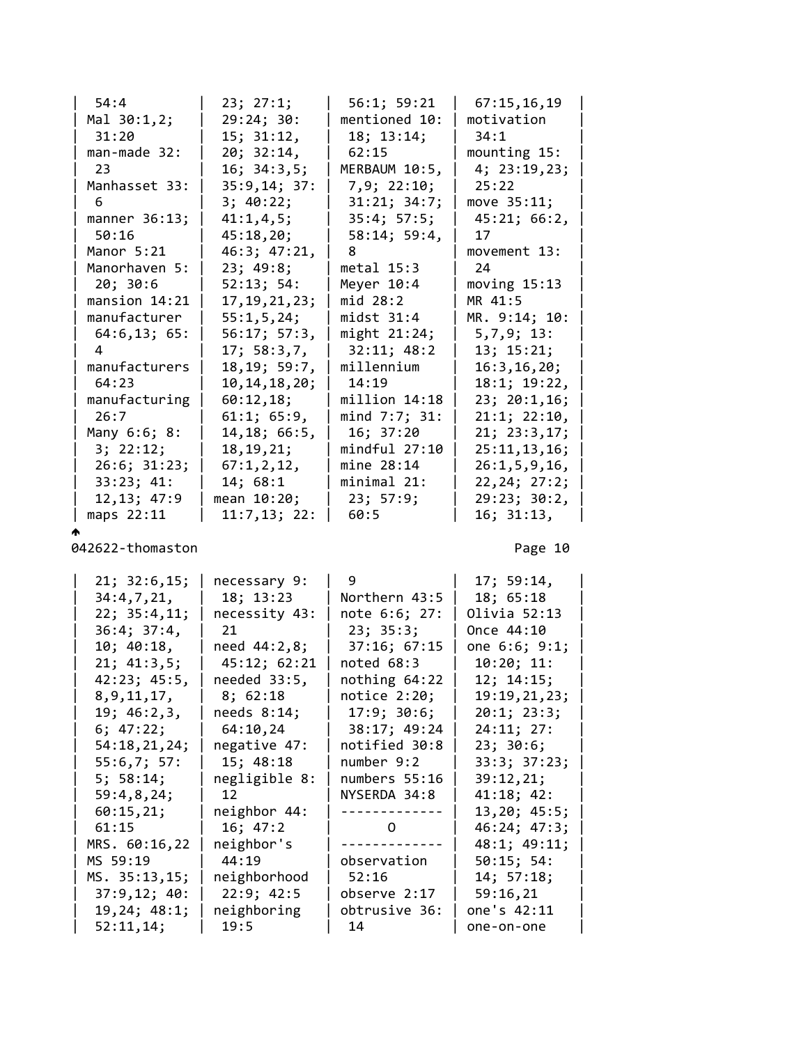54:4
Mal 30:1,2; 31:20
man-made 32:23
Manhasset 33:6
manner 36:13; 50:16
Manor 5:21
Manorhaven 5:20; 30:6
mansion 14:21
manufacturer 64:6,13; 65:4
manufacturers 64:23
manufacturing 26:7
Many 6:6; 8:3; 22:12; 26:6; 31:23; 33:23; 41:12,13; 47:9
maps 22:11

23; 27:1; 29:24; 30:15; 31:12,20; 32:14,16; 34:3,5; 35:9,14; 37:3; 40:22; 41:1,4,5; 45:18,20; 46:3; 47:21,23; 49:8; 52:13; 54:17,19,21,23; 55:1,5,24; 56:17; 57:3,17; 58:3,7,18,19; 59:7,10,14,18,20; 60:12,18; 61:1; 65:9,14,18; 66:5,18,19,21; 67:1,2,12,14; 68:1
mean 10:20; 11:7,13; 22:

56:1; 59:21
mentioned 10:18; 13:14; 62:15
MERBAUM 10:5,7,9; 22:10; 31:21; 34:7; 35:4; 57:5; 58:14; 59:4,8
metal 15:3
Meyer 10:4
mid 28:2
midst 31:4
might 21:24; 32:11; 48:2
millennium 14:19
million 14:18
mind 7:7; 31:16; 37:20
mindful 27:10
mine 28:14
minimal 21:23; 57:9; 60:5

67:15,16,19
motivation 34:1
mounting 15:4; 23:19,23; 25:22
move 35:11; 45:21; 66:2,17
movement 13:24
moving 15:13
MR 41:5
MR. 9:14; 10:5,7,9; 13:13; 15:21; 16:3,16,20; 18:1; 19:22,23; 20:1,16; 21:1; 22:10,21; 23:3,17; 25:11,13,16; 26:1,5,9,16,22,24; 27:2; 29:23; 30:2,16; 31:13,

21; 32:6,15; 34:4,7,21,22; 35:4,11; 36:4; 37:4,10; 40:18,21; 41:3,5; 42:23; 45:5,8,9,11,17,19; 46:2,3,6; 47:22; 54:18,21,24; 55:6,7; 57:5; 58:14; 59:4,8,24; 60:15,21; 61:15
MRS. 60:16,22
MS 59:19
MS. 35:13,15; 37:9,12; 40:19,24; 48:1; 52:11,14;

necessary 9:18; 13:23
necessity 43:21
need 44:2,8; 45:12; 62:21
needed 33:5,8; 62:18
needs 8:14; 64:10,24
negative 47:15; 48:18
negligible 8:12
neighbor 44:16; 47:2
neighbor's 44:19
neighborhood 22:9; 42:5
neighboring 19:5

9
Northern 43:5
note 6:6; 27:23; 35:3; 37:16; 67:15
noted 68:3
nothing 64:22
notice 2:20; 17:9; 30:6; 38:17; 49:24
notified 30:8
number 9:2
numbers 55:16
NYSERDA 34:8

O

observation 52:16
observe 2:17
obtrusive 36:14

17; 59:14,18; 65:18
Olivia 52:13
Once 44:10
one 6:6; 9:1; 10:20; 11:12; 14:15; 19:19,21,23; 20:1; 23:3; 24:11; 27:23; 30:6; 33:3; 37:23; 39:12,21; 41:18; 42:13,20; 45:5; 46:24; 47:3; 48:1; 49:11; 50:15; 54:14; 57:18; 59:16,21
one's 42:11
one-on-one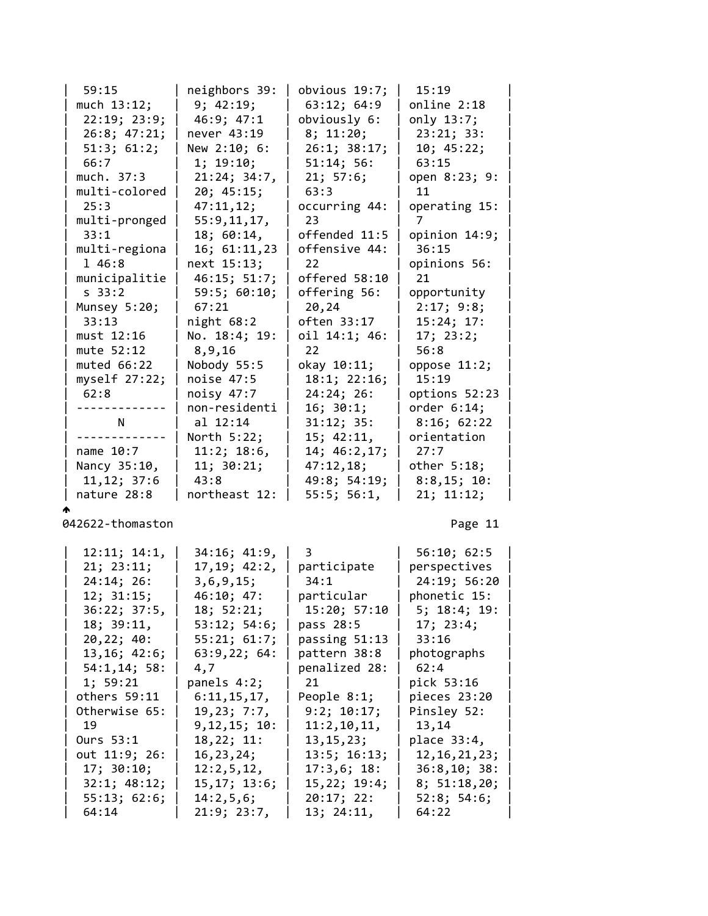59:15
much 13:12; 22:19; 23:9; 26:8; 47:21; 51:3; 61:2; 66:7
much. 37:3
multi-colored 25:3
multi-pronged 33:1
multi-regional 46:8
municipalities 33:2
Munsey 5:20; 33:13
must 12:16
mute 52:12
muted 66:22
myself 27:22; 62:8

N

name 10:7
Nancy 35:10, 11,12; 37:6
nature 28:8
neighbors 39:9; 42:19; 46:9; 47:1
never 43:19
New 2:10; 6:1; 19:10; 21:24; 34:7, 20; 45:15; 47:11,12; 55:9,11,17, 18; 60:14, 16; 61:11,23
next 15:13; 46:15; 51:7; 59:5; 60:10; 67:21
night 68:2
No. 18:4; 19:8,9,16
Nobody 55:5
noise 47:5
noisy 47:7
non-residential 12:14
North 5:22; 11:2; 18:6, 11; 30:21; 43:8
northeast 12:3
obvious 19:7; 63:12; 64:9
obviously 6:8; 11:20; 26:1; 38:17; 51:14; 56:21; 57:6; 63:3
occurring 44:23
offended 11:5
offensive 44:22
offered 58:10
offering 56:20,24
often 33:17
oil 14:1; 46:22
okay 10:11; 18:1; 22:16; 24:24; 26:16; 30:1; 31:12; 35:15; 42:11, 14; 46:2,17; 47:12,18; 49:8; 54:19; 55:5; 56:1, 15:19
online 2:18
only 13:7; 23:21; 33:10; 45:22; 63:15
open 8:23; 9:11
operating 15:7
opinion 14:9; 36:15
opinions 56:21
opportunity 2:17; 9:8; 15:24; 17:17; 23:2; 56:8
oppose 11:2; 15:19
options 52:23
order 6:14; 8:16; 62:22
orientation 27:7
other 5:18; 8:8,15; 10:21; 11:12;

---

12:11; 14:1, 21; 23:11; 24:14; 26:12; 31:15; 36:22; 37:5, 18; 39:11, 20,22; 40:13,16; 42:6; 54:1,14; 58:1; 59:21
others 59:11
Otherwise 65:19
Ours 53:1
out 11:9; 26:17; 30:10; 32:1; 48:12; 55:13; 62:6; 64:14
34:16; 41:9, 17,19; 42:2, 3,6,9,15; 46:10; 47:18; 52:21; 53:12; 54:6; 55:21; 61:7; 63:9,22; 64:4,7
panels 4:2; 6:11,15,17, 19,23; 7:7, 9,12,15; 10:18,22; 11:16,23,24; 12:2,5,12, 15,17; 13:6; 14:2,5,6; 21:9; 23:7,
3
participate 34:1
particular 15:20; 57:10
pass 28:5
passing 51:13
pattern 38:8
penalized 28:21
People 8:1; 9:2; 10:17; 11:2,10,11, 13,15,23; 13:5; 16:13; 17:3,6; 18:15,22; 19:4; 20:17; 22:13; 24:11,
56:10; 62:5
perspectives 24:19; 56:20
phonetic 15:5; 18:4; 19:17; 23:4; 33:16
photographs 62:4
pick 53:16
pieces 23:20
Pinsley 52:13,14
place 33:4, 12,16,21,23; 36:8,10; 38:8; 51:18,20; 52:8; 54:6; 64:22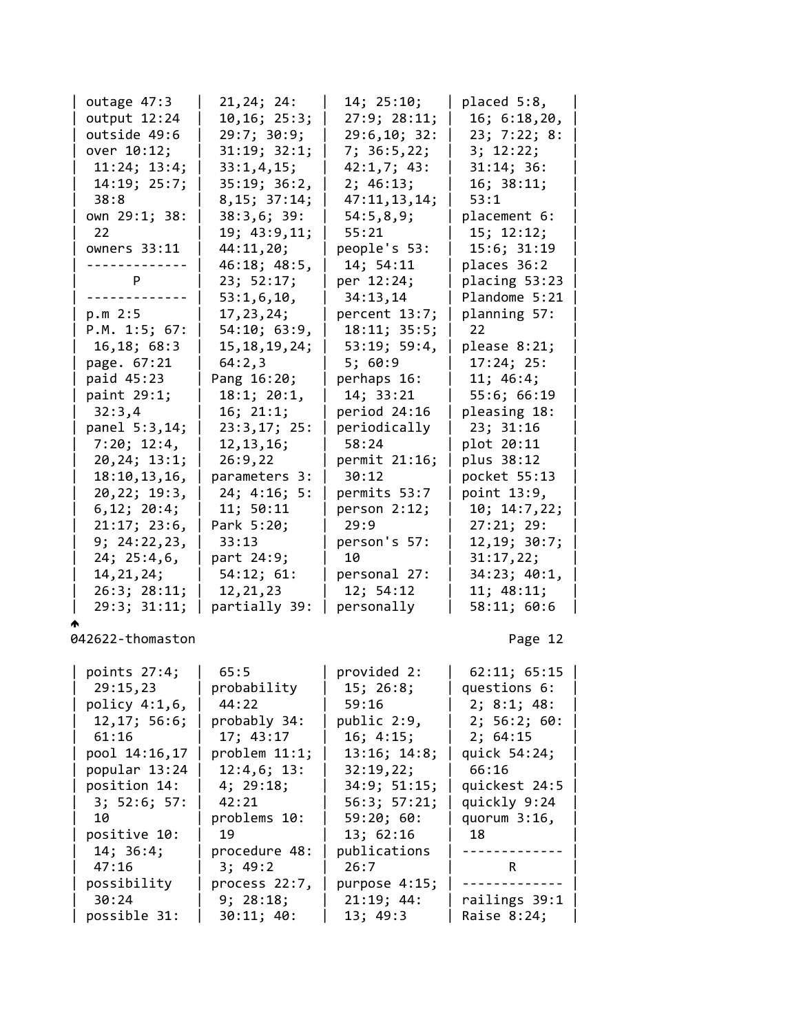outage 47:3
output 12:24
outside 49:6
over 10:12; 11:24; 13:4; 14:19; 25:7; 38:8
own 29:1; 38:22
owners 33:11

P

p.m 2:5
P.M. 1:5; 67:16,18; 68:3
page. 67:21
paid 45:23
paint 29:1; 32:3,4
panel 5:3,14; 7:20; 12:4, 20,24; 13:1; 18:10,13,16, 20,22; 19:3, 6,12; 20:4; 21:17; 23:6, 9; 24:22,23, 24; 25:4,6, 14,21,24; 26:3; 28:11; 29:3; 31:11; 21,24; 24:10,16; 25:3; 29:7; 30:9; 31:19; 32:1; 33:1,4,15; 35:19; 36:2, 8,15; 37:14; 38:3,6; 39:19; 43:9,11; 44:11,20; 46:18; 48:5, 23; 52:17; 53:1,6,10, 17,23,24; 54:10; 63:9, 15,18,19,24; 64:2,3
Pang 16:20; 18:1; 20:1, 16; 21:1; 23:3,17; 25:12,13,16; 26:9,22
parameters 3:24; 4:16; 5:11; 50:11
Park 5:20; 33:13
part 24:9; 54:12; 61:12,21,23
partially 39:14; 25:10; 27:9; 28:11; 29:6,10; 32:7; 36:5,22; 42:1,7; 43:2; 46:13; 47:11,13,14; 54:5,8,9; 55:21
people's 53:14; 54:11
per 12:24; 34:13,14
percent 13:7; 18:11; 35:5; 53:19; 59:4, 5; 60:9
perhaps 16:14; 33:21
period 24:16
periodically 58:24
permit 21:16; 30:12
permits 53:7
person 2:12; 29:9
person's 57:10
personal 27:12; 54:12
personally
placed 5:8, 16; 6:18,20, 23; 7:22; 8:3; 12:22; 31:14; 36:16; 38:11; 53:1
placement 6:15; 12:12; 15:6; 31:19
places 36:2
placing 53:23
Plandome 5:21
planning 57:22
please 8:21; 17:24; 25:11; 46:4; 55:6; 66:19
pleasing 18:23; 31:16
plot 20:11
plus 38:12
pocket 55:13
point 13:9, 10; 14:7,22; 27:21; 29:12,19; 30:7; 31:17,22; 34:23; 40:1, 11; 48:11; 58:11; 60:6

points 27:4; 29:15,23
policy 4:1,6, 12,17; 56:6; 61:16
pool 14:16,17
popular 13:24
position 14:3; 52:6; 57:10
positive 10:14; 36:4; 47:16
possibility 30:24
possible 31:65:5
probability 44:22
probably 34:17; 43:17
problem 11:1; 12:4,6; 13:4; 29:18; 42:21
problems 10:19
procedure 48:3; 49:2
process 22:7, 9; 28:18; 30:11; 40:
provided 2:15; 26:8; 59:16
public 2:9, 16; 4:15; 13:16; 14:8; 32:19,22; 34:9; 51:15; 56:3; 57:21; 59:20; 60:13; 62:16
publications 26:7
purpose 4:15; 21:19; 44:13; 49:3
62:11; 65:15
questions 6:2; 8:1; 48:2; 56:2; 60:2; 64:15
quick 54:24; 66:16
quickest 24:5
quickly 9:24
quorum 3:16, 18

R

railings 39:1
Raise 8:24;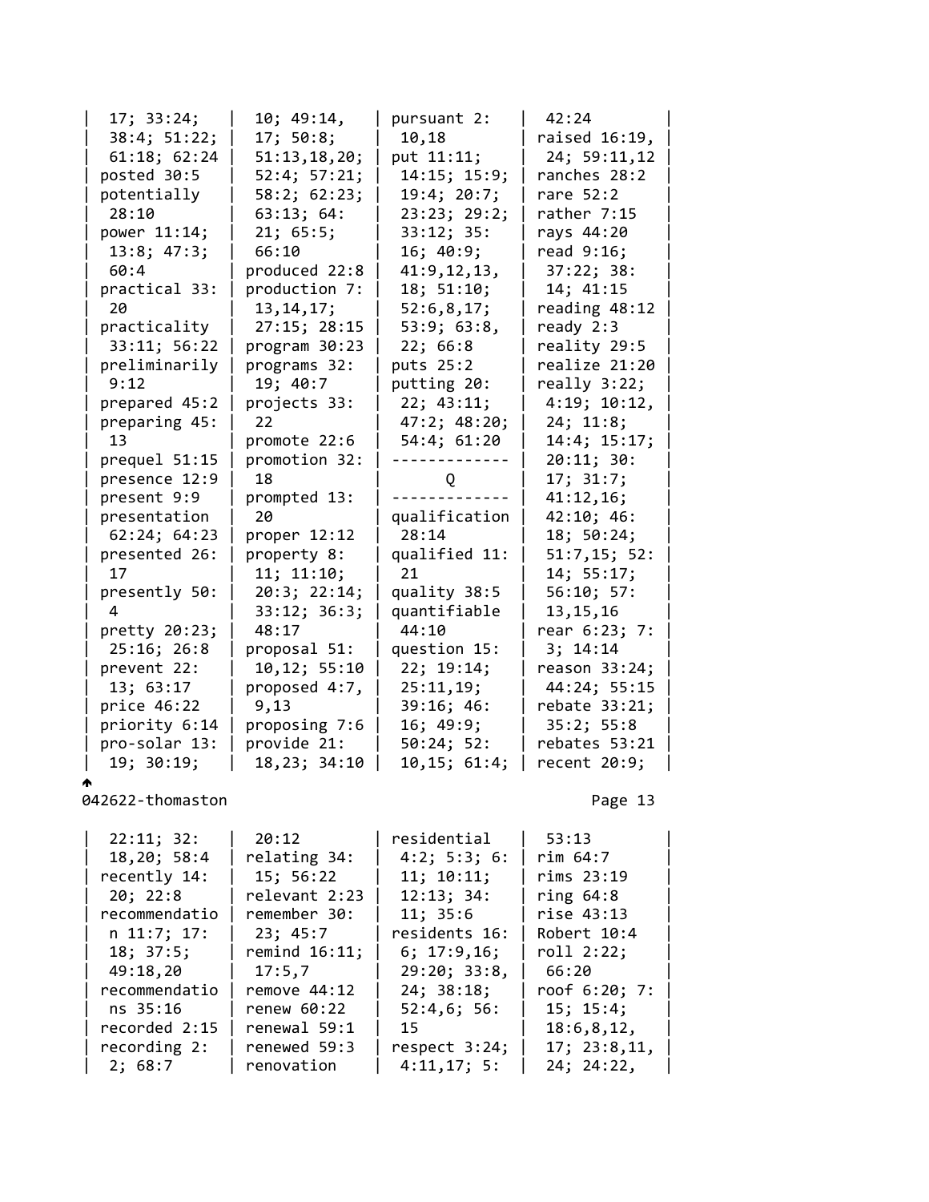17; 33:24; 38:4; 51:22; 61:18; 62:24
posted 30:5
potentially 28:10
power 11:14; 13:8; 47:3; 60:4
practical 33:20
practicality 33:11; 56:22
preliminarily 9:12
prepared 45:2
preparing 45:13
prequel 51:15
presence 12:9
present 9:9
presentation 62:24; 64:23
presented 26:17
presently 50:4
pretty 20:23; 25:16; 26:8
prevent 22:13; 63:17
price 46:22
priority 6:14
pro-solar 13:19; 30:19;
10; 49:14, 17; 50:8; 51:13,18,20; 52:4; 57:21; 58:2; 62:23; 63:13; 64:21; 65:5; 66:10
produced 22:8
production 7:13,14,17; 27:15; 28:15
program 30:23
programs 32:19; 40:7
projects 33:22
promote 22:6
promotion 32:18
prompted 13:20
proper 12:12
property 8:11; 11:10; 20:3; 22:14; 33:12; 36:3; 48:17
proposal 51:10,12; 55:10
proposed 4:7, 9,13
proposing 7:6
provide 21:18,23; 34:10
pursuant 2:10,18
put 11:11; 14:15; 15:9; 19:4; 20:7; 23:23; 29:2; 33:12; 35:16; 40:9; 41:9,12,13, 18; 51:10; 52:6,8,17; 53:9; 63:8, 22; 66:8
puts 25:2
putting 20:22; 43:11; 47:2; 48:20; 54:4; 61:20

Q

qualification 28:14
qualified 11:21
quality 38:5
quantifiable 44:10
question 15:22; 19:14; 25:11,19; 39:16; 46:16; 49:9; 50:24; 52:10,15; 61:4;
42:24
raised 16:19, 24; 59:11,12
ranches 28:2
rare 52:2
rather 7:15
rays 44:20
read 9:16; 37:22; 38:14; 41:15
reading 48:12
ready 2:3
reality 29:5
realize 21:20
really 3:22; 4:19; 10:12, 24; 11:8; 14:4; 15:17; 20:11; 30:17; 31:7; 41:12,16; 42:10; 46:18; 50:24; 51:7,15; 52:14; 55:17; 56:10; 57:13,15,16
rear 6:23; 7:3; 14:14
reason 33:24; 44:24; 55:15
rebate 33:21; 35:2; 55:8
rebates 53:21
recent 20:9;

22:11; 32:18,20; 58:4
recently 14:20; 22:8
recommendation 11:7; 17:18; 37:5; 49:18,20
recommendations 35:16
recorded 2:15
recording 2:2; 68:7
20:12
relating 34:15; 56:22
relevant 2:23
remember 30:23; 45:7
remind 16:11; 17:5,7
remove 44:12
renew 60:22
renewal 59:1
renewed 59:3
renovation
residential 4:2; 5:3; 6:11; 10:11; 12:13; 34:11; 35:6
residents 16:6; 17:9,16; 29:20; 33:8, 24; 38:18; 52:4,6; 56:15
respect 3:24; 4:11,17; 5:
53:13
rim 64:7
rims 23:19
ring 64:8
rise 43:13
Robert 10:4
roll 2:22; 66:20
roof 6:20; 7:15; 15:4; 18:6,8,12, 17; 23:8,11, 24; 24:22,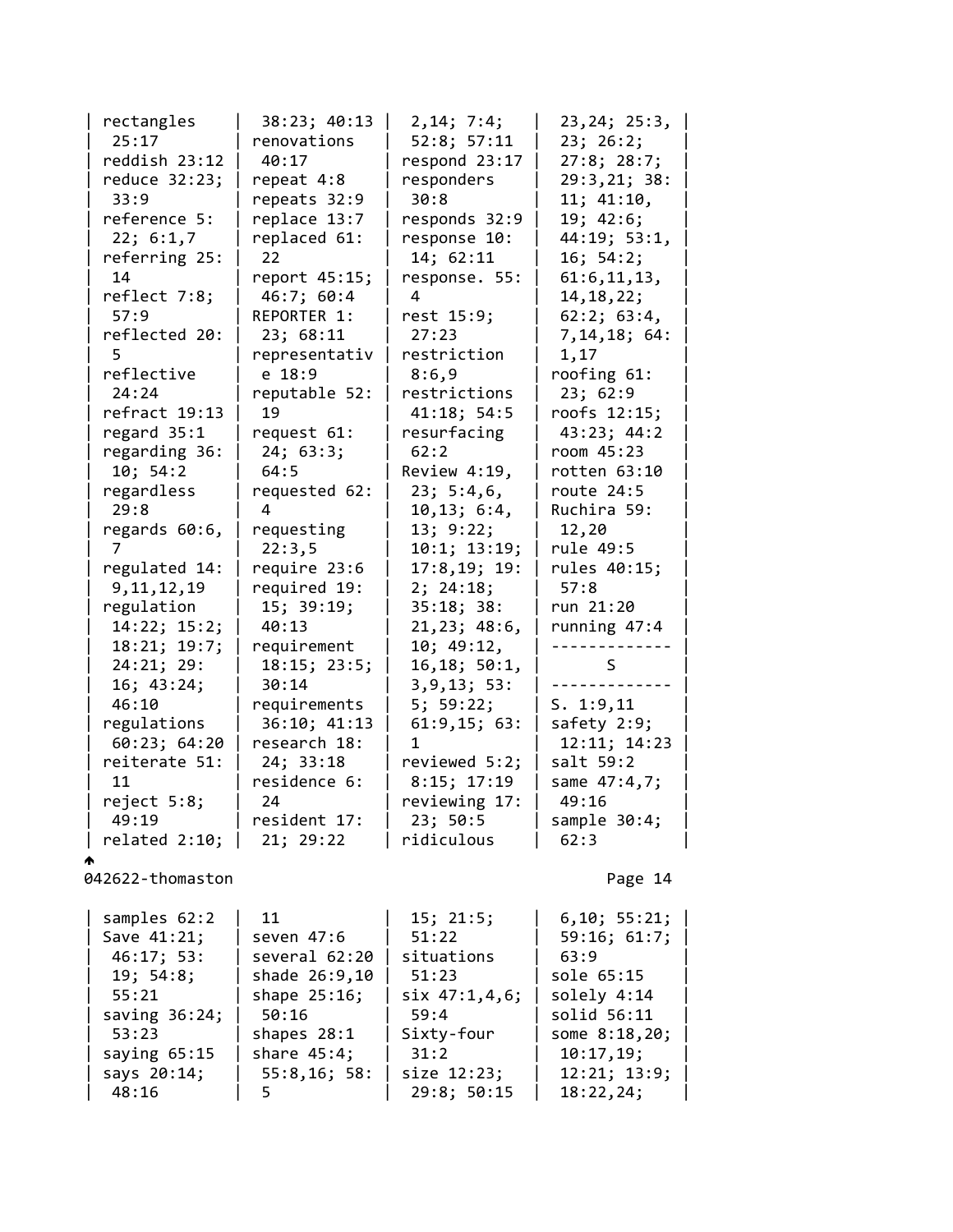rectangles 25:17
reddish 23:12
reduce 32:23; 33:9
reference 5:22; 6:1,7
referring 25:14
reflect 7:8; 57:9
reflected 20:5
reflective 24:24
refract 19:13
regard 35:1
regarding 36:10; 54:2
regardless 29:8
regards 60:6,7
regulated 14:9,11,12,19
regulation 14:22; 15:2; 18:21; 19:7; 24:21; 29:16; 43:24; 46:10
regulations 60:23; 64:20
reiterate 51:11
reject 5:8; 49:19
related 2:10; 38:23; 40:13
renovations 40:17
repeat 4:8
repeats 32:9
replace 13:7
replaced 61:22
report 45:15; 46:7; 60:4
REPORTER 1:23; 68:11
representative 18:9
reputable 52:19
request 61:24; 63:3; 64:5
requested 62:4
requesting 22:3,5
require 23:6
required 19:15; 39:19; 40:13
requirement 18:15; 23:5; 30:14
requirements 36:10; 41:13
research 18:24; 33:18
residence 6:24
resident 17:21; 29:22
2,14; 7:4; 52:8; 57:11
respond 23:17
responders 30:8
responds 32:9
response 10:14; 62:11
response. 55:4
rest 15:9; 27:23
restriction 8:6,9
restrictions 41:18; 54:5
resurfacing 62:2
Review 4:19,23; 5:4,6,10,13; 6:4,13; 9:22; 10:1; 13:19; 17:8,19; 19:2; 24:18; 35:18; 38:21,23; 48:6,10; 49:12,16,18; 50:1,3,9,13; 53:5; 59:22; 61:9,15; 63:1
reviewed 5:2; 8:15; 17:19
reviewing 17:23; 50:5
ridiculous 23,24; 25:3,23; 26:2; 27:8; 28:7; 29:3,21; 38:11; 41:10,19; 42:6; 44:19; 53:1,16; 54:2; 61:6,11,13,14,18,22; 62:2; 63:4,7,14,18; 64:1,17
roofing 61:23; 62:9
roofs 12:15; 43:23; 44:2
room 45:23
rotten 63:10
route 24:5
Ruchira 59:12,20
rule 49:5
rules 40:15; 57:8
run 21:20
running 47:4

## S

S. 1:9,11
safety 2:9; 12:11; 14:23
salt 59:2
same 47:4,7; 49:16
sample 30:4; 62:3
samples 62:2
Save 41:21; 46:17; 53:19; 54:8; 55:21
saving 36:24; 53:23
saying 65:15
says 20:14; 48:16
11
seven 47:6
several 62:20
shade 26:9,10
shape 25:16; 50:16
shapes 28:1
share 45:4; 55:8,16; 58:5
15; 21:5; 51:22
situations 51:23
six 47:1,4,6; 59:4
Sixty-four 31:2
size 12:23; 29:8; 50:15
6,10; 55:21; 59:16; 61:7; 63:9
sole 65:15
solely 4:14
solid 56:11
some 8:18,20; 10:17,19; 12:21; 13:9; 18:22,24;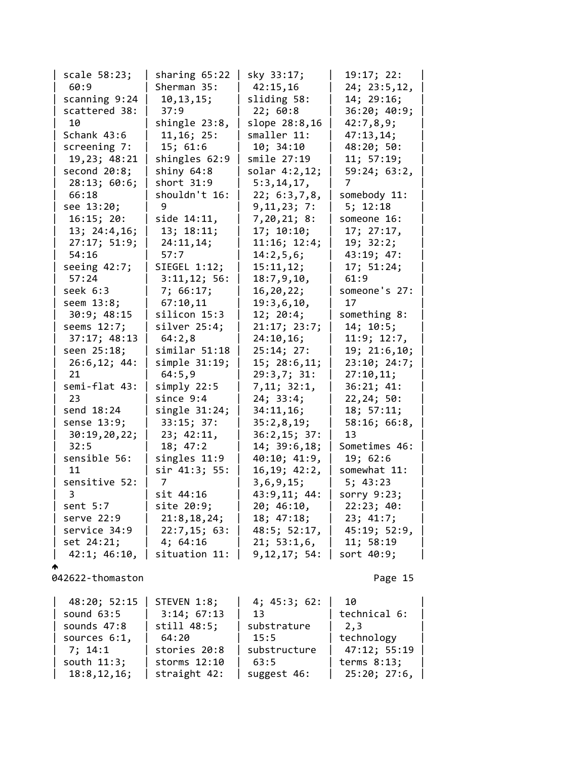scale 58:23; 60:9
scanning 9:24
scattered 38:10
Schank 43:6
screening 7:19,23; 48:21
second 20:8; 28:13; 60:6; 66:18
see 13:20; 16:15; 20:13; 24:4,16; 27:17; 51:9; 54:16
seeing 42:7; 57:24
seek 6:3
seem 13:8; 30:9; 48:15
seems 12:7; 37:17; 48:13
seen 25:18; 26:6,12; 44:21
semi-flat 43:23
send 18:24
sense 13:9; 30:19,20,22; 32:5
sensible 56:11
sensitive 52:3
sent 5:7
serve 22:9
service 34:9
set 24:21; 42:1; 46:10, 48:20; 52:15

sharing 65:22
Sherman 35:10,13,15; 37:9
shingle 23:8, 11,16; 25:15; 61:6
shingles 62:9
shiny 64:8
short 31:9
shouldn't 16:9
side 14:11, 13; 18:11; 24:11,14; 57:7
SIEGEL 1:12; 3:11,12; 56:7; 66:17; 67:10,11
silicon 15:3
silver 25:4; 64:2,8
similar 51:18
simple 31:19; 64:5,9
simply 22:5
since 9:4
single 31:24; 33:15; 37:23; 42:11, 18; 47:2
singles 11:9
sir 41:3; 55:7
sit 44:16
site 20:9; 21:8,18,24; 22:7,15; 63:4; 64:16
situation 11:4; 45:3; 62:13

sky 33:17; 42:15,16
sliding 58:22; 60:8
slope 28:8,16
smaller 11:10; 34:10
smile 27:19
solar 4:2,12; 5:3,14,17, 22; 6:3,7,8, 9,11,23; 7:7,20,21; 8:17; 10:10; 11:16; 12:4; 14:2,5,6; 15:11,12; 18:7,9,10, 16,20,22; 19:3,6,10, 12; 20:4; 21:17; 23:7; 24:10,16; 25:14; 27:15; 28:6,11; 29:3,7; 31:7,11; 32:1, 24; 33:4; 34:11,16; 35:2,8,19; 36:2,15; 37:14; 39:6,18; 40:10; 41:9, 16,19; 42:2, 3,6,9,15; 43:9,11; 44:20; 46:10, 18; 47:18; 48:5; 52:17, 21; 53:1,6, 9,12,17; 54:19:17; 22:24; 23:5,12, 14; 29:16; 36:20; 40:9; 42:7,8,9; 47:13,14; 48:20; 50:11; 57:19; 59:24; 63:2,7

somebody 11:5; 12:18
someone 16:17; 27:17, 19; 32:2; 43:19; 47:17; 51:24; 61:9
someone's 27:17
something 8:14; 10:5; 11:9; 12:7, 19; 21:6,10; 23:10; 24:7; 27:10,11; 36:21; 41:22,24; 50:18; 57:11; 58:16; 66:8, 13
Sometimes 46:19; 62:6
somewhat 11:5; 43:23
sorry 9:23; 22:23; 40:23; 41:7; 45:19; 52:9, 11; 58:19
sort 40:9; 10

sound 63:5
sounds 47:8
sources 6:1, 7; 14:1
south 11:3; 18:8,12,16;

STEVEN 1:8; 3:14; 67:13
still 48:5; 64:20
stories 20:8
storms 12:10
straight 42:

substrature 15:5
substructure 63:5
suggest 46:

technical 6:2,3
technology 47:12; 55:19
terms 8:13; 25:20; 27:6,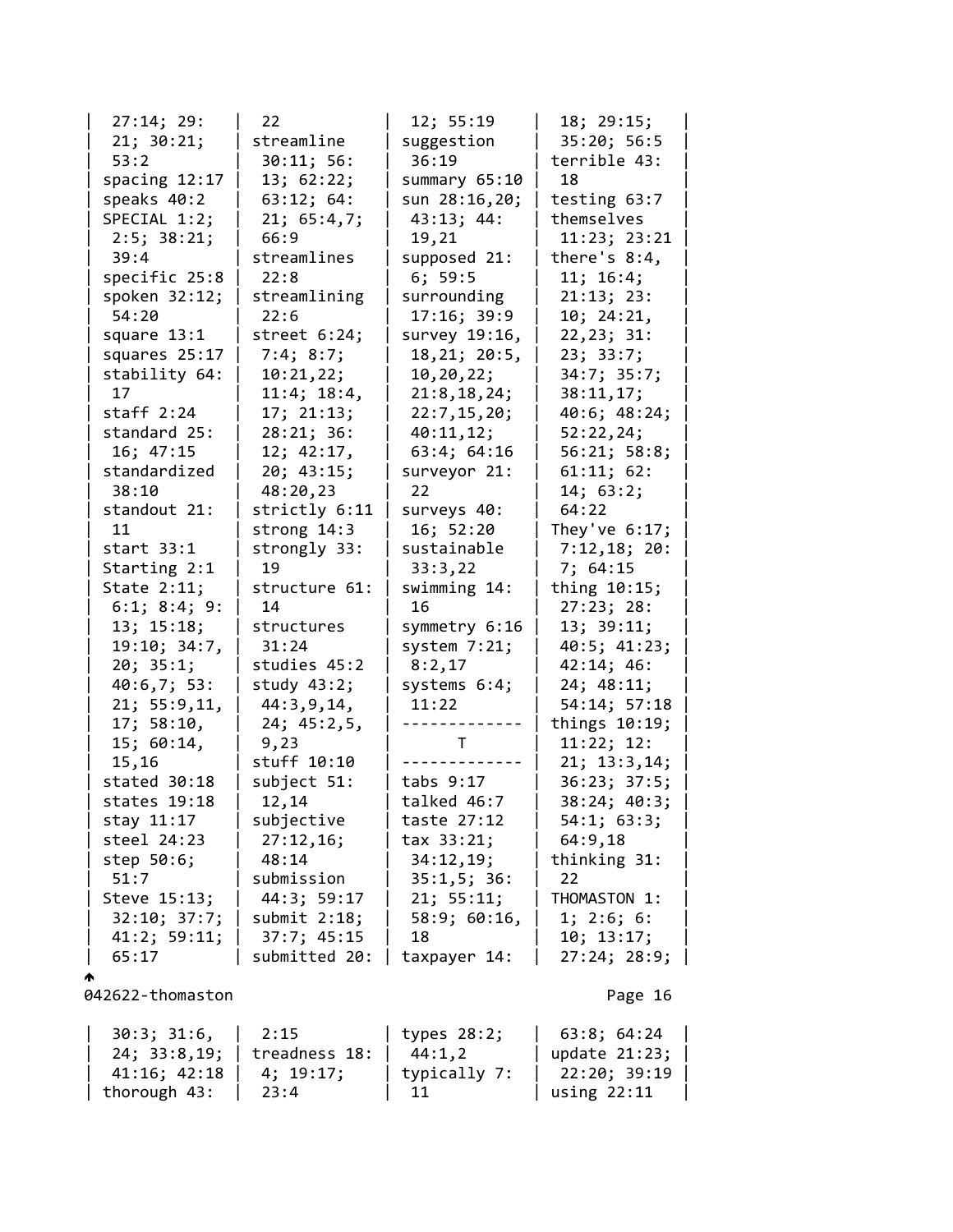27:14; 29:21; 30:21; 53:2
spacing 12:17
speaks 40:2
SPECIAL 1:2; 2:5; 38:21; 39:4
specific 25:8
spoken 32:12; 54:20
square 13:1
squares 25:17
stability 64:17
staff 2:24
standard 25:16; 47:15
standardized 38:10
standout 21:11
start 33:1
Starting 2:1
State 2:11; 6:1; 8:4; 9:13; 15:18; 19:10; 34:7, 20; 35:1; 40:6,7; 53:21; 55:9,11, 17; 58:10, 15; 60:14, 15,16
stated 30:18
states 19:18
stay 11:17
steel 24:23
step 50:6; 51:7
Steve 15:13; 32:10; 37:7; 41:2; 59:11; 65:17

22
streamline 30:11; 56:13; 62:22; 63:12; 64:21; 65:4,7; 66:9
streamlines 22:8
streamlining 22:6
street 6:24; 7:4; 8:7; 10:21,22; 11:4; 18:4, 17; 21:13; 28:21; 36:12; 42:17, 20; 43:15; 48:20,23
strictly 6:11
strong 14:3
strongly 33:19
structure 61:14
structures 31:24
studies 45:2
study 43:2; 44:3,9,14, 24; 45:2,5, 9,23
stuff 10:10
subject 51:12,14
subjective 27:12,16; 48:14
submission 44:3; 59:17
submit 2:18; 37:7; 45:15
submitted 20:

12; 55:19
suggestion 36:19
summary 65:10
sun 28:16,20; 43:13; 44:19,21
supposed 21:6; 59:5
surrounding 17:16; 39:9
survey 19:16, 18,21; 20:5, 10,20,22; 21:8,18,24; 22:7,15,20; 40:11,12; 63:4; 64:16
surveyor 21:22
surveys 40:16; 52:20
sustainable 33:3,22
swimming 14:16
symmetry 6:16
system 7:21; 8:2,17
systems 6:4; 11:22

T

tabs 9:17
talked 46:7
taste 27:12
tax 33:21; 34:12,19; 35:1,5; 36:21; 55:11; 58:9; 60:16, 18
taxpayer 14:

18; 29:15; 35:20; 56:5
terrible 43:18
testing 63:7
themselves 11:23; 23:21
there's 8:4, 11; 16:4; 21:13; 23:10; 24:21, 22,23; 31:23; 33:7; 34:7; 35:7; 38:11,17; 40:6; 48:24; 52:22,24; 56:21; 58:8; 61:11; 62:14; 63:2; 64:22
They've 6:17; 7:12,18; 20:7; 64:15
thing 10:15; 27:23; 28:13; 39:11; 40:5; 41:23; 42:14; 46:24; 48:11; 54:14; 57:18
things 10:19; 11:22; 12:21; 13:3,14; 36:23; 37:5; 38:24; 40:3; 54:1; 63:3; 64:9,18
thinking 31:22
THOMASTON 1:1; 2:6; 6:10; 13:17; 27:24; 28:9;

30:3; 31:6, 24; 33:8,19; 41:16; 42:18
thorough 43:

2:15
treadness 18:4; 19:17; 23:4

types 28:2; 44:1,2
typically 7:11

63:8; 64:24
update 21:23; 22:20; 39:19
using 22:11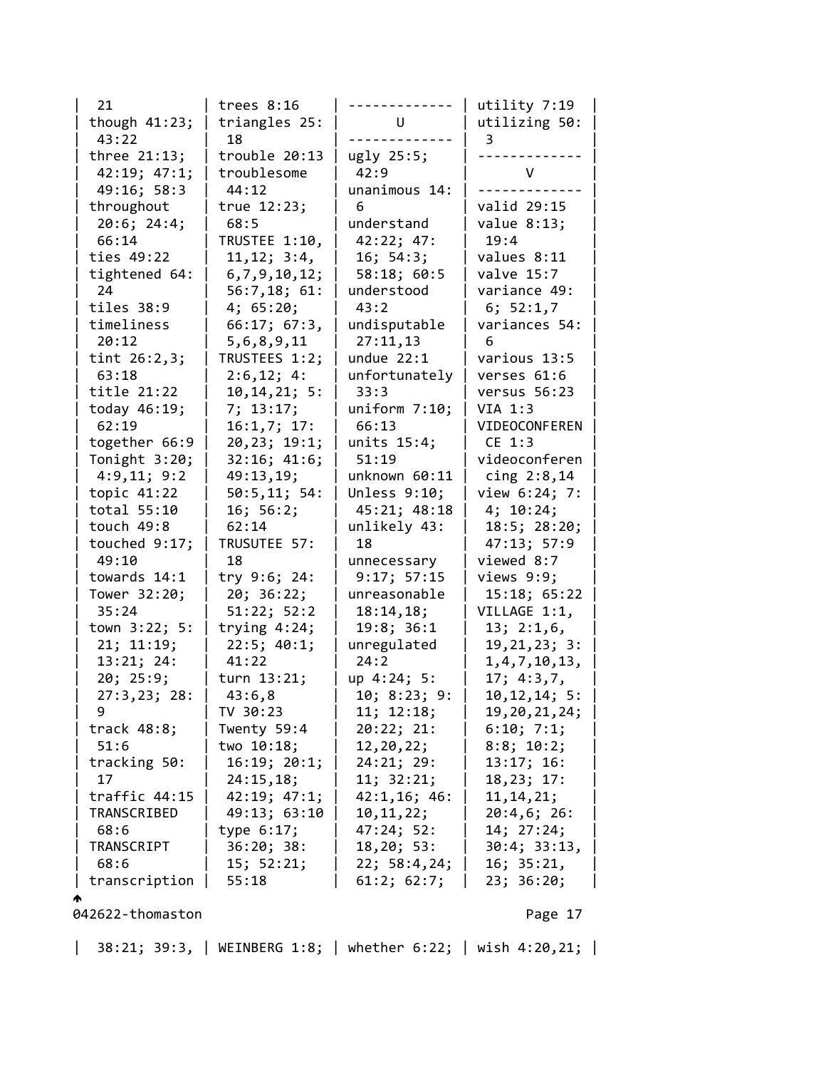21
though 41:23; 43:22
three 21:13; 42:19; 47:1; 49:16; 58:3
throughout 20:6; 24:4; 66:14
ties 49:22
tightened 64:24
tiles 38:9
timeliness 20:12
tint 26:2,3; 63:18
title 21:22
today 46:19; 62:19
together 66:9
Tonight 3:20; 4:9,11; 9:2
topic 41:22
total 55:10
touch 49:8
touched 9:17; 49:10
towards 14:1
Tower 32:20; 35:24
town 3:22; 5:21; 11:19; 13:21; 24:20; 25:9; 27:3,23; 28:9
track 48:8; 51:6
tracking 50:17
traffic 44:15
TRANSCRIBED 68:6
TRANSCRIPT 68:6
transcription

trees 8:16
triangles 25:18
trouble 20:13
troublesome 44:12
true 12:23; 68:5
TRUSTEE 1:10,11,12; 3:4,6,7,9,10,12; 56:7,18; 61:4; 65:20; 66:17; 67:3,5,6,8,9,11
TRUSTEES 1:2; 2:6,12; 4:10,14,21; 5:7; 13:17; 16:1,7; 17:20,23; 19:1; 32:16; 41:6; 49:13,19; 50:5,11; 54:16; 56:2; 62:14
TRUSUTEE 57:18
try 9:6; 24:20; 36:22; 51:22; 52:2
trying 4:24; 22:5; 40:1; 41:22
turn 13:21; 43:6,8
TV 30:23
Twenty 59:4
two 10:18; 16:19; 20:1; 24:15,18; 42:19; 47:1; 49:13; 63:10
type 6:17; 36:20; 38:15; 52:21; 55:18

## U

ugly 25:5; 42:9
unanimous 14:6
understand 42:22; 47:16; 54:3; 58:18; 60:5
understood 43:2
undisputable 27:11,13
undue 22:1
unfortunately 33:3
uniform 7:10; 66:13
units 15:4; 51:19
unknown 60:11
Unless 9:10; 45:21; 48:18
unlikely 43:18
unnecessary 9:17; 57:15
unreasonable 18:14,18; 19:8; 36:1
unregulated 24:2
up 4:24; 5:10; 8:23; 9:11; 12:18; 20:22; 21:12,20,22; 24:21; 29:11; 32:21; 42:1,16; 46:10,11,22; 47:24; 52:18,20; 53:22; 58:4,24; 61:2; 62:7;

utility 7:19
utilizing 50:3

## V

valid 29:15
value 8:13; 19:4
values 8:11
valve 15:7
variance 49:6; 52:1,7
variances 54:6
various 13:5
verses 61:6
versus 56:23
VIA 1:3
VIDEOCONFERENCE 1:3
videoconferencing 2:8,14
view 6:24; 7:4; 10:24; 18:5; 28:20; 47:13; 57:9
viewed 8:7
views 9:9; 15:18; 65:22
VILLAGE 1:1,13; 2:1,6,19,21,23; 3:1,4,7,10,13,17; 4:3,7,10,12,14; 5:19,20,21,24; 6:10; 7:1; 8:8; 10:2; 13:17; 16:18,23; 17:11,14,21; 20:4,6; 26:14; 27:24; 30:4; 33:13,16; 35:21,23; 36:20;

38:21; 39:3,

WEINBERG 1:8;

whether 6:22;

wish 4:20,21;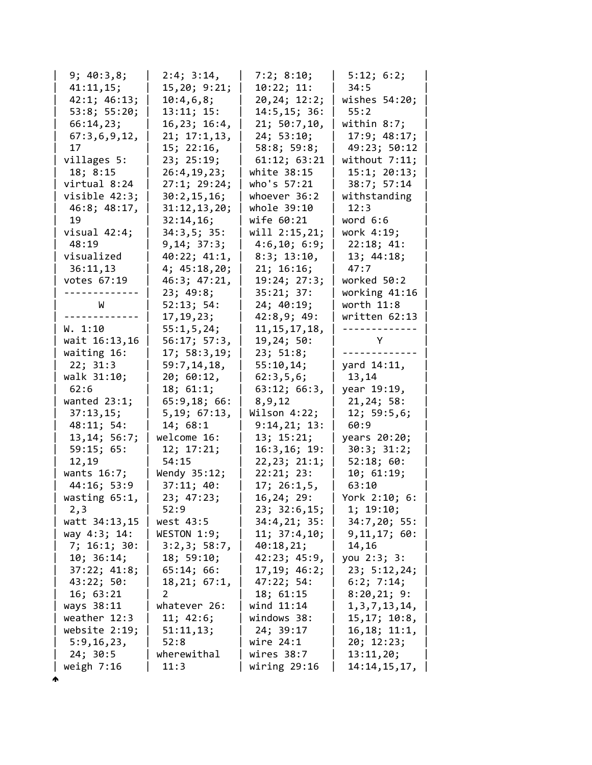9; 40:3,8; 41:11,15; 42:1; 46:13; 53:8; 55:20; 66:14,23; 67:3,6,9,12, 17

villages 5:18; 8:15

virtual 8:24

visible 42:3; 46:8; 48:17, 19

visual 42:4; 48:19

visualized 36:11,13

votes 67:19

## W

W. 1:10

wait 16:13,16

waiting 16:22; 31:3

walk 31:10; 62:6

wanted 23:1; 37:13,15; 48:11; 54:13,14; 56:7; 59:15; 65:12,19

wants 16:7; 44:16; 53:9

wasting 65:1, 2,3

watt 34:13,15

way 4:3; 14:7; 16:1; 30:10; 36:14; 37:22; 41:8; 43:22; 50:16; 63:21

ways 38:11

weather 12:3

website 2:19; 5:9,16,23, 24; 30:5

weigh 7:16

2:4; 3:14, 15,20; 9:21; 10:4,6,8; 13:11; 15:16,23; 16:4, 21; 17:1,13, 15; 22:16, 23; 25:19; 26:4,19,23; 27:1; 29:24; 30:2,15,16; 31:12,13,20; 32:14,16; 34:3,5; 35:9,14; 37:3; 40:22; 41:1, 4; 45:18,20; 46:3; 47:21, 23; 49:8; 52:13; 54:17,19,23; 55:1,5,24; 56:17; 57:3, 17; 58:3,19; 59:7,14,18, 20; 60:12, 18; 61:1; 65:9,18; 66:5,19; 67:13, 14; 68:1

welcome 16:12; 17:21; 54:15

Wendy 35:12; 37:11; 40:23; 47:23; 52:9

west 43:5

WESTON 1:9; 3:2,3; 58:7, 18; 59:10; 65:14; 66:18,21; 67:1, 2

whatever 26:11; 42:6; 51:11,13; 52:8

wherewithal 11:3

7:2; 8:10; 10:22; 11:20,24; 12:2; 14:5,15; 36:21; 50:7,10, 24; 53:10; 58:8; 59:8; 61:12; 63:21

white 38:15

who's 57:21

whoever 36:2

whole 39:10

wife 60:21

will 2:15,21; 4:6,10; 6:9; 8:3; 13:10, 21; 16:16; 19:24; 27:3; 35:21; 37:24; 40:19; 42:8,9; 49:11,15,17,18, 19,24; 50:23; 51:8; 55:10,14; 62:3,5,6; 63:12; 66:3, 8,9,12

Wilson 4:22; 9:14,21; 13:13; 15:21; 16:3,16; 19:22,23; 21:1; 22:21; 23:17; 26:1,5, 16,24; 29:23; 32:6,15; 34:4,21; 35:11; 37:4,10; 40:18,21; 42:23; 45:9, 17,19; 46:2; 47:22; 54:18; 61:15

wind 11:14

windows 38:24; 39:17

wire 24:1

wires 38:7

wiring 29:16

5:12; 6:2; 34:5

wishes 54:20; 55:2

within 8:7; 17:9; 48:17; 49:23; 50:12

without 7:11; 15:1; 20:13; 38:7; 57:14

withstanding 12:3

word 6:6

work 4:19; 22:18; 41:13; 44:18; 47:7

worked 50:2

working 41:16

worth 11:8

written 62:13

## Y

yard 14:11, 13,14

year 19:19, 21,24; 58:12; 59:5,6; 60:9

years 20:20; 30:3; 31:2; 52:18; 60:10; 61:19; 63:10

York 2:10; 6:1; 19:10; 34:7,20; 55:9,11,17; 60:14,16

you 2:3; 3:23; 5:12,24; 6:2; 7:14; 8:20,21; 9:1,3,7,13,14, 15,17; 10:8, 16,18; 11:1, 20; 12:23; 13:11,20; 14:14,15,17,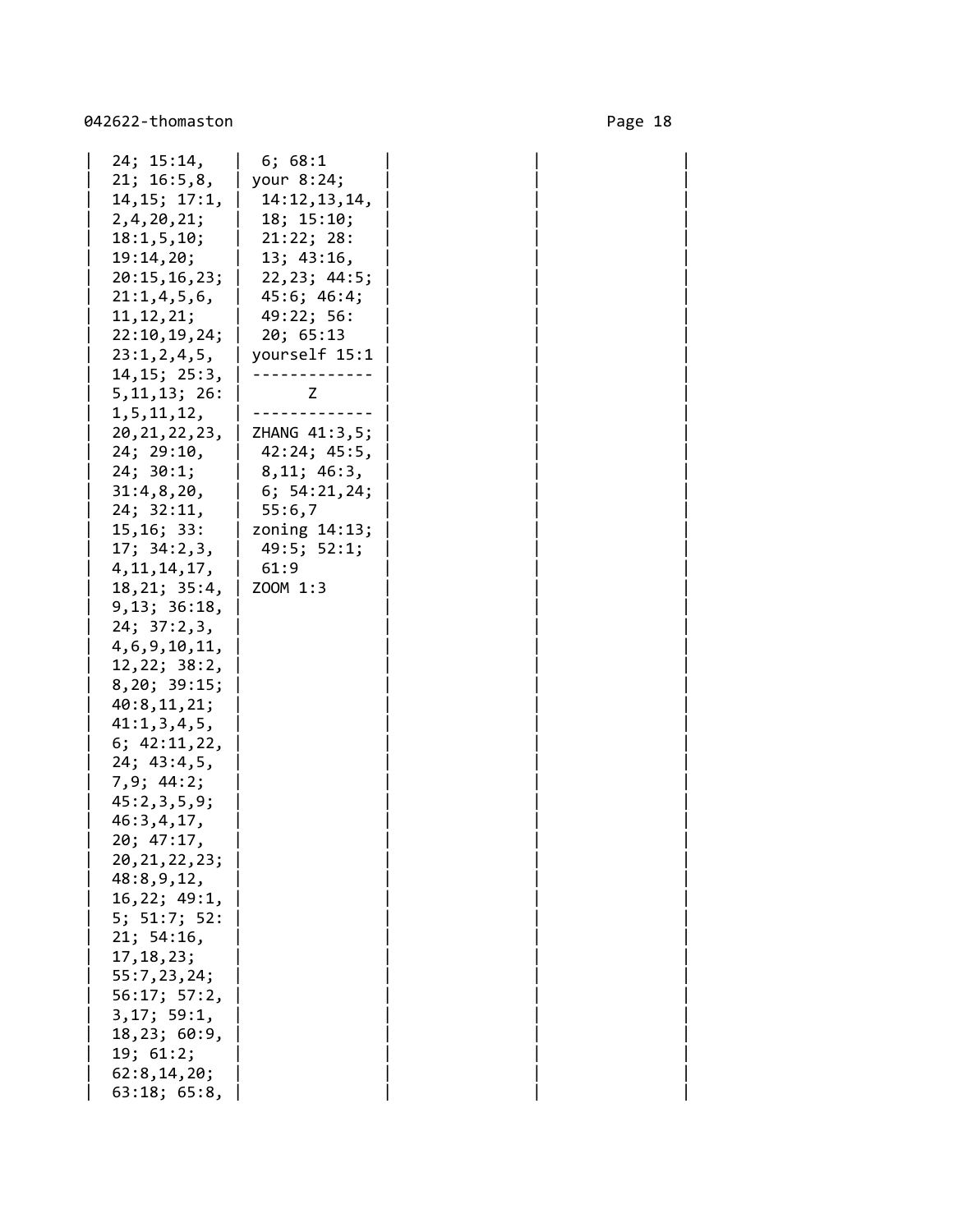24; 15:14,
21; 16:5,8,
14,15; 17:1,
2,4,20,21;
18:1,5,10;
19:14,20;
20:15,16,23;
21:1,4,5,6,
11,12,21;
22:10,19,24;
23:1,2,4,5,
14,15; 25:3,
5,11,13; 26:
1,5,11,12,
20,21,22,23,
24; 29:10,
24; 30:1;
31:4,8,20,
24; 32:11,
15,16; 33:
17; 34:2,3,
4,11,14,17,
18,21; 35:4,
9,13; 36:18,
24; 37:2,3,
4,6,9,10,11,
12,22; 38:2,
8,20; 39:15;
40:8,11,21;
41:1,3,4,5,
6; 42:11,22,
24; 43:4,5,
7,9; 44:2;
45:2,3,5,9;
46:3,4,17,
20; 47:17,
20,21,22,23;
48:8,9,12,
16,22; 49:1,
5; 51:7; 52:
21; 54:16,
17,18,23;
55:7,23,24;
56:17; 57:2,
3,17; 59:1,
18,23; 60:9,
19; 61:2;
62:8,14,20;
63:18; 65:8,
6; 68:1

your 8:24; 14:12,13,14, 18; 15:10; 21:22; 28:13; 43:16, 22,23; 44:5; 45:6; 46:4; 49:22; 56:20; 65:13

yourself 15:1

**Z**

ZHANG 41:3,5; 42:24; 45:5, 8,11; 46:3, 6; 54:21,24; 55:6,7

zoning 14:13; 49:5; 52:1; 61:9

ZOOM 1:3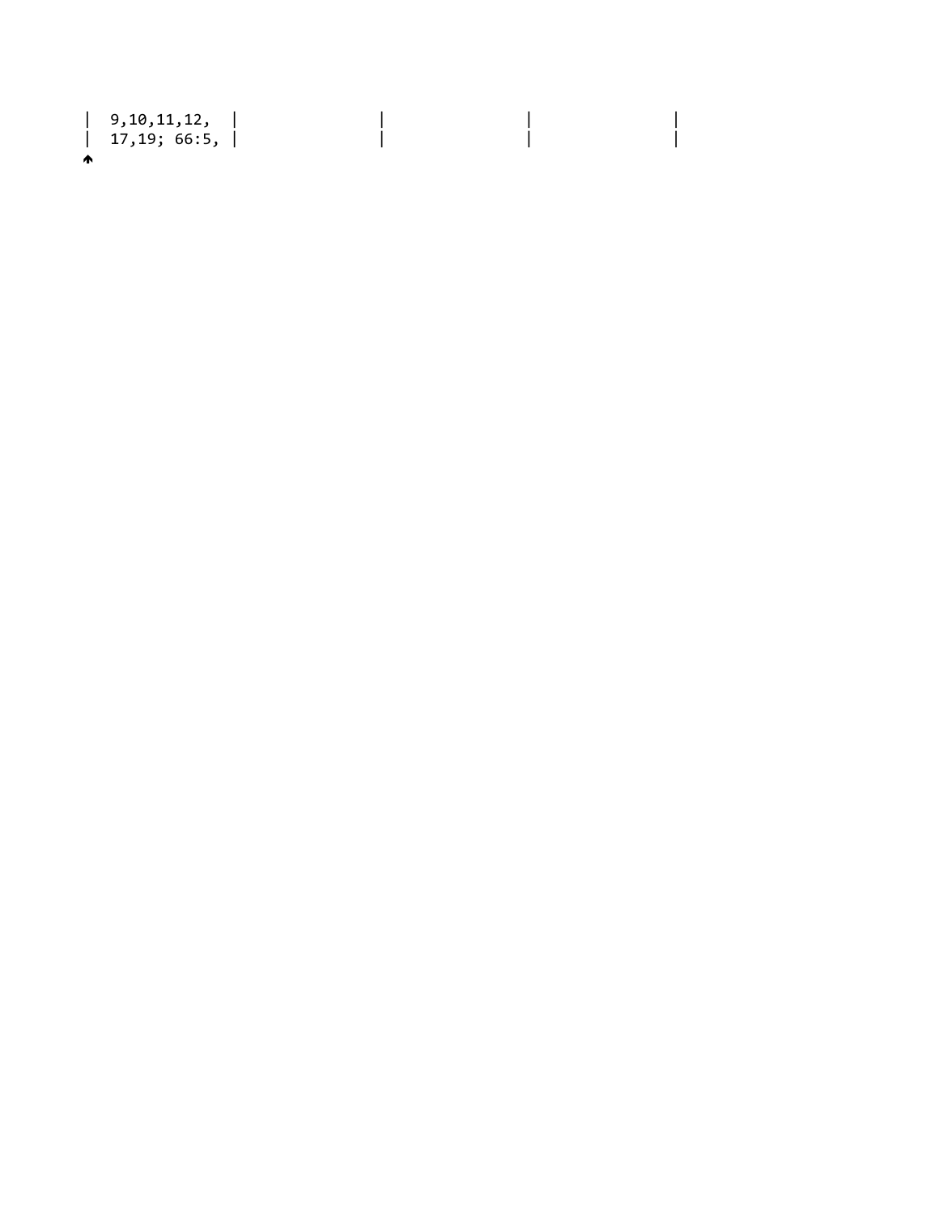| | | | | |
|---|---|---|---|---|
| 9,10,11,12, | | | | |
| 17,19; 66:5, | | | | |

🡅